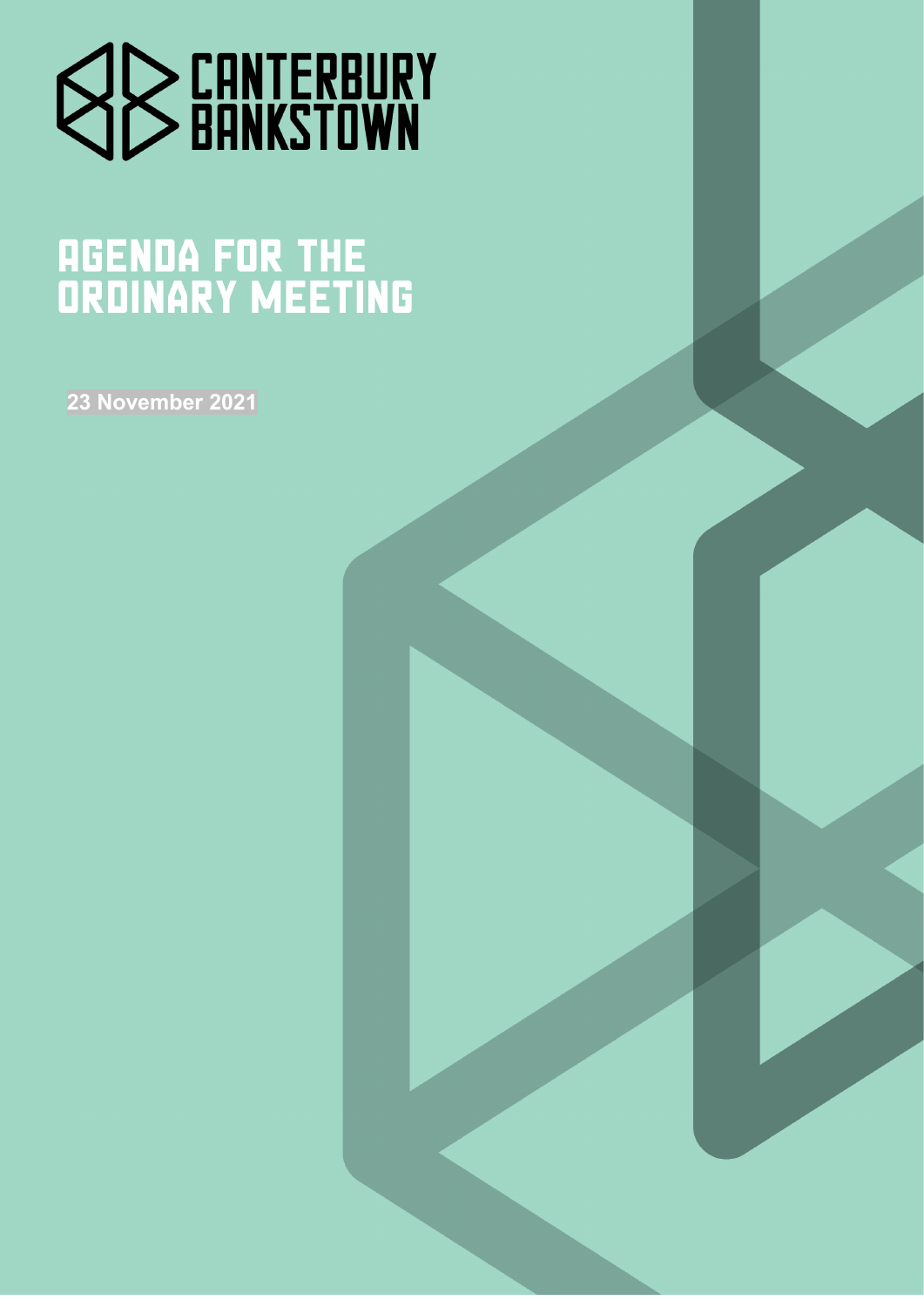CANTERBURY BANKSTOWN

# AGENDA FOR THE ORDINARY MEETING

**23 November 2021**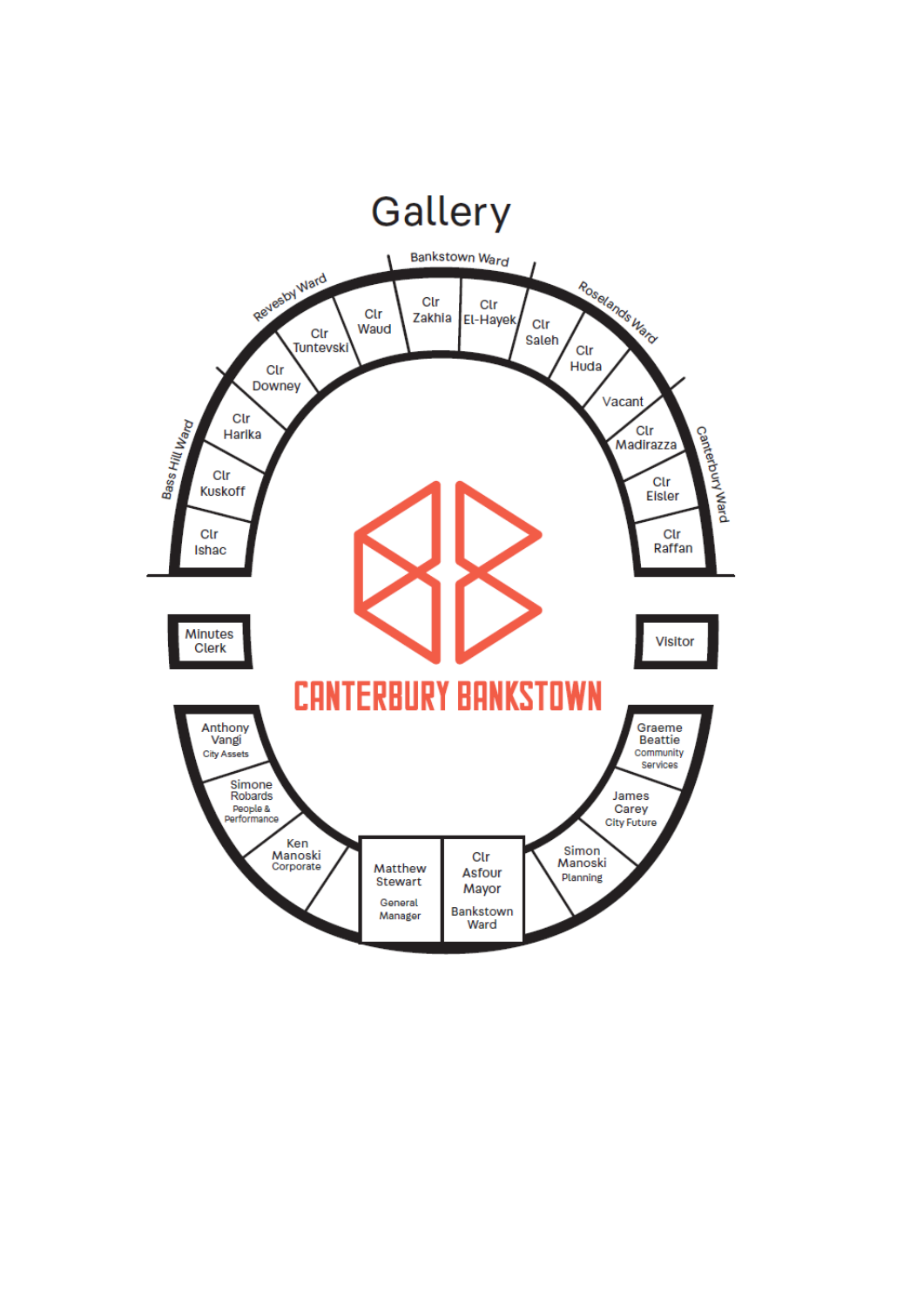# Gallery

**Bass Hill Ward**
- Clr Ishac
- Clr Kuskoff
- Clr Harika

**Revesby Ward**
- Clr Downey
- Clr Tuntevski
- Clr Waud

**Bankstown Ward**
- Clr Zakhia
- Clr El-Hayek

**Roselands Ward**
- Clr Saleh
- Clr Huda
- Vacant

**Canterbury Ward**
- Clr Madirazza
- Clr Eisler
- Clr Raffan

Minutes Clerk

Visitor

CANTERBURY BANKSTOWN

- Anthony Vangi – City Assets
- Simone Robards – People & Performance
- Ken Manoski – Corporate
- Matthew Stewart – General Manager
- Clr Asfour Mayor – Bankstown Ward
- Simon Manoski – Planning
- James Carey – City Future
- Graeme Beattie – Community Services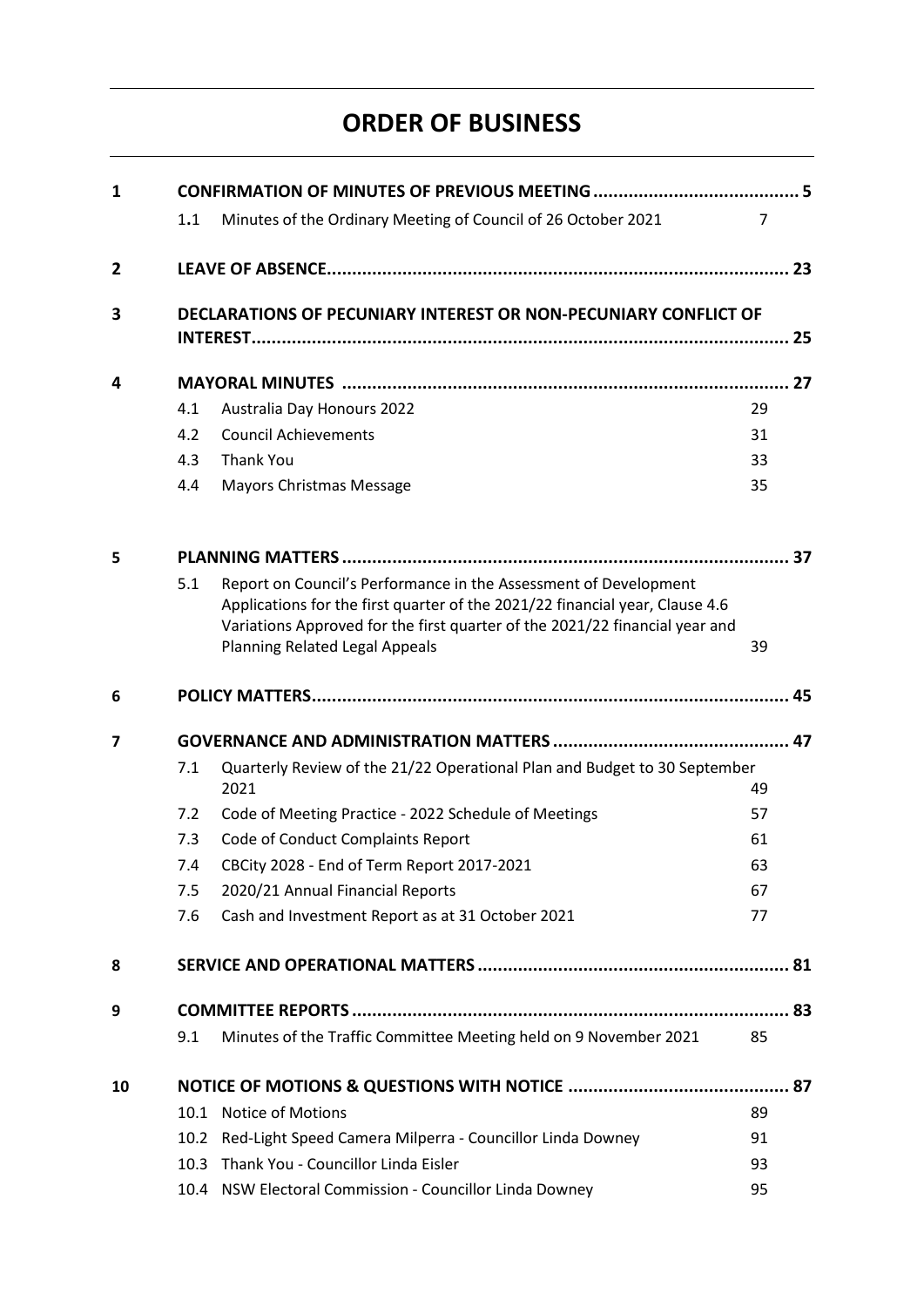# ORDER OF BUSINESS

| | | | |
|---|---|---|---|
| **1** | **CONFIRMATION OF MINUTES OF PREVIOUS MEETING** | | **5** |
| | 1.1 | Minutes of the Ordinary Meeting of Council of 26 October 2021 | 7 |
| **2** | **LEAVE OF ABSENCE** | | **23** |
| **3** | **DECLARATIONS OF PECUNIARY INTEREST OR NON-PECUNIARY CONFLICT OF INTEREST** | | **25** |
| **4** | **MAYORAL MINUTES** | | **27** |
| | 4.1 | Australia Day Honours 2022 | 29 |
| | 4.2 | Council Achievements | 31 |
| | 4.3 | Thank You | 33 |
| | 4.4 | Mayors Christmas Message | 35 |
| **5** | **PLANNING MATTERS** | | **37** |
| | 5.1 | Report on Council's Performance in the Assessment of Development Applications for the first quarter of the 2021/22 financial year, Clause 4.6 Variations Approved for the first quarter of the 2021/22 financial year and Planning Related Legal Appeals | 39 |
| **6** | **POLICY MATTERS** | | **45** |
| **7** | **GOVERNANCE AND ADMINISTRATION MATTERS** | | **47** |
| | 7.1 | Quarterly Review of the 21/22 Operational Plan and Budget to 30 September 2021 | 49 |
| | 7.2 | Code of Meeting Practice - 2022 Schedule of Meetings | 57 |
| | 7.3 | Code of Conduct Complaints Report | 61 |
| | 7.4 | CBCity 2028 - End of Term Report 2017-2021 | 63 |
| | 7.5 | 2020/21 Annual Financial Reports | 67 |
| | 7.6 | Cash and Investment Report as at 31 October 2021 | 77 |
| **8** | **SERVICE AND OPERATIONAL MATTERS** | | **81** |
| **9** | **COMMITTEE REPORTS** | | **83** |
| | 9.1 | Minutes of the Traffic Committee Meeting held on 9 November 2021 | 85 |
| **10** | **NOTICE OF MOTIONS & QUESTIONS WITH NOTICE** | | **87** |
| | 10.1 | Notice of Motions | 89 |
| | 10.2 | Red-Light Speed Camera Milperra - Councillor Linda Downey | 91 |
| | 10.3 | Thank You - Councillor Linda Eisler | 93 |
| | 10.4 | NSW Electoral Commission - Councillor Linda Downey | 95 |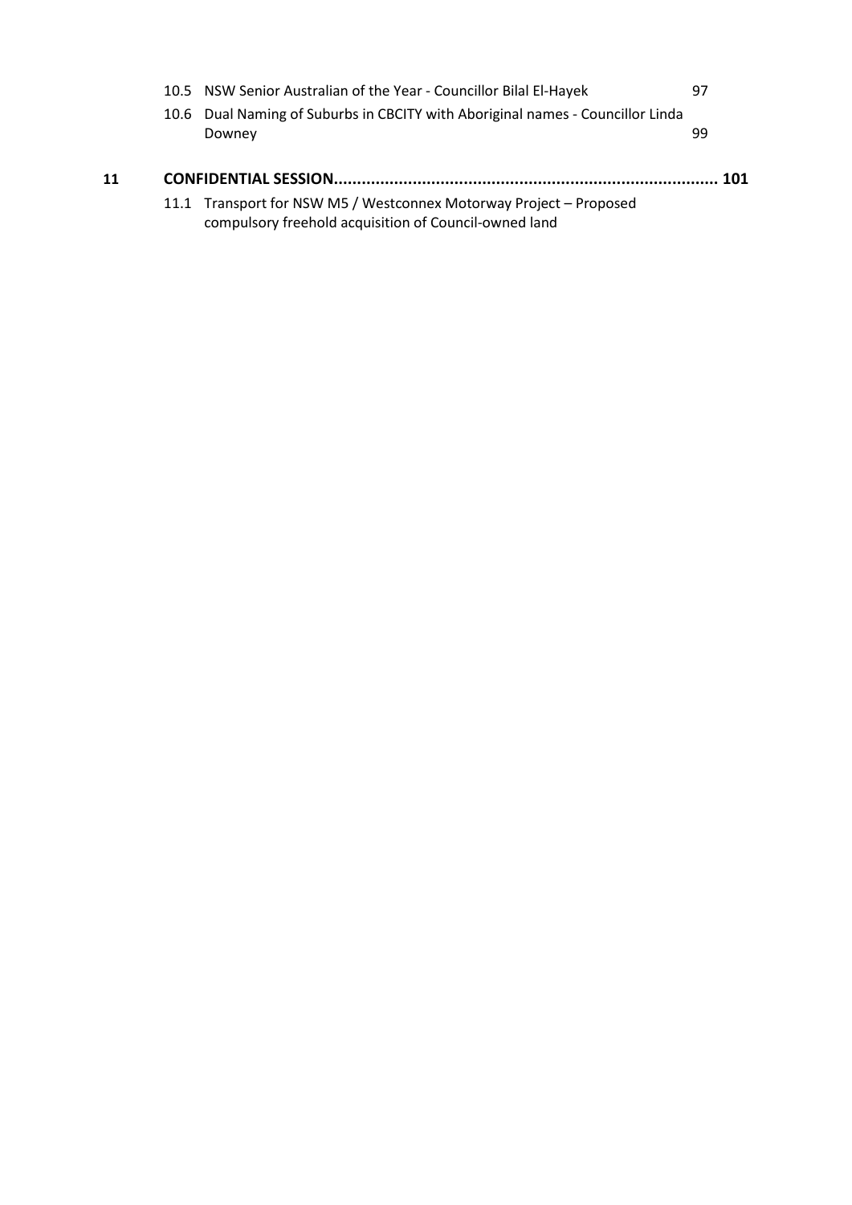10.5 NSW Senior Australian of the Year - Councillor Bilal El-Hayek 97

10.6 Dual Naming of Suburbs in CBCITY with Aboriginal names - Councillor Linda Downey 99

**11 CONFIDENTIAL SESSION.................................................................................. 101**

11.1 Transport for NSW M5 / Westconnex Motorway Project – Proposed compulsory freehold acquisition of Council-owned land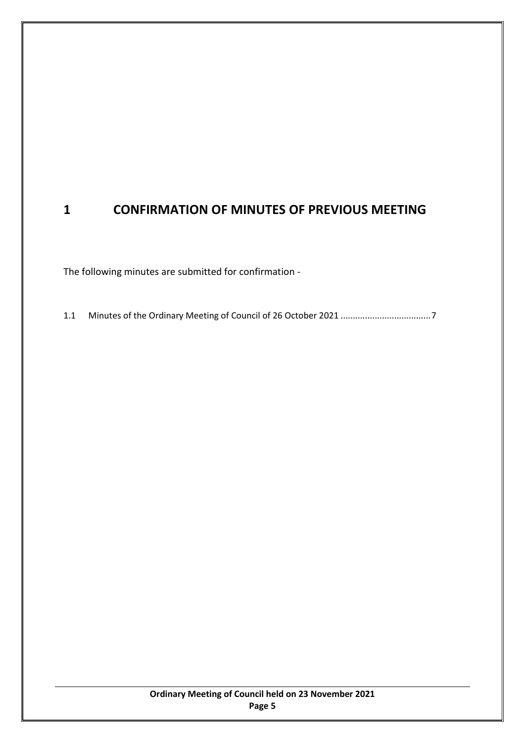# 1 CONFIRMATION OF MINUTES OF PREVIOUS MEETING

The following minutes are submitted for confirmation -

1.1 Minutes of the Ordinary Meeting of Council of 26 October 2021 .................................... 7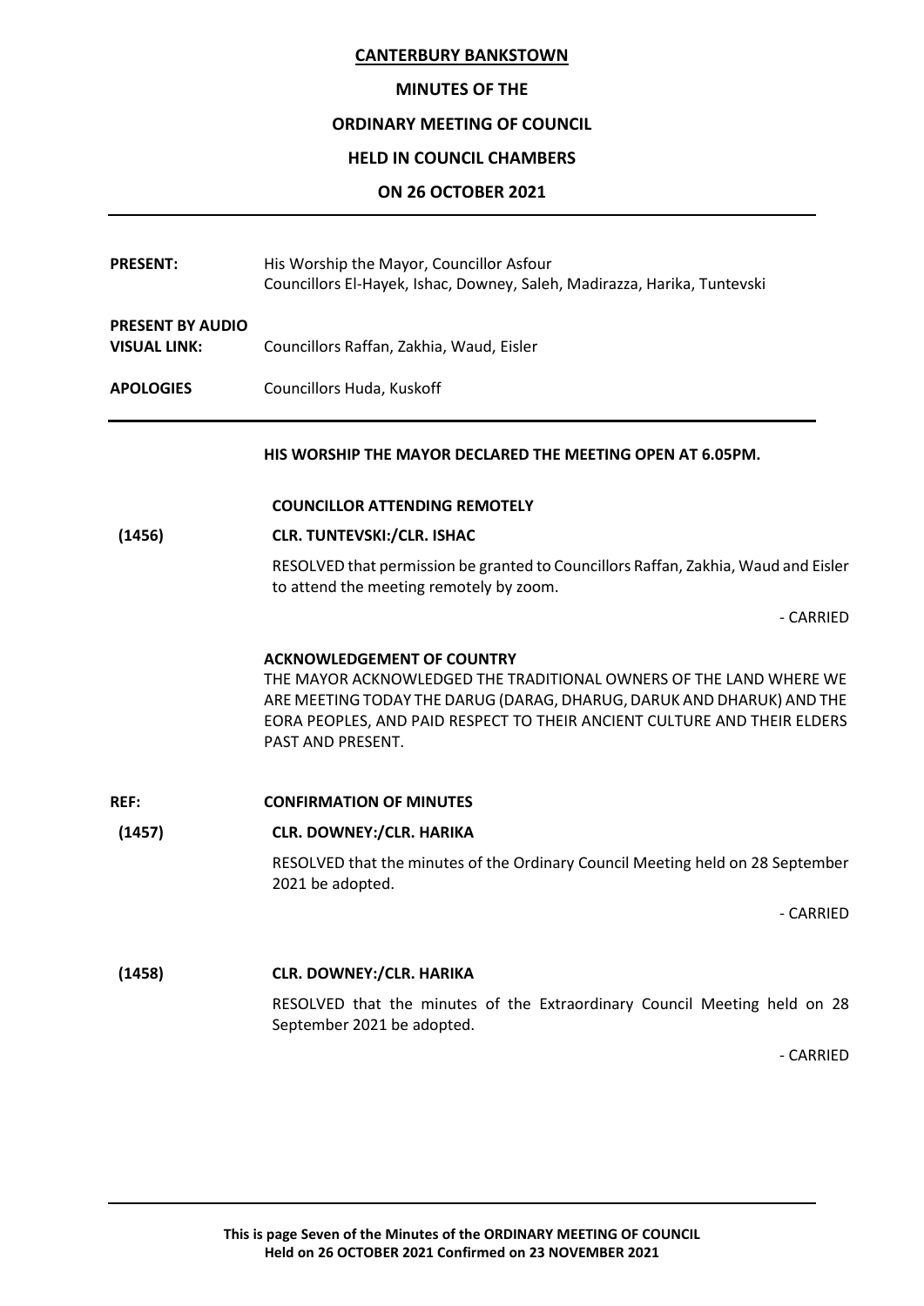**CANTERBURY BANKSTOWN**

**MINUTES OF THE**

**ORDINARY MEETING OF COUNCIL**

**HELD IN COUNCIL CHAMBERS**

**ON 26 OCTOBER 2021**

---

**PRESENT:** His Worship the Mayor, Councillor Asfour
Councillors El-Hayek, Ishac, Downey, Saleh, Madirazza, Harika, Tuntevski

**PRESENT BY AUDIO VISUAL LINK:** Councillors Raffan, Zakhia, Waud, Eisler

**APOLOGIES** Councillors Huda, Kuskoff

---

**HIS WORSHIP THE MAYOR DECLARED THE MEETING OPEN AT 6.05PM.**

**COUNCILLOR ATTENDING REMOTELY**

**(1456) CLR. TUNTEVSKI:/CLR. ISHAC**

RESOLVED that permission be granted to Councillors Raffan, Zakhia, Waud and Eisler to attend the meeting remotely by zoom.

- CARRIED

**ACKNOWLEDGEMENT OF COUNTRY**

THE MAYOR ACKNOWLEDGED THE TRADITIONAL OWNERS OF THE LAND WHERE WE ARE MEETING TODAY THE DARUG (DARAG, DHARUG, DARUK AND DHARUK) AND THE EORA PEOPLES, AND PAID RESPECT TO THEIR ANCIENT CULTURE AND THEIR ELDERS PAST AND PRESENT.

**REF: CONFIRMATION OF MINUTES**

**(1457) CLR. DOWNEY:/CLR. HARIKA**

RESOLVED that the minutes of the Ordinary Council Meeting held on 28 September 2021 be adopted.

- CARRIED

**(1458) CLR. DOWNEY:/CLR. HARIKA**

RESOLVED that the minutes of the Extraordinary Council Meeting held on 28 September 2021 be adopted.

- CARRIED

---

**This is page Seven of the Minutes of the ORDINARY MEETING OF COUNCIL Held on 26 OCTOBER 2021 Confirmed on 23 NOVEMBER 2021**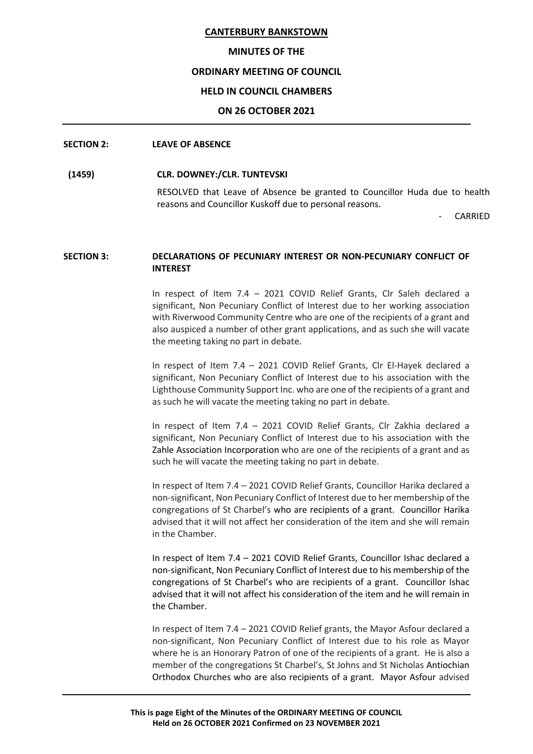## SECTION 2: LEAVE OF ABSENCE

**(1459) CLR. DOWNEY:/CLR. TUNTEVSKI**

RESOLVED that Leave of Absence be granted to Councillor Huda due to health reasons and Councillor Kuskoff due to personal reasons.

- CARRIED

## SECTION 3: DECLARATIONS OF PECUNIARY INTEREST OR NON-PECUNIARY CONFLICT OF INTEREST

In respect of Item 7.4 – 2021 COVID Relief Grants, Clr Saleh declared a significant, Non Pecuniary Conflict of Interest due to her working association with Riverwood Community Centre who are one of the recipients of a grant and also auspiced a number of other grant applications, and as such she will vacate the meeting taking no part in debate.

In respect of Item 7.4 – 2021 COVID Relief Grants, Clr El-Hayek declared a significant, Non Pecuniary Conflict of Interest due to his association with the Lighthouse Community Support Inc. who are one of the recipients of a grant and as such he will vacate the meeting taking no part in debate.

In respect of Item 7.4 – 2021 COVID Relief Grants, Clr Zakhia declared a significant, Non Pecuniary Conflict of Interest due to his association with the Zahle Association Incorporation who are one of the recipients of a grant and as such he will vacate the meeting taking no part in debate.

In respect of Item 7.4 – 2021 COVID Relief Grants, Councillor Harika declared a non-significant, Non Pecuniary Conflict of Interest due to her membership of the congregations of St Charbel's who are recipients of a grant. Councillor Harika advised that it will not affect her consideration of the item and she will remain in the Chamber.

In respect of Item 7.4 – 2021 COVID Relief Grants, Councillor Ishac declared a non-significant, Non Pecuniary Conflict of Interest due to his membership of the congregations of St Charbel's who are recipients of a grant. Councillor Ishac advised that it will not affect his consideration of the item and he will remain in the Chamber.

In respect of Item 7.4 – 2021 COVID Relief grants, the Mayor Asfour declared a non-significant, Non Pecuniary Conflict of Interest due to his role as Mayor where he is an Honorary Patron of one of the recipients of a grant. He is also a member of the congregations St Charbel's, St Johns and St Nicholas Antiochian Orthodox Churches who are also recipients of a grant. Mayor Asfour advised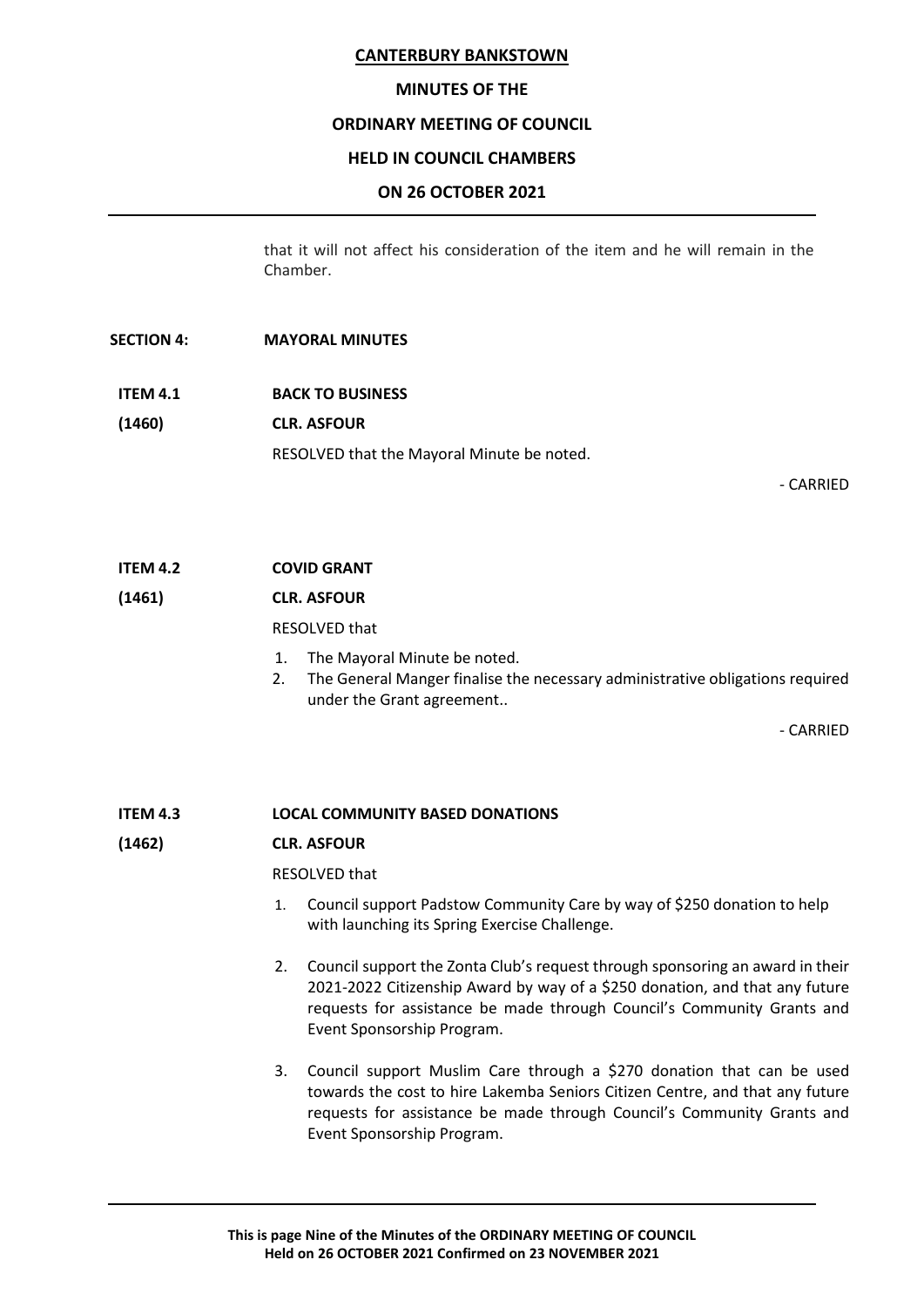that it will not affect his consideration of the item and he will remain in the Chamber.

## SECTION 4: MAYORAL MINUTES

### ITEM 4.1 BACK TO BUSINESS

**(1460) CLR. ASFOUR**

RESOLVED that the Mayoral Minute be noted.

- CARRIED

### ITEM 4.2 COVID GRANT

**(1461) CLR. ASFOUR**

RESOLVED that

1. The Mayoral Minute be noted.
2. The General Manger finalise the necessary administrative obligations required under the Grant agreement..

- CARRIED

### ITEM 4.3 LOCAL COMMUNITY BASED DONATIONS

**(1462) CLR. ASFOUR**

RESOLVED that

1. Council support Padstow Community Care by way of $250 donation to help with launching its Spring Exercise Challenge.

2. Council support the Zonta Club's request through sponsoring an award in their 2021-2022 Citizenship Award by way of a $250 donation, and that any future requests for assistance be made through Council's Community Grants and Event Sponsorship Program.

3. Council support Muslim Care through a $270 donation that can be used towards the cost to hire Lakemba Seniors Citizen Centre, and that any future requests for assistance be made through Council's Community Grants and Event Sponsorship Program.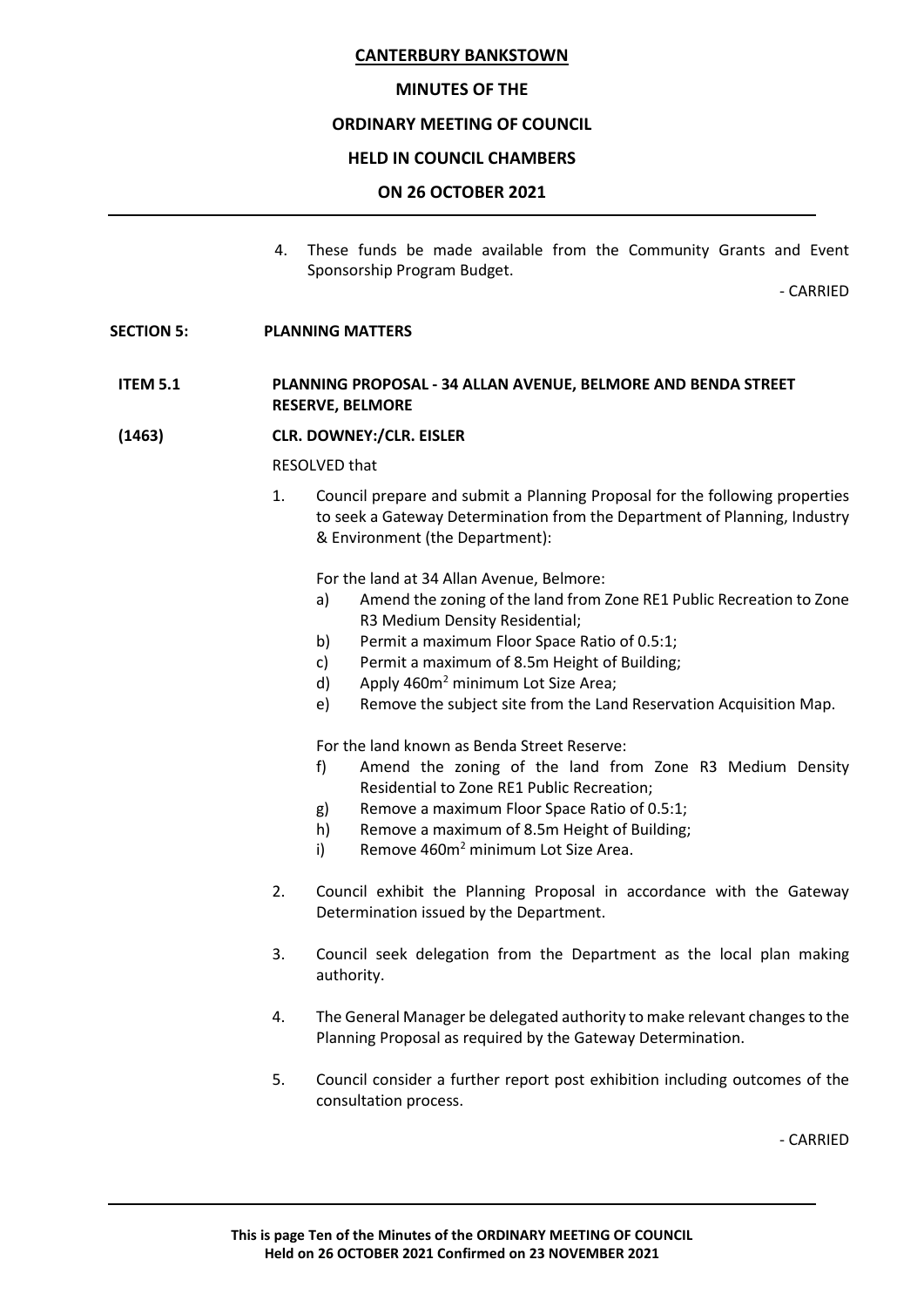4. These funds be made available from the Community Grants and Event Sponsorship Program Budget.

- CARRIED

## SECTION 5: PLANNING MATTERS

### ITEM 5.1 PLANNING PROPOSAL - 34 ALLAN AVENUE, BELMORE AND BENDA STREET RESERVE, BELMORE

**(1463) CLR. DOWNEY:/CLR. EISLER**

RESOLVED that

1. Council prepare and submit a Planning Proposal for the following properties to seek a Gateway Determination from the Department of Planning, Industry & Environment (the Department):

   For the land at 34 Allan Avenue, Belmore:

   a) Amend the zoning of the land from Zone RE1 Public Recreation to Zone R3 Medium Density Residential;
   b) Permit a maximum Floor Space Ratio of 0.5:1;
   c) Permit a maximum of 8.5m Height of Building;
   d) Apply 460m$^2$ minimum Lot Size Area;
   e) Remove the subject site from the Land Reservation Acquisition Map.

   For the land known as Benda Street Reserve:

   f) Amend the zoning of the land from Zone R3 Medium Density Residential to Zone RE1 Public Recreation;
   g) Remove a maximum Floor Space Ratio of 0.5:1;
   h) Remove a maximum of 8.5m Height of Building;
   i) Remove 460m$^2$ minimum Lot Size Area.

2. Council exhibit the Planning Proposal in accordance with the Gateway Determination issued by the Department.

3. Council seek delegation from the Department as the local plan making authority.

4. The General Manager be delegated authority to make relevant changes to the Planning Proposal as required by the Gateway Determination.

5. Council consider a further report post exhibition including outcomes of the consultation process.

- CARRIED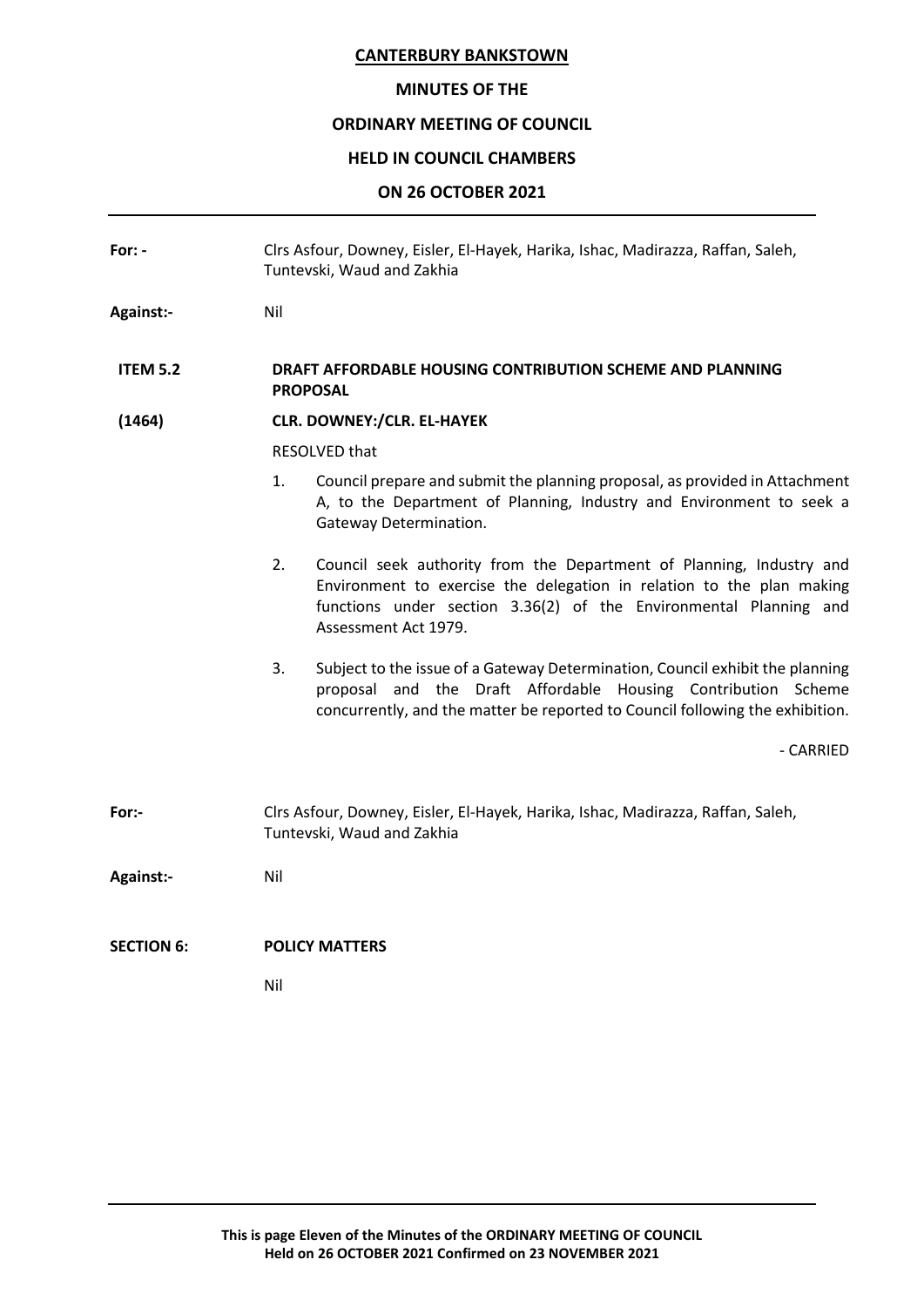**For: -** Clrs Asfour, Downey, Eisler, El-Hayek, Harika, Ishac, Madirazza, Raffan, Saleh, Tuntevski, Waud and Zakhia

**Against:-** Nil

**ITEM 5.2 DRAFT AFFORDABLE HOUSING CONTRIBUTION SCHEME AND PLANNING PROPOSAL**

**(1464) CLR. DOWNEY:/CLR. EL-HAYEK**

RESOLVED that

1. Council prepare and submit the planning proposal, as provided in Attachment A, to the Department of Planning, Industry and Environment to seek a Gateway Determination.
2. Council seek authority from the Department of Planning, Industry and Environment to exercise the delegation in relation to the plan making functions under section 3.36(2) of the Environmental Planning and Assessment Act 1979.
3. Subject to the issue of a Gateway Determination, Council exhibit the planning proposal and the Draft Affordable Housing Contribution Scheme concurrently, and the matter be reported to Council following the exhibition.

\- CARRIED

**For:-** Clrs Asfour, Downey, Eisler, El-Hayek, Harika, Ishac, Madirazza, Raffan, Saleh, Tuntevski, Waud and Zakhia

**Against:-** Nil

**SECTION 6: POLICY MATTERS**

Nil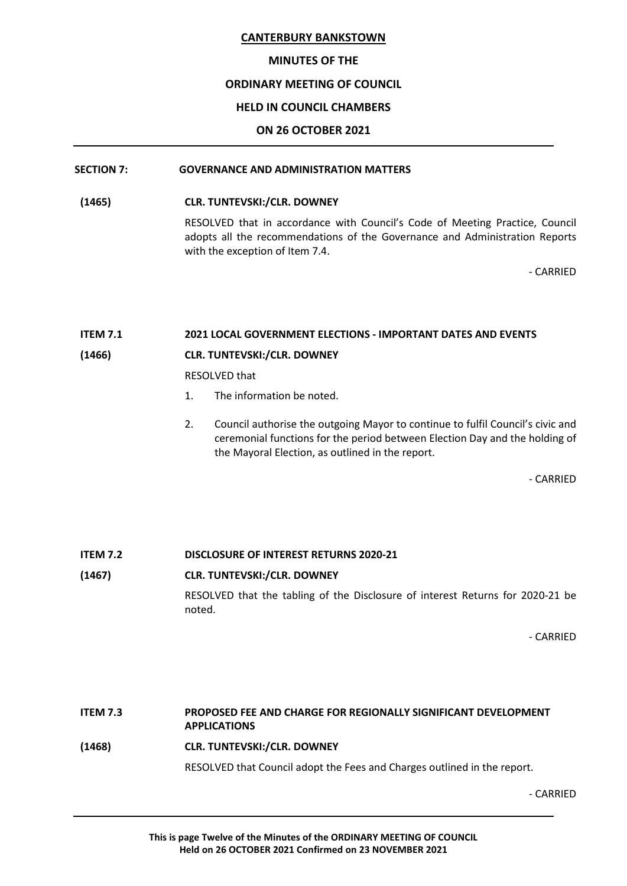**CANTERBURY BANKSTOWN**

**MINUTES OF THE**

**ORDINARY MEETING OF COUNCIL**

**HELD IN COUNCIL CHAMBERS**

**ON 26 OCTOBER 2021**

---

**SECTION 7: GOVERNANCE AND ADMINISTRATION MATTERS**

**(1465) CLR. TUNTEVSKI:/CLR. DOWNEY**

RESOLVED that in accordance with Council's Code of Meeting Practice, Council adopts all the recommendations of the Governance and Administration Reports with the exception of Item 7.4.

\- CARRIED

**ITEM 7.1 2021 LOCAL GOVERNMENT ELECTIONS - IMPORTANT DATES AND EVENTS**

**(1466) CLR. TUNTEVSKI:/CLR. DOWNEY**

RESOLVED that

1. The information be noted.
2. Council authorise the outgoing Mayor to continue to fulfil Council's civic and ceremonial functions for the period between Election Day and the holding of the Mayoral Election, as outlined in the report.

\- CARRIED

**ITEM 7.2 DISCLOSURE OF INTEREST RETURNS 2020-21**

**(1467) CLR. TUNTEVSKI:/CLR. DOWNEY**

RESOLVED that the tabling of the Disclosure of interest Returns for 2020-21 be noted.

\- CARRIED

**ITEM 7.3 PROPOSED FEE AND CHARGE FOR REGIONALLY SIGNIFICANT DEVELOPMENT APPLICATIONS**

**(1468) CLR. TUNTEVSKI:/CLR. DOWNEY**

RESOLVED that Council adopt the Fees and Charges outlined in the report.

\- CARRIED

---

**This is page Twelve of the Minutes of the ORDINARY MEETING OF COUNCIL Held on 26 OCTOBER 2021 Confirmed on 23 NOVEMBER 2021**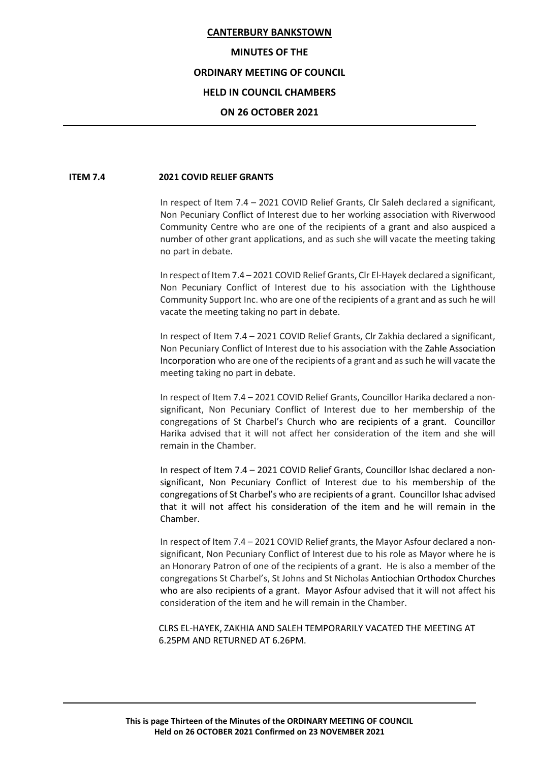**ITEM 7.4 2021 COVID RELIEF GRANTS**

In respect of Item 7.4 – 2021 COVID Relief Grants, Clr Saleh declared a significant, Non Pecuniary Conflict of Interest due to her working association with Riverwood Community Centre who are one of the recipients of a grant and also auspiced a number of other grant applications, and as such she will vacate the meeting taking no part in debate.

In respect of Item 7.4 – 2021 COVID Relief Grants, Clr El-Hayek declared a significant, Non Pecuniary Conflict of Interest due to his association with the Lighthouse Community Support Inc. who are one of the recipients of a grant and as such he will vacate the meeting taking no part in debate.

In respect of Item 7.4 – 2021 COVID Relief Grants, Clr Zakhia declared a significant, Non Pecuniary Conflict of Interest due to his association with the Zahle Association Incorporation who are one of the recipients of a grant and as such he will vacate the meeting taking no part in debate.

In respect of Item 7.4 – 2021 COVID Relief Grants, Councillor Harika declared a non-significant, Non Pecuniary Conflict of Interest due to her membership of the congregations of St Charbel's Church who are recipients of a grant. Councillor Harika advised that it will not affect her consideration of the item and she will remain in the Chamber.

In respect of Item 7.4 – 2021 COVID Relief Grants, Councillor Ishac declared a non-significant, Non Pecuniary Conflict of Interest due to his membership of the congregations of St Charbel's who are recipients of a grant. Councillor Ishac advised that it will not affect his consideration of the item and he will remain in the Chamber.

In respect of Item 7.4 – 2021 COVID Relief grants, the Mayor Asfour declared a non-significant, Non Pecuniary Conflict of Interest due to his role as Mayor where he is an Honorary Patron of one of the recipients of a grant. He is also a member of the congregations St Charbel's, St Johns and St Nicholas Antiochian Orthodox Churches who are also recipients of a grant. Mayor Asfour advised that it will not affect his consideration of the item and he will remain in the Chamber.

CLRS EL-HAYEK, ZAKHIA AND SALEH TEMPORARILY VACATED THE MEETING AT 6.25PM AND RETURNED AT 6.26PM.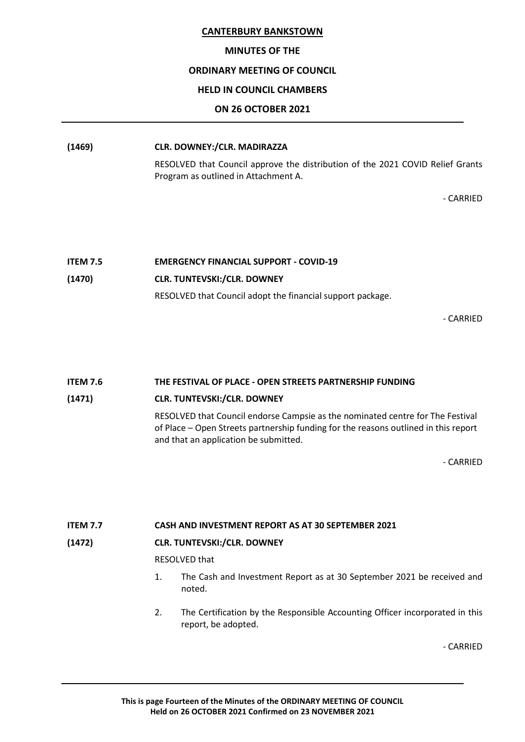**(1469)** **CLR. DOWNEY:/CLR. MADIRAZZA**

RESOLVED that Council approve the distribution of the 2021 COVID Relief Grants Program as outlined in Attachment A.

- CARRIED

**ITEM 7.5** **EMERGENCY FINANCIAL SUPPORT - COVID-19**

**(1470)** **CLR. TUNTEVSKI:/CLR. DOWNEY**

RESOLVED that Council adopt the financial support package.

- CARRIED

**ITEM 7.6** **THE FESTIVAL OF PLACE - OPEN STREETS PARTNERSHIP FUNDING**

**(1471)** **CLR. TUNTEVSKI:/CLR. DOWNEY**

RESOLVED that Council endorse Campsie as the nominated centre for The Festival of Place – Open Streets partnership funding for the reasons outlined in this report and that an application be submitted.

- CARRIED

**ITEM 7.7** **CASH AND INVESTMENT REPORT AS AT 30 SEPTEMBER 2021**

**(1472)** **CLR. TUNTEVSKI:/CLR. DOWNEY**

RESOLVED that

1. The Cash and Investment Report as at 30 September 2021 be received and noted.
2. The Certification by the Responsible Accounting Officer incorporated in this report, be adopted.

- CARRIED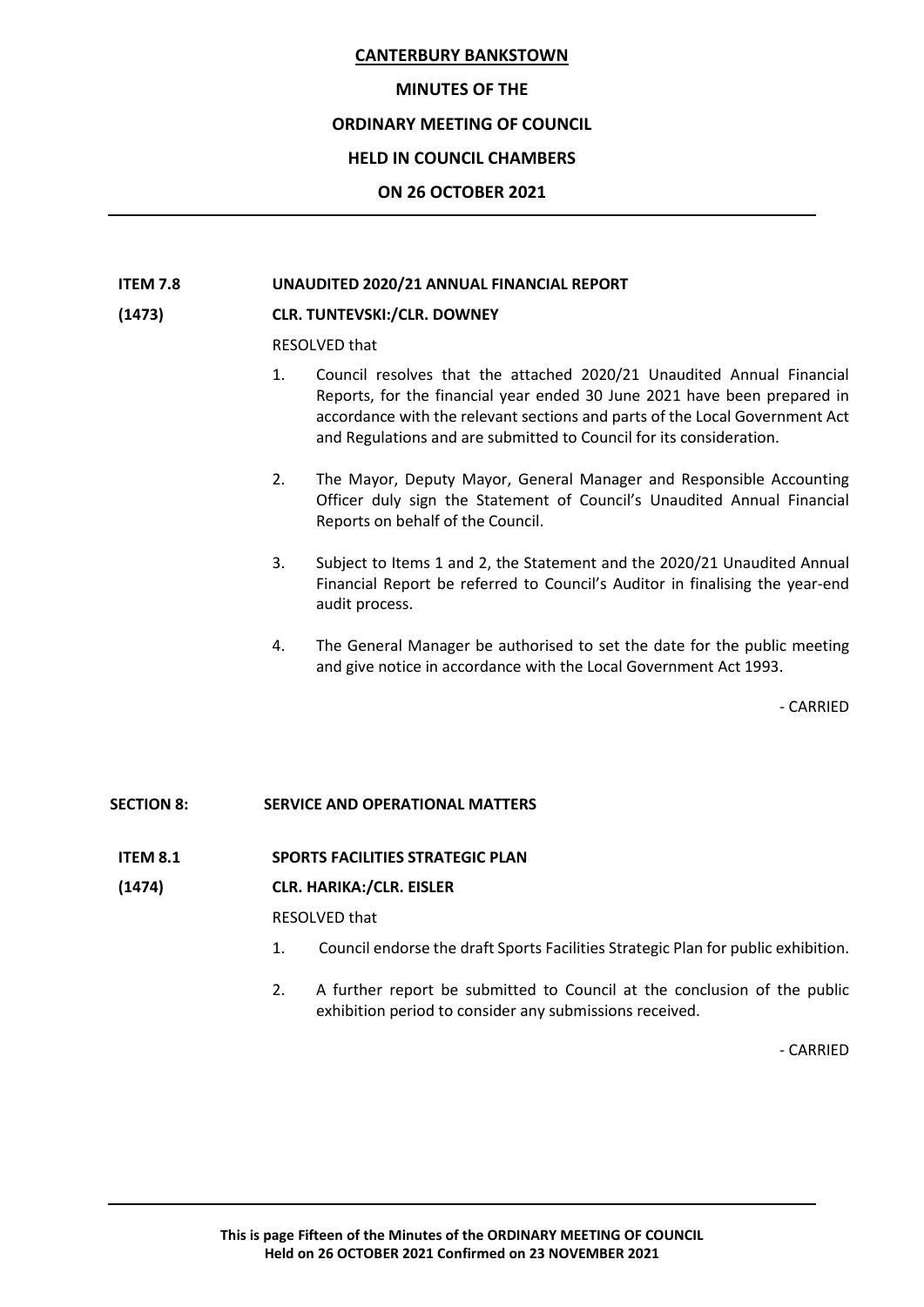**ITEM 7.8 UNAUDITED 2020/21 ANNUAL FINANCIAL REPORT**

**(1473) CLR. TUNTEVSKI:/CLR. DOWNEY**

RESOLVED that

1. Council resolves that the attached 2020/21 Unaudited Annual Financial Reports, for the financial year ended 30 June 2021 have been prepared in accordance with the relevant sections and parts of the Local Government Act and Regulations and are submitted to Council for its consideration.

2. The Mayor, Deputy Mayor, General Manager and Responsible Accounting Officer duly sign the Statement of Council's Unaudited Annual Financial Reports on behalf of the Council.

3. Subject to Items 1 and 2, the Statement and the 2020/21 Unaudited Annual Financial Report be referred to Council's Auditor in finalising the year-end audit process.

4. The General Manager be authorised to set the date for the public meeting and give notice in accordance with the Local Government Act 1993.

- CARRIED

## SECTION 8: SERVICE AND OPERATIONAL MATTERS

**ITEM 8.1 SPORTS FACILITIES STRATEGIC PLAN**

**(1474) CLR. HARIKA:/CLR. EISLER**

RESOLVED that

1. Council endorse the draft Sports Facilities Strategic Plan for public exhibition.

2. A further report be submitted to Council at the conclusion of the public exhibition period to consider any submissions received.

- CARRIED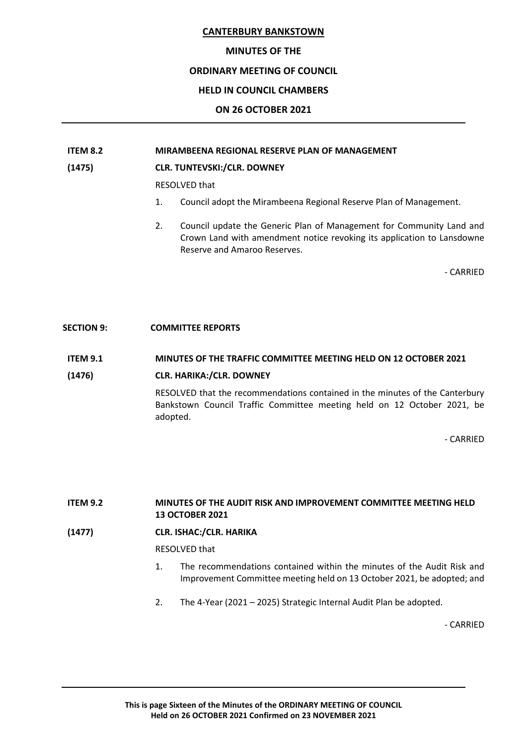**ITEM 8.2 MIRAMBEENA REGIONAL RESERVE PLAN OF MANAGEMENT**

**(1475) CLR. TUNTEVSKI:/CLR. DOWNEY**

RESOLVED that

1. Council adopt the Mirambeena Regional Reserve Plan of Management.
2. Council update the Generic Plan of Management for Community Land and Crown Land with amendment notice revoking its application to Lansdowne Reserve and Amaroo Reserves.

\- CARRIED

## SECTION 9: COMMITTEE REPORTS

**ITEM 9.1 MINUTES OF THE TRAFFIC COMMITTEE MEETING HELD ON 12 OCTOBER 2021**

**(1476) CLR. HARIKA:/CLR. DOWNEY**

RESOLVED that the recommendations contained in the minutes of the Canterbury Bankstown Council Traffic Committee meeting held on 12 October 2021, be adopted.

\- CARRIED

**ITEM 9.2 MINUTES OF THE AUDIT RISK AND IMPROVEMENT COMMITTEE MEETING HELD 13 OCTOBER 2021**

**(1477) CLR. ISHAC:/CLR. HARIKA**

RESOLVED that

1. The recommendations contained within the minutes of the Audit Risk and Improvement Committee meeting held on 13 October 2021, be adopted; and
2. The 4-Year (2021 – 2025) Strategic Internal Audit Plan be adopted.

\- CARRIED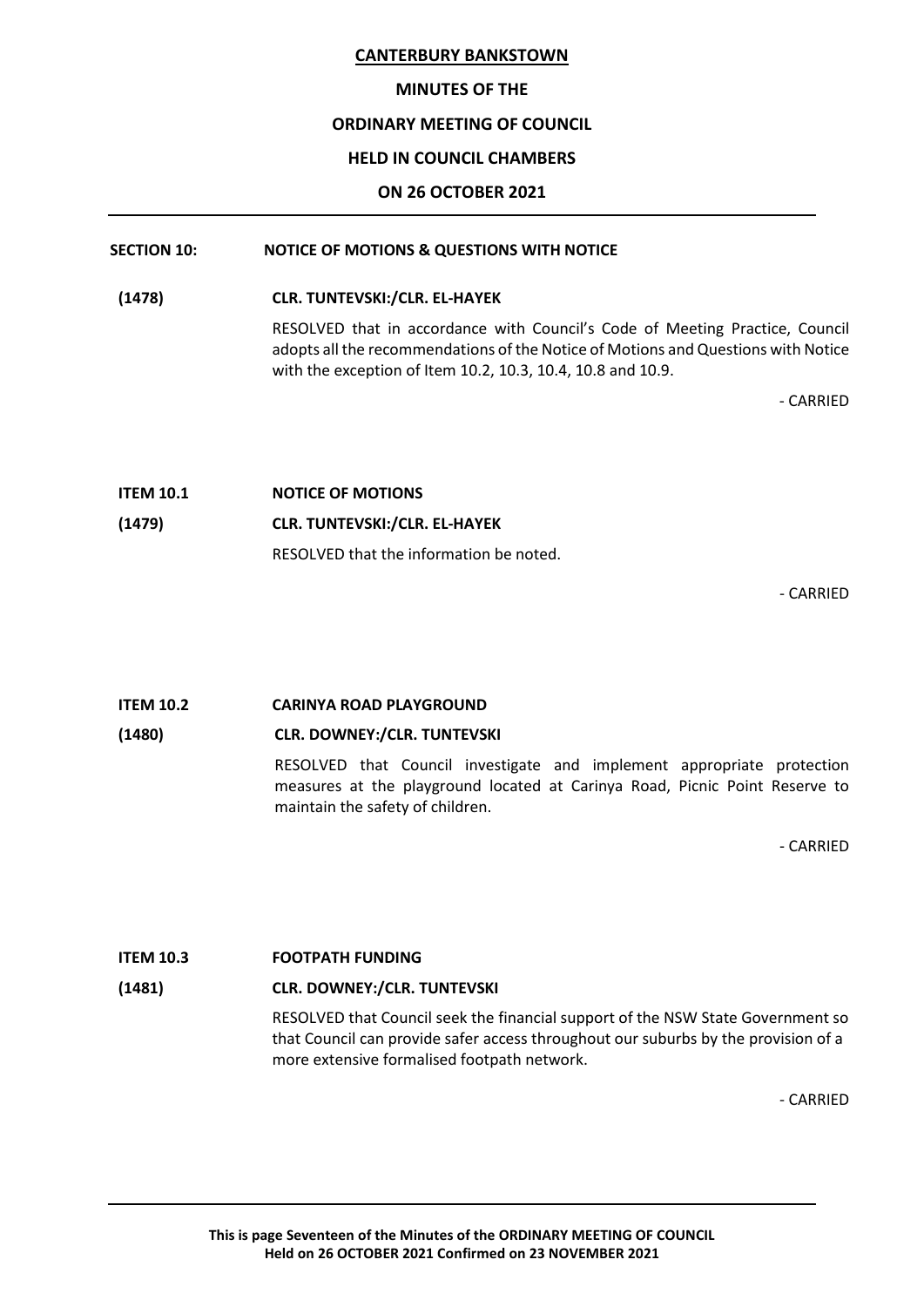**CANTERBURY BANKSTOWN**

**MINUTES OF THE**

**ORDINARY MEETING OF COUNCIL**

**HELD IN COUNCIL CHAMBERS**

**ON 26 OCTOBER 2021**

---

## SECTION 10: NOTICE OF MOTIONS & QUESTIONS WITH NOTICE

**(1478) CLR. TUNTEVSKI:/CLR. EL-HAYEK**

RESOLVED that in accordance with Council's Code of Meeting Practice, Council adopts all the recommendations of the Notice of Motions and Questions with Notice with the exception of Item 10.2, 10.3, 10.4, 10.8 and 10.9.

\- CARRIED

### ITEM 10.1 NOTICE OF MOTIONS

**(1479) CLR. TUNTEVSKI:/CLR. EL-HAYEK**

RESOLVED that the information be noted.

\- CARRIED

### ITEM 10.2 CARINYA ROAD PLAYGROUND

**(1480) CLR. DOWNEY:/CLR. TUNTEVSKI**

RESOLVED that Council investigate and implement appropriate protection measures at the playground located at Carinya Road, Picnic Point Reserve to maintain the safety of children.

\- CARRIED

### ITEM 10.3 FOOTPATH FUNDING

**(1481) CLR. DOWNEY:/CLR. TUNTEVSKI**

RESOLVED that Council seek the financial support of the NSW State Government so that Council can provide safer access throughout our suburbs by the provision of a more extensive formalised footpath network.

\- CARRIED

---

**This is page Seventeen of the Minutes of the ORDINARY MEETING OF COUNCIL Held on 26 OCTOBER 2021 Confirmed on 23 NOVEMBER 2021**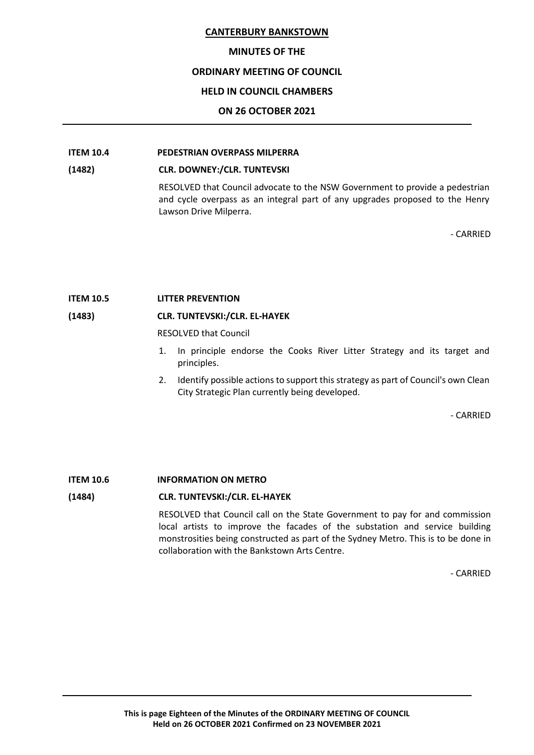**ITEM 10.4 PEDESTRIAN OVERPASS MILPERRA**

**(1482) CLR. DOWNEY:/CLR. TUNTEVSKI**

RESOLVED that Council advocate to the NSW Government to provide a pedestrian and cycle overpass as an integral part of any upgrades proposed to the Henry Lawson Drive Milperra.

- CARRIED

**ITEM 10.5 LITTER PREVENTION**

**(1483) CLR. TUNTEVSKI:/CLR. EL-HAYEK**

RESOLVED that Council

1. In principle endorse the Cooks River Litter Strategy and its target and principles.
2. Identify possible actions to support this strategy as part of Council's own Clean City Strategic Plan currently being developed.

- CARRIED

**ITEM 10.6 INFORMATION ON METRO**

**(1484) CLR. TUNTEVSKI:/CLR. EL-HAYEK**

RESOLVED that Council call on the State Government to pay for and commission local artists to improve the facades of the substation and service building monstrosities being constructed as part of the Sydney Metro. This is to be done in collaboration with the Bankstown Arts Centre.

- CARRIED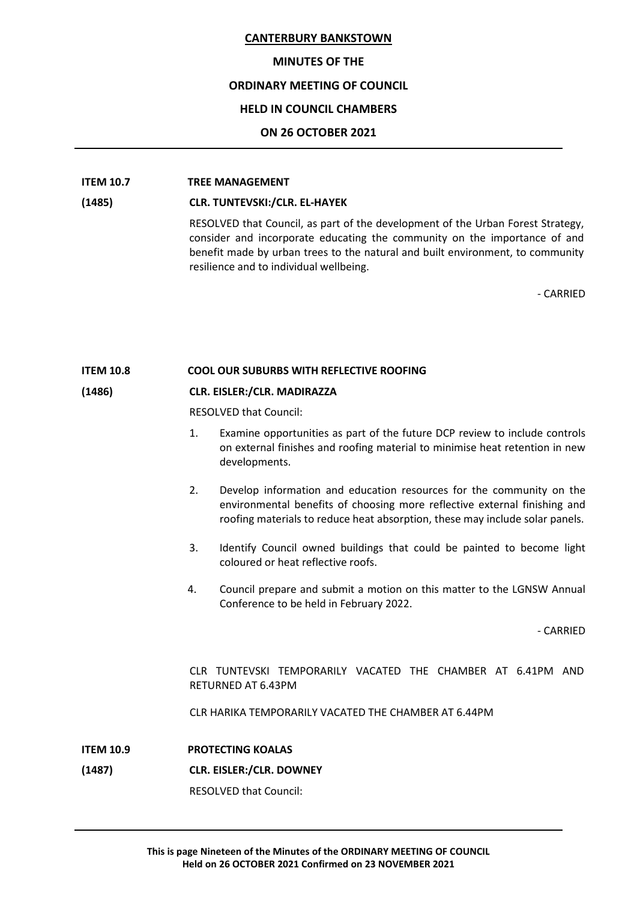**ITEM 10.7 TREE MANAGEMENT**

**(1485) CLR. TUNTEVSKI:/CLR. EL-HAYEK**

RESOLVED that Council, as part of the development of the Urban Forest Strategy, consider and incorporate educating the community on the importance of and benefit made by urban trees to the natural and built environment, to community resilience and to individual wellbeing.

\- CARRIED

**ITEM 10.8 COOL OUR SUBURBS WITH REFLECTIVE ROOFING**

**(1486) CLR. EISLER:/CLR. MADIRAZZA**

RESOLVED that Council:

1. Examine opportunities as part of the future DCP review to include controls on external finishes and roofing material to minimise heat retention in new developments.
2. Develop information and education resources for the community on the environmental benefits of choosing more reflective external finishing and roofing materials to reduce heat absorption, these may include solar panels.
3. Identify Council owned buildings that could be painted to become light coloured or heat reflective roofs.
4. Council prepare and submit a motion on this matter to the LGNSW Annual Conference to be held in February 2022.

\- CARRIED

CLR TUNTEVSKI TEMPORARILY VACATED THE CHAMBER AT 6.41PM AND RETURNED AT 6.43PM

CLR HARIKA TEMPORARILY VACATED THE CHAMBER AT 6.44PM

**ITEM 10.9 PROTECTING KOALAS**

**(1487) CLR. EISLER:/CLR. DOWNEY**

RESOLVED that Council: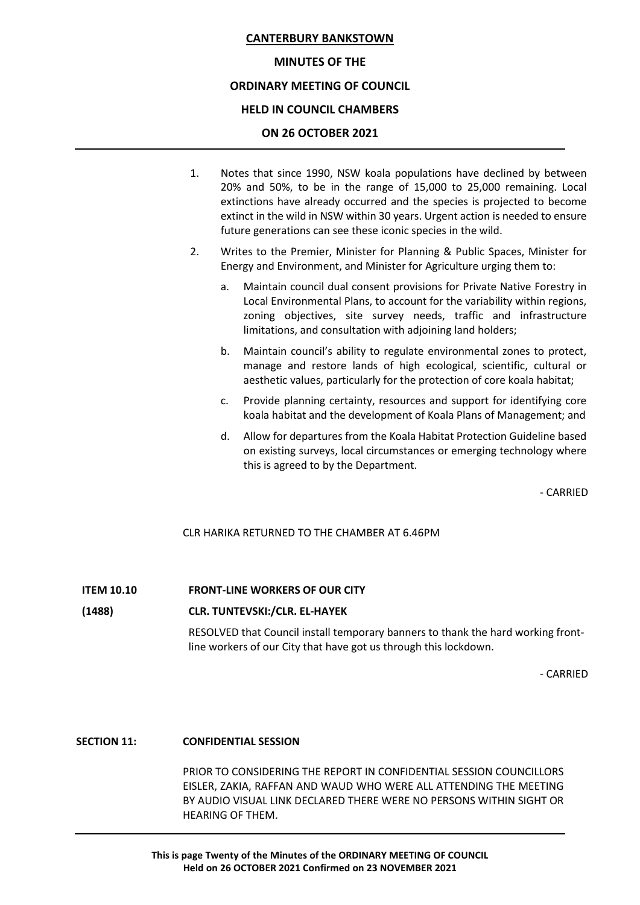1. Notes that since 1990, NSW koala populations have declined by between 20% and 50%, to be in the range of 15,000 to 25,000 remaining. Local extinctions have already occurred and the species is projected to become extinct in the wild in NSW within 30 years. Urgent action is needed to ensure future generations can see these iconic species in the wild.

2. Writes to the Premier, Minister for Planning & Public Spaces, Minister for Energy and Environment, and Minister for Agriculture urging them to:

    a. Maintain council dual consent provisions for Private Native Forestry in Local Environmental Plans, to account for the variability within regions, zoning objectives, site survey needs, traffic and infrastructure limitations, and consultation with adjoining land holders;

    b. Maintain council's ability to regulate environmental zones to protect, manage and restore lands of high ecological, scientific, cultural or aesthetic values, particularly for the protection of core koala habitat;

    c. Provide planning certainty, resources and support for identifying core koala habitat and the development of Koala Plans of Management; and

    d. Allow for departures from the Koala Habitat Protection Guideline based on existing surveys, local circumstances or emerging technology where this is agreed to by the Department.

\- CARRIED

CLR HARIKA RETURNED TO THE CHAMBER AT 6.46PM

**ITEM 10.10 FRONT-LINE WORKERS OF OUR CITY**

**(1488) CLR. TUNTEVSKI:/CLR. EL-HAYEK**

RESOLVED that Council install temporary banners to thank the hard working front-line workers of our City that have got us through this lockdown.

\- CARRIED

**SECTION 11: CONFIDENTIAL SESSION**

PRIOR TO CONSIDERING THE REPORT IN CONFIDENTIAL SESSION COUNCILLORS EISLER, ZAKIA, RAFFAN AND WAUD WHO WERE ALL ATTENDING THE MEETING BY AUDIO VISUAL LINK DECLARED THERE WERE NO PERSONS WITHIN SIGHT OR HEARING OF THEM.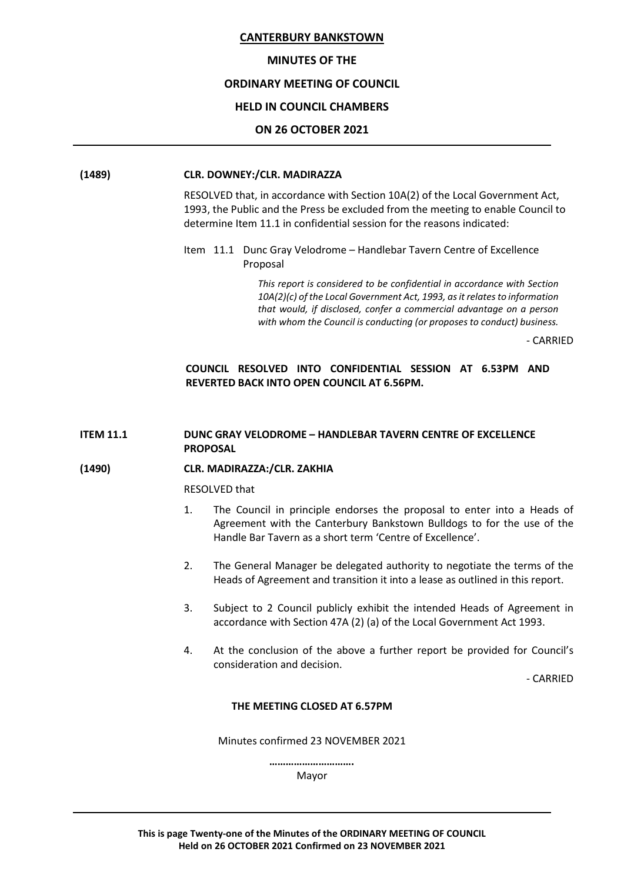**CANTERBURY BANKSTOWN**

**MINUTES OF THE**

**ORDINARY MEETING OF COUNCIL**

**HELD IN COUNCIL CHAMBERS**

**ON 26 OCTOBER 2021**

---

**(1489) CLR. DOWNEY:/CLR. MADIRAZZA**

RESOLVED that, in accordance with Section 10A(2) of the Local Government Act, 1993, the Public and the Press be excluded from the meeting to enable Council to determine Item 11.1 in confidential session for the reasons indicated:

Item 11.1 Dunc Gray Velodrome – Handlebar Tavern Centre of Excellence Proposal

*This report is considered to be confidential in accordance with Section 10A(2)(c) of the Local Government Act, 1993, as it relates to information that would, if disclosed, confer a commercial advantage on a person with whom the Council is conducting (or proposes to conduct) business.*

\- CARRIED

**COUNCIL RESOLVED INTO CONFIDENTIAL SESSION AT 6.53PM AND REVERTED BACK INTO OPEN COUNCIL AT 6.56PM.**

**ITEM 11.1 DUNC GRAY VELODROME – HANDLEBAR TAVERN CENTRE OF EXCELLENCE PROPOSAL**

**(1490) CLR. MADIRAZZA:/CLR. ZAKHIA**

RESOLVED that

1. The Council in principle endorses the proposal to enter into a Heads of Agreement with the Canterbury Bankstown Bulldogs to for the use of the Handle Bar Tavern as a short term 'Centre of Excellence'.
2. The General Manager be delegated authority to negotiate the terms of the Heads of Agreement and transition it into a lease as outlined in this report.
3. Subject to 2 Council publicly exhibit the intended Heads of Agreement in accordance with Section 47A (2) (a) of the Local Government Act 1993.
4. At the conclusion of the above a further report be provided for Council's consideration and decision.

\- CARRIED

**THE MEETING CLOSED AT 6.57PM**

Minutes confirmed 23 NOVEMBER 2021

**…………………………**

Mayor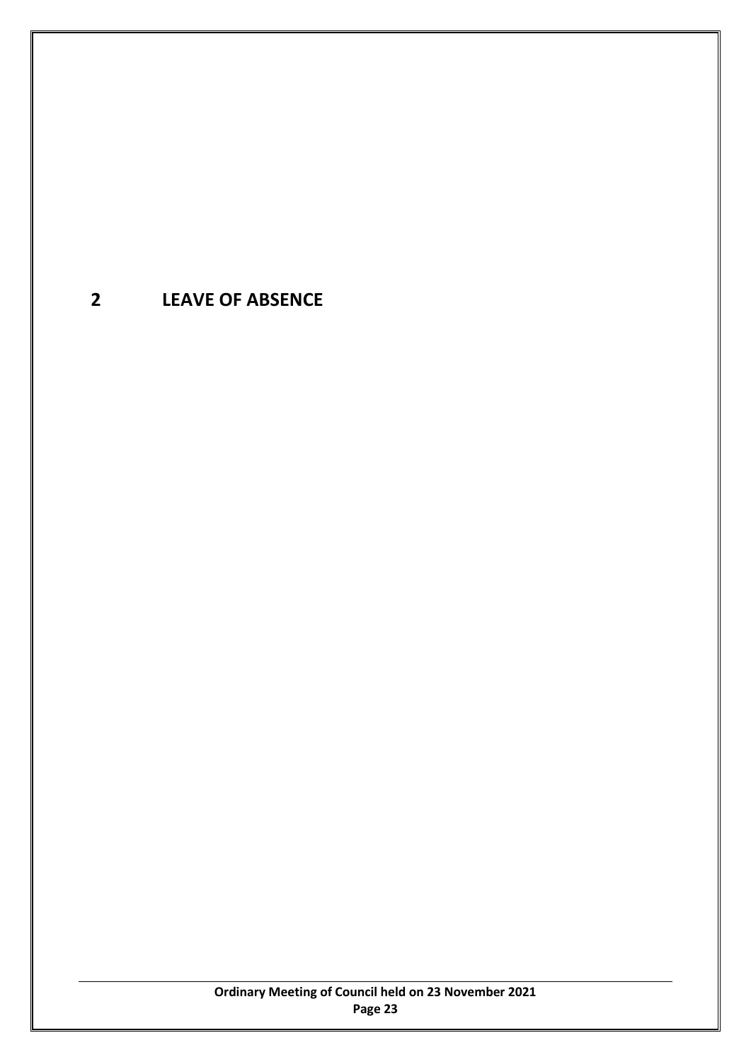# 2 LEAVE OF ABSENCE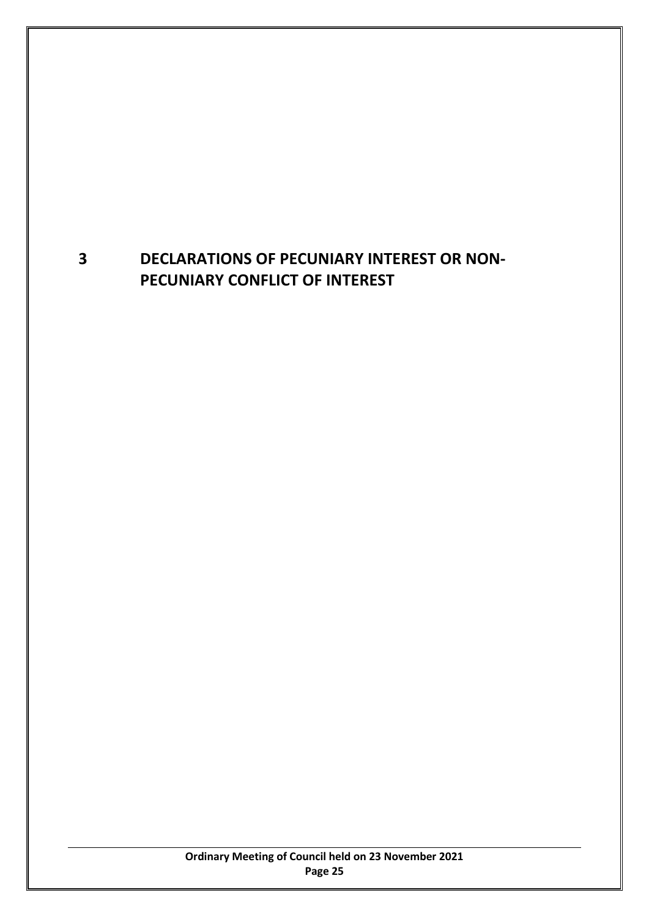# 3 DECLARATIONS OF PECUNIARY INTEREST OR NON-PECUNIARY CONFLICT OF INTEREST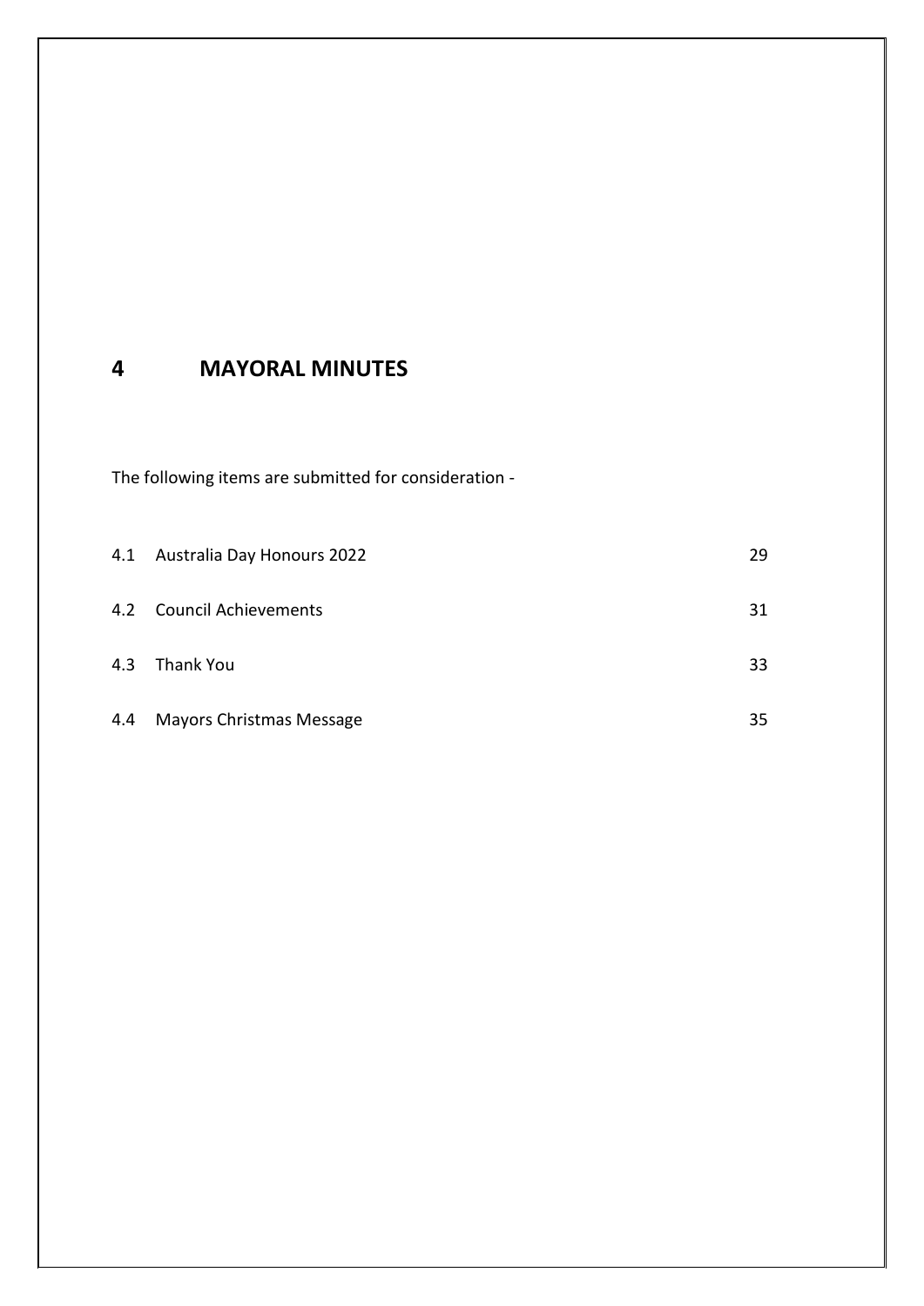# 4 MAYORAL MINUTES

The following items are submitted for consideration -

| | | |
|---|---|---|
| 4.1 | Australia Day Honours 2022 | 29 |
| 4.2 | Council Achievements | 31 |
| 4.3 | Thank You | 33 |
| 4.4 | Mayors Christmas Message | 35 |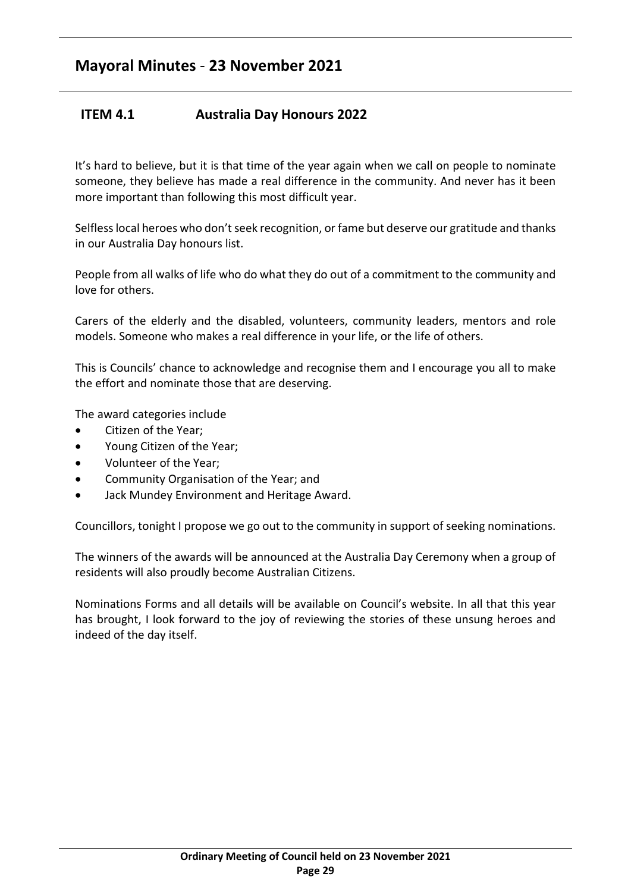## Mayoral Minutes - 23 November 2021

### ITEM 4.1 Australia Day Honours 2022

It's hard to believe, but it is that time of the year again when we call on people to nominate someone, they believe has made a real difference in the community. And never has it been more important than following this most difficult year.

Selfless local heroes who don't seek recognition, or fame but deserve our gratitude and thanks in our Australia Day honours list.

People from all walks of life who do what they do out of a commitment to the community and love for others.

Carers of the elderly and the disabled, volunteers, community leaders, mentors and role models. Someone who makes a real difference in your life, or the life of others.

This is Councils' chance to acknowledge and recognise them and I encourage you all to make the effort and nominate those that are deserving.

The award categories include

- Citizen of the Year;
- Young Citizen of the Year;
- Volunteer of the Year;
- Community Organisation of the Year; and
- Jack Mundey Environment and Heritage Award.

Councillors, tonight I propose we go out to the community in support of seeking nominations.

The winners of the awards will be announced at the Australia Day Ceremony when a group of residents will also proudly become Australian Citizens.

Nominations Forms and all details will be available on Council's website. In all that this year has brought, I look forward to the joy of reviewing the stories of these unsung heroes and indeed of the day itself.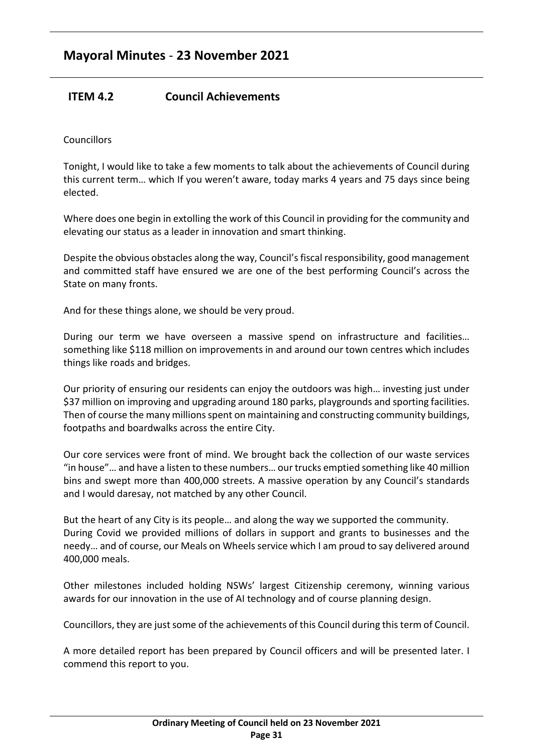# Mayoral Minutes - 23 November 2021

## ITEM 4.2 Council Achievements

Councillors

Tonight, I would like to take a few moments to talk about the achievements of Council during this current term… which If you weren't aware, today marks 4 years and 75 days since being elected.

Where does one begin in extolling the work of this Council in providing for the community and elevating our status as a leader in innovation and smart thinking.

Despite the obvious obstacles along the way, Council's fiscal responsibility, good management and committed staff have ensured we are one of the best performing Council's across the State on many fronts.

And for these things alone, we should be very proud.

During our term we have overseen a massive spend on infrastructure and facilities… something like $118 million on improvements in and around our town centres which includes things like roads and bridges.

Our priority of ensuring our residents can enjoy the outdoors was high… investing just under $37 million on improving and upgrading around 180 parks, playgrounds and sporting facilities. Then of course the many millions spent on maintaining and constructing community buildings, footpaths and boardwalks across the entire City.

Our core services were front of mind. We brought back the collection of our waste services "in house"… and have a listen to these numbers… our trucks emptied something like 40 million bins and swept more than 400,000 streets. A massive operation by any Council's standards and I would daresay, not matched by any other Council.

But the heart of any City is its people… and along the way we supported the community.
During Covid we provided millions of dollars in support and grants to businesses and the needy… and of course, our Meals on Wheels service which I am proud to say delivered around 400,000 meals.

Other milestones included holding NSWs' largest Citizenship ceremony, winning various awards for our innovation in the use of AI technology and of course planning design.

Councillors, they are just some of the achievements of this Council during this term of Council.

A more detailed report has been prepared by Council officers and will be presented later. I commend this report to you.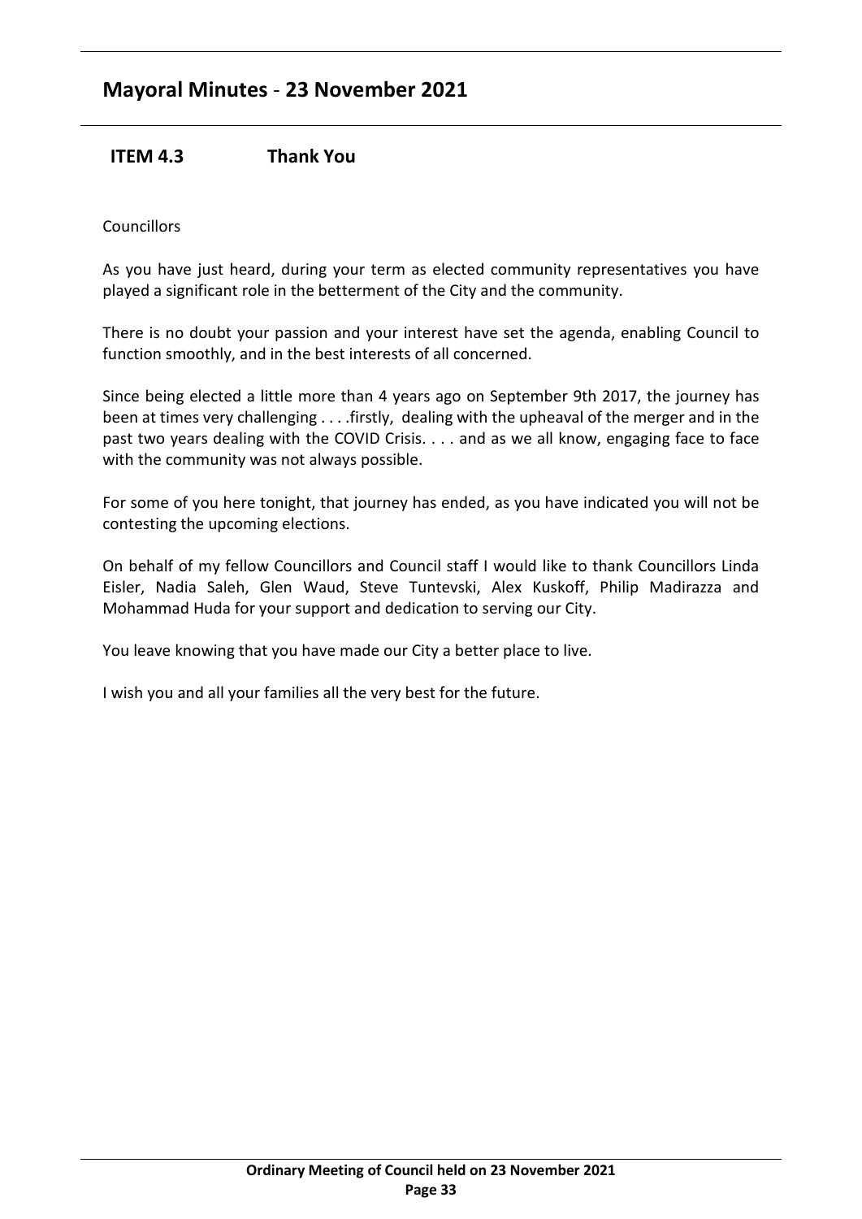## Mayoral Minutes - 23 November 2021

### ITEM 4.3 Thank You

Councillors

As you have just heard, during your term as elected community representatives you have played a significant role in the betterment of the City and the community.

There is no doubt your passion and your interest have set the agenda, enabling Council to function smoothly, and in the best interests of all concerned.

Since being elected a little more than 4 years ago on September 9th 2017, the journey has been at times very challenging . . . .firstly, dealing with the upheaval of the merger and in the past two years dealing with the COVID Crisis. . . . and as we all know, engaging face to face with the community was not always possible.

For some of you here tonight, that journey has ended, as you have indicated you will not be contesting the upcoming elections.

On behalf of my fellow Councillors and Council staff I would like to thank Councillors Linda Eisler, Nadia Saleh, Glen Waud, Steve Tuntevski, Alex Kuskoff, Philip Madirazza and Mohammad Huda for your support and dedication to serving our City.

You leave knowing that you have made our City a better place to live.

I wish you and all your families all the very best for the future.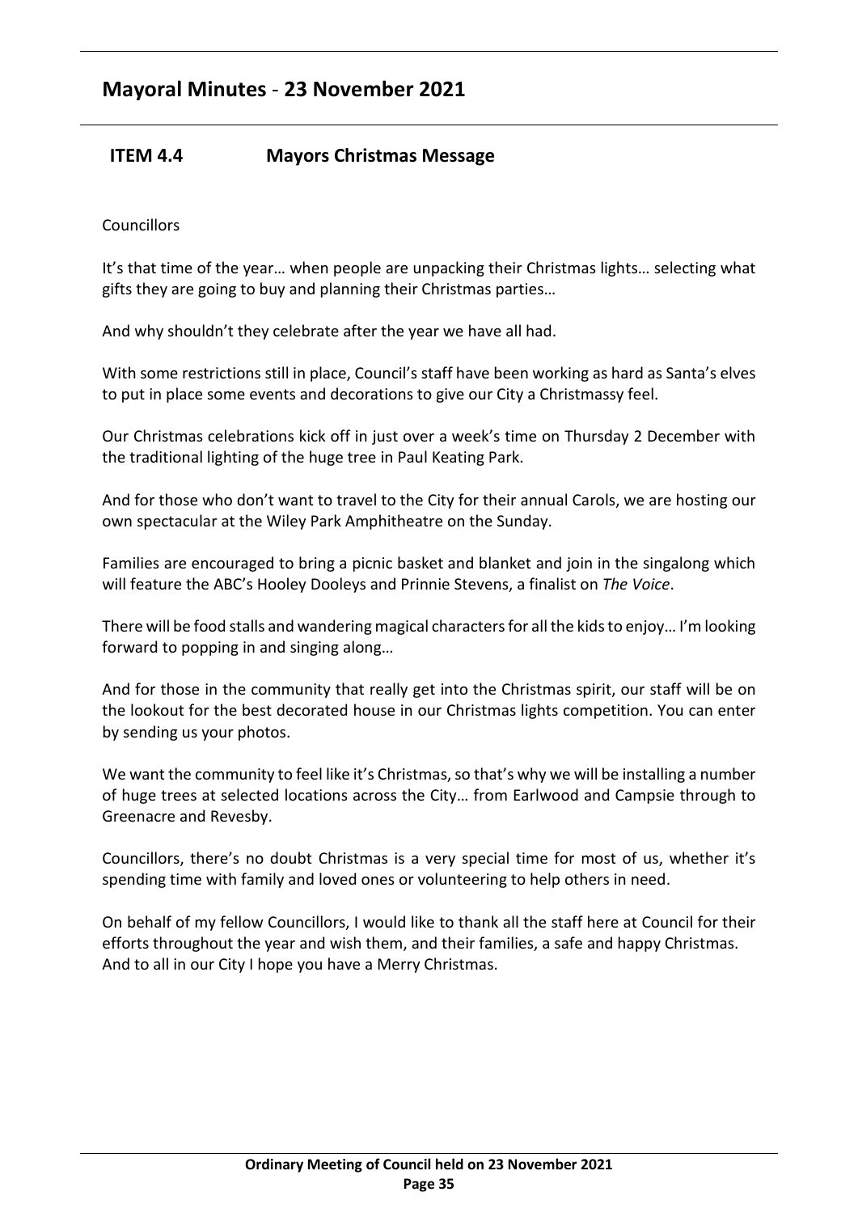## Mayoral Minutes - 23 November 2021

### ITEM 4.4 Mayors Christmas Message

Councillors

It's that time of the year… when people are unpacking their Christmas lights… selecting what gifts they are going to buy and planning their Christmas parties…

And why shouldn't they celebrate after the year we have all had.

With some restrictions still in place, Council's staff have been working as hard as Santa's elves to put in place some events and decorations to give our City a Christmassy feel.

Our Christmas celebrations kick off in just over a week's time on Thursday 2 December with the traditional lighting of the huge tree in Paul Keating Park.

And for those who don't want to travel to the City for their annual Carols, we are hosting our own spectacular at the Wiley Park Amphitheatre on the Sunday.

Families are encouraged to bring a picnic basket and blanket and join in the singalong which will feature the ABC's Hooley Dooleys and Prinnie Stevens, a finalist on *The Voice*.

There will be food stalls and wandering magical characters for all the kids to enjoy… I'm looking forward to popping in and singing along…

And for those in the community that really get into the Christmas spirit, our staff will be on the lookout for the best decorated house in our Christmas lights competition. You can enter by sending us your photos.

We want the community to feel like it's Christmas, so that's why we will be installing a number of huge trees at selected locations across the City… from Earlwood and Campsie through to Greenacre and Revesby.

Councillors, there's no doubt Christmas is a very special time for most of us, whether it's spending time with family and loved ones or volunteering to help others in need.

On behalf of my fellow Councillors, I would like to thank all the staff here at Council for their efforts throughout the year and wish them, and their families, a safe and happy Christmas.
And to all in our City I hope you have a Merry Christmas.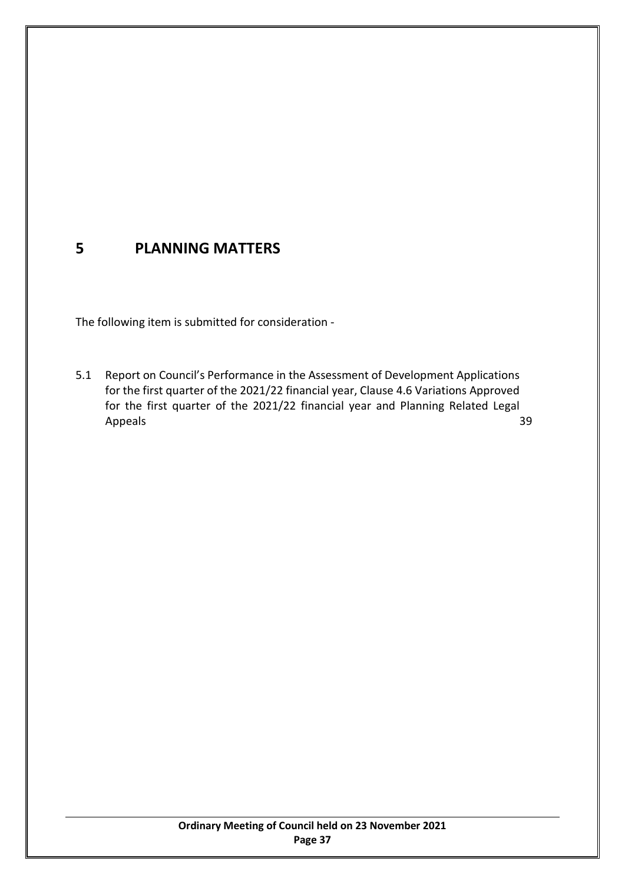# 5 PLANNING MATTERS

The following item is submitted for consideration -

5.1 Report on Council's Performance in the Assessment of Development Applications for the first quarter of the 2021/22 financial year, Clause 4.6 Variations Approved for the first quarter of the 2021/22 financial year and Planning Related Legal Appeals 39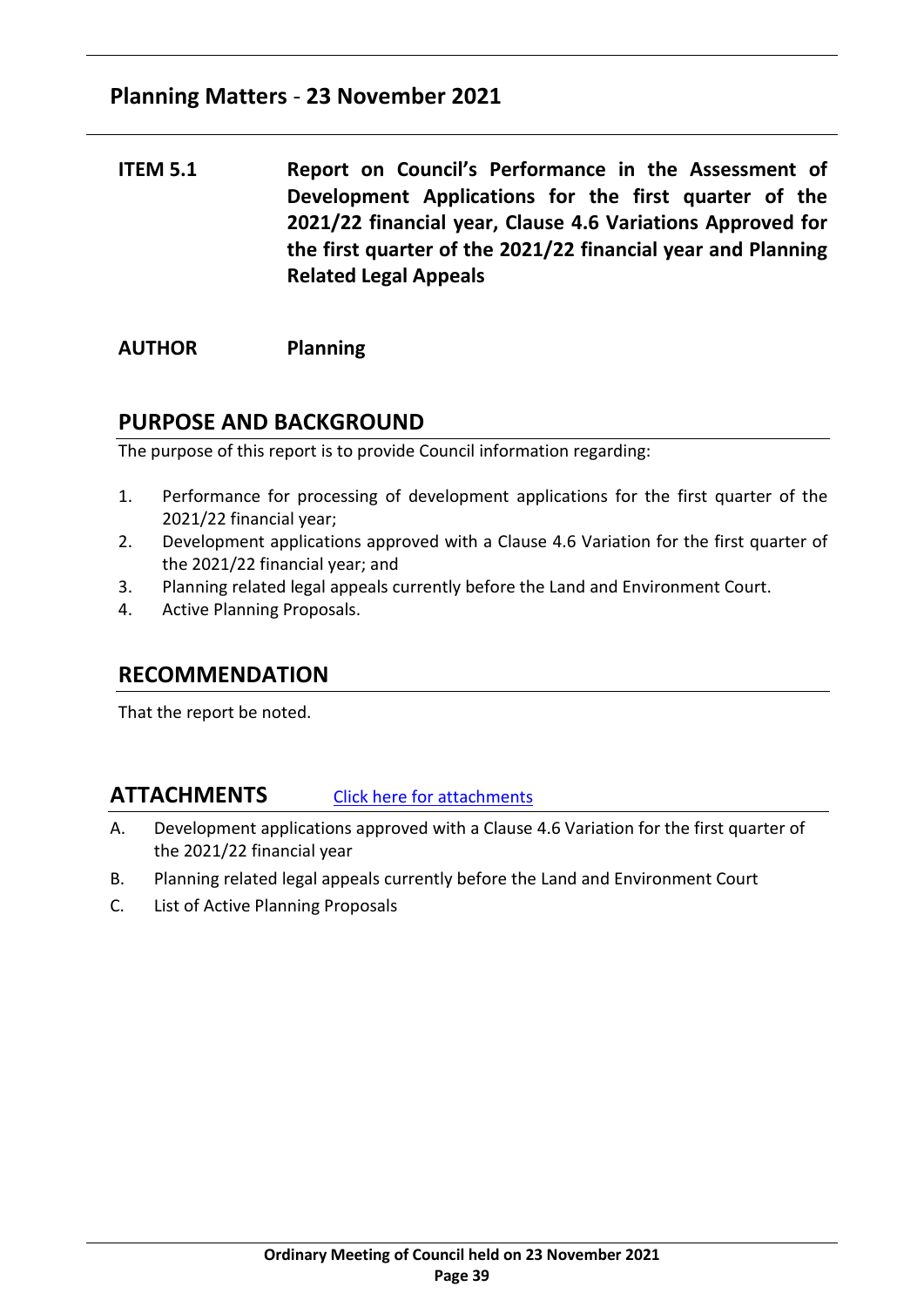## Planning Matters - 23 November 2021

**ITEM 5.1** **Report on Council's Performance in the Assessment of Development Applications for the first quarter of the 2021/22 financial year, Clause 4.6 Variations Approved for the first quarter of the 2021/22 financial year and Planning Related Legal Appeals**

**AUTHOR** **Planning**

## PURPOSE AND BACKGROUND

The purpose of this report is to provide Council information regarding:

1. Performance for processing of development applications for the first quarter of the 2021/22 financial year;
2. Development applications approved with a Clause 4.6 Variation for the first quarter of the 2021/22 financial year; and
3. Planning related legal appeals currently before the Land and Environment Court.
4. Active Planning Proposals.

## RECOMMENDATION

That the report be noted.

## ATTACHMENTS

Click here for attachments

A. Development applications approved with a Clause 4.6 Variation for the first quarter of the 2021/22 financial year
B. Planning related legal appeals currently before the Land and Environment Court
C. List of Active Planning Proposals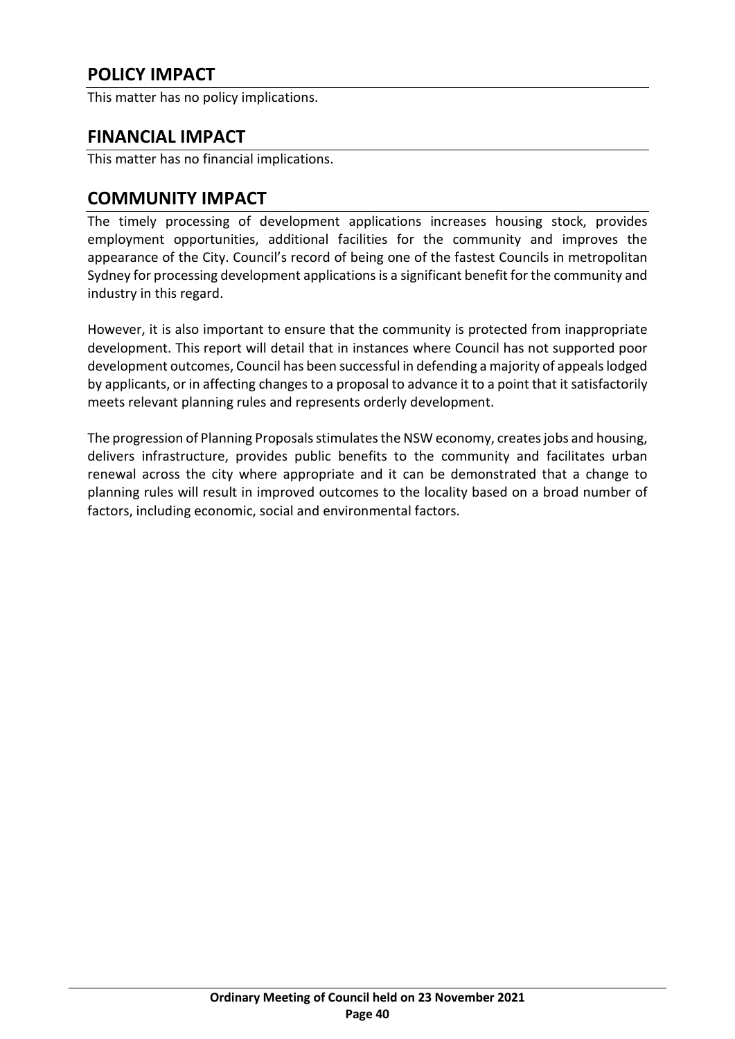## POLICY IMPACT

This matter has no policy implications.

## FINANCIAL IMPACT

This matter has no financial implications.

## COMMUNITY IMPACT

The timely processing of development applications increases housing stock, provides employment opportunities, additional facilities for the community and improves the appearance of the City. Council's record of being one of the fastest Councils in metropolitan Sydney for processing development applications is a significant benefit for the community and industry in this regard.

However, it is also important to ensure that the community is protected from inappropriate development. This report will detail that in instances where Council has not supported poor development outcomes, Council has been successful in defending a majority of appeals lodged by applicants, or in affecting changes to a proposal to advance it to a point that it satisfactorily meets relevant planning rules and represents orderly development.

The progression of Planning Proposals stimulates the NSW economy, creates jobs and housing, delivers infrastructure, provides public benefits to the community and facilitates urban renewal across the city where appropriate and it can be demonstrated that a change to planning rules will result in improved outcomes to the locality based on a broad number of factors, including economic, social and environmental factors.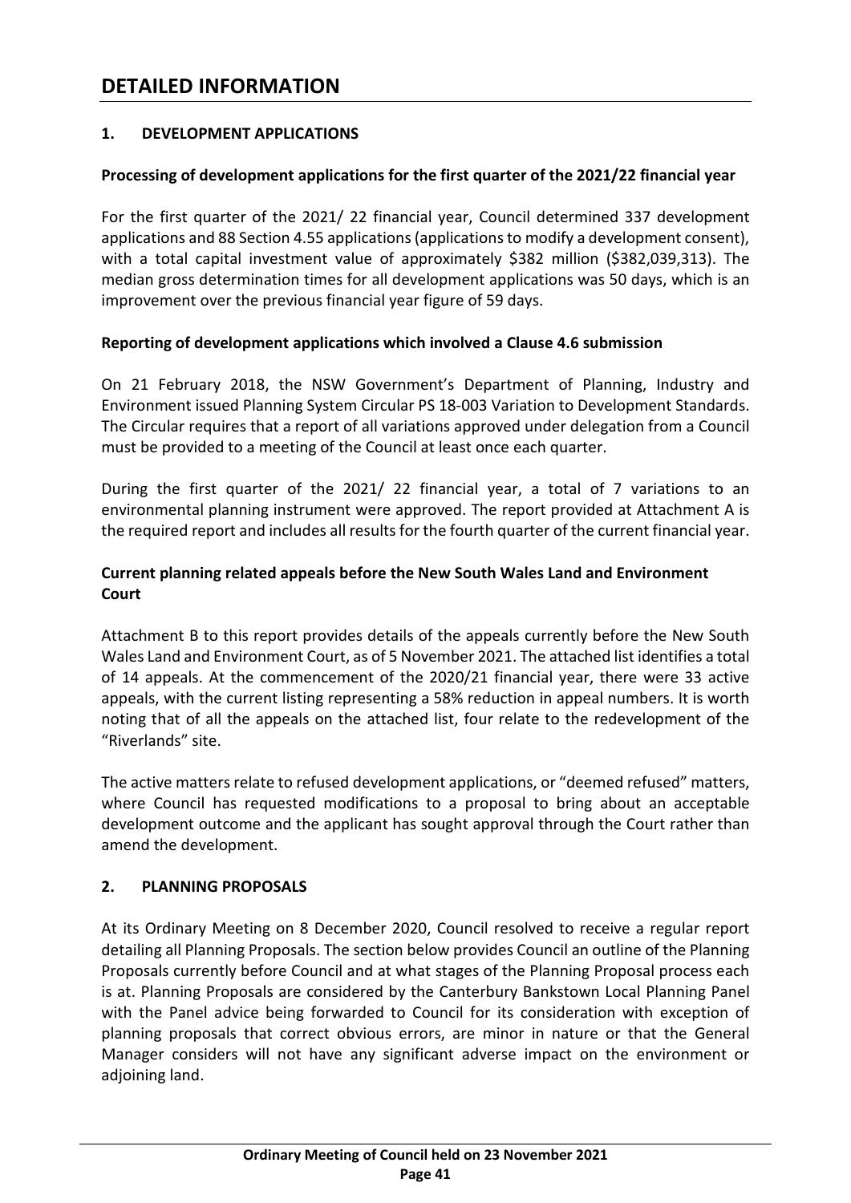# DETAILED INFORMATION

## 1. DEVELOPMENT APPLICATIONS

### Processing of development applications for the first quarter of the 2021/22 financial year

For the first quarter of the 2021/ 22 financial year, Council determined 337 development applications and 88 Section 4.55 applications (applications to modify a development consent), with a total capital investment value of approximately $382 million ($382,039,313). The median gross determination times for all development applications was 50 days, which is an improvement over the previous financial year figure of 59 days.

### Reporting of development applications which involved a Clause 4.6 submission

On 21 February 2018, the NSW Government's Department of Planning, Industry and Environment issued Planning System Circular PS 18-003 Variation to Development Standards. The Circular requires that a report of all variations approved under delegation from a Council must be provided to a meeting of the Council at least once each quarter.

During the first quarter of the 2021/ 22 financial year, a total of 7 variations to an environmental planning instrument were approved. The report provided at Attachment A is the required report and includes all results for the fourth quarter of the current financial year.

### Current planning related appeals before the New South Wales Land and Environment Court

Attachment B to this report provides details of the appeals currently before the New South Wales Land and Environment Court, as of 5 November 2021. The attached list identifies a total of 14 appeals. At the commencement of the 2020/21 financial year, there were 33 active appeals, with the current listing representing a 58% reduction in appeal numbers. It is worth noting that of all the appeals on the attached list, four relate to the redevelopment of the "Riverlands" site.

The active matters relate to refused development applications, or "deemed refused" matters, where Council has requested modifications to a proposal to bring about an acceptable development outcome and the applicant has sought approval through the Court rather than amend the development.

## 2. PLANNING PROPOSALS

At its Ordinary Meeting on 8 December 2020, Council resolved to receive a regular report detailing all Planning Proposals. The section below provides Council an outline of the Planning Proposals currently before Council and at what stages of the Planning Proposal process each is at. Planning Proposals are considered by the Canterbury Bankstown Local Planning Panel with the Panel advice being forwarded to Council for its consideration with exception of planning proposals that correct obvious errors, are minor in nature or that the General Manager considers will not have any significant adverse impact on the environment or adjoining land.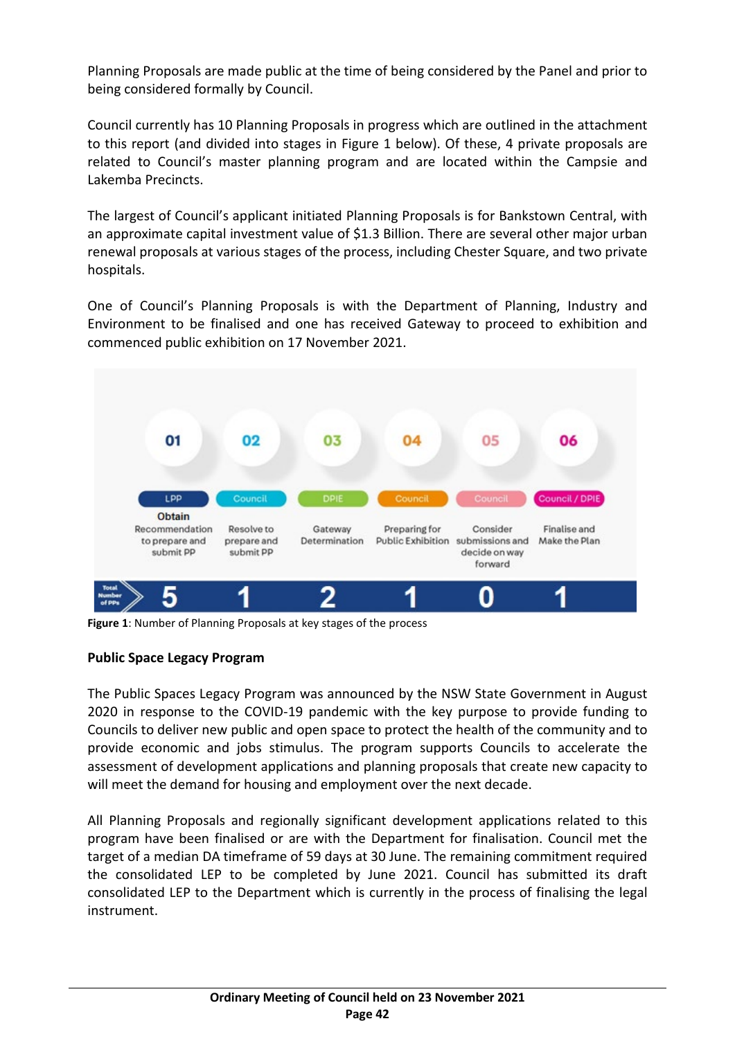Planning Proposals are made public at the time of being considered by the Panel and prior to being considered formally by Council.

Council currently has 10 Planning Proposals in progress which are outlined in the attachment to this report (and divided into stages in Figure 1 below). Of these, 4 private proposals are related to Council's master planning program and are located within the Campsie and Lakemba Precincts.

The largest of Council's applicant initiated Planning Proposals is for Bankstown Central, with an approximate capital investment value of $1.3 Billion. There are several other major urban renewal proposals at various stages of the process, including Chester Square, and two private hospitals.

One of Council's Planning Proposals is with the Department of Planning, Industry and Environment to be finalised and one has received Gateway to proceed to exhibition and commenced public exhibition on 17 November 2021.

| | 01 | 02 | 03 | 04 | 05 | 06 |
|---|---|---|---|---|---|---|
| | LPP | Council | DPIE | Council | Council | Council / DPIE |
| | **Obtain** Recommendation to prepare and submit PP | Resolve to prepare and submit PP | Gateway Determination | Preparing for Public Exhibition | Consider submissions and decide on way forward | Finalise and Make the Plan |
| Total Number of PPs | 5 | 1 | 2 | 1 | 0 | 1 |

**Figure 1**: Number of Planning Proposals at key stages of the process

**Public Space Legacy Program**

The Public Spaces Legacy Program was announced by the NSW State Government in August 2020 in response to the COVID-19 pandemic with the key purpose to provide funding to Councils to deliver new public and open space to protect the health of the community and to provide economic and jobs stimulus. The program supports Councils to accelerate the assessment of development applications and planning proposals that create new capacity to will meet the demand for housing and employment over the next decade.

All Planning Proposals and regionally significant development applications related to this program have been finalised or are with the Department for finalisation. Council met the target of a median DA timeframe of 59 days at 30 June. The remaining commitment required the consolidated LEP to be completed by June 2021. Council has submitted its draft consolidated LEP to the Department which is currently in the process of finalising the legal instrument.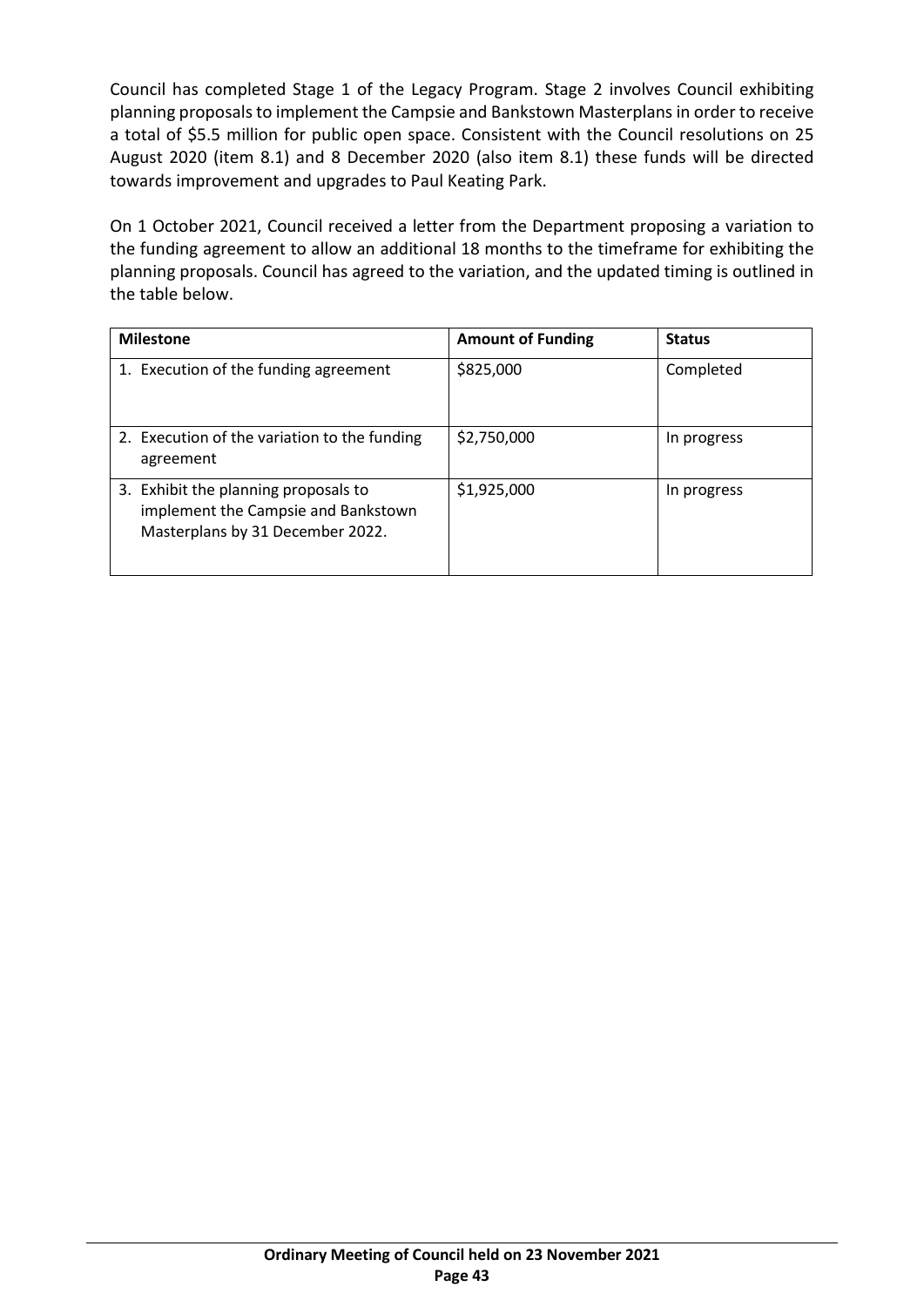Council has completed Stage 1 of the Legacy Program. Stage 2 involves Council exhibiting planning proposals to implement the Campsie and Bankstown Masterplans in order to receive a total of $5.5 million for public open space. Consistent with the Council resolutions on 25 August 2020 (item 8.1) and 8 December 2020 (also item 8.1) these funds will be directed towards improvement and upgrades to Paul Keating Park.

On 1 October 2021, Council received a letter from the Department proposing a variation to the funding agreement to allow an additional 18 months to the timeframe for exhibiting the planning proposals. Council has agreed to the variation, and the updated timing is outlined in the table below.

| Milestone | Amount of Funding | Status |
|---|---|---|
| 1. Execution of the funding agreement | $825,000 | Completed |
| 2. Execution of the variation to the funding agreement | $2,750,000 | In progress |
| 3. Exhibit the planning proposals to implement the Campsie and Bankstown Masterplans by 31 December 2022. | $1,925,000 | In progress |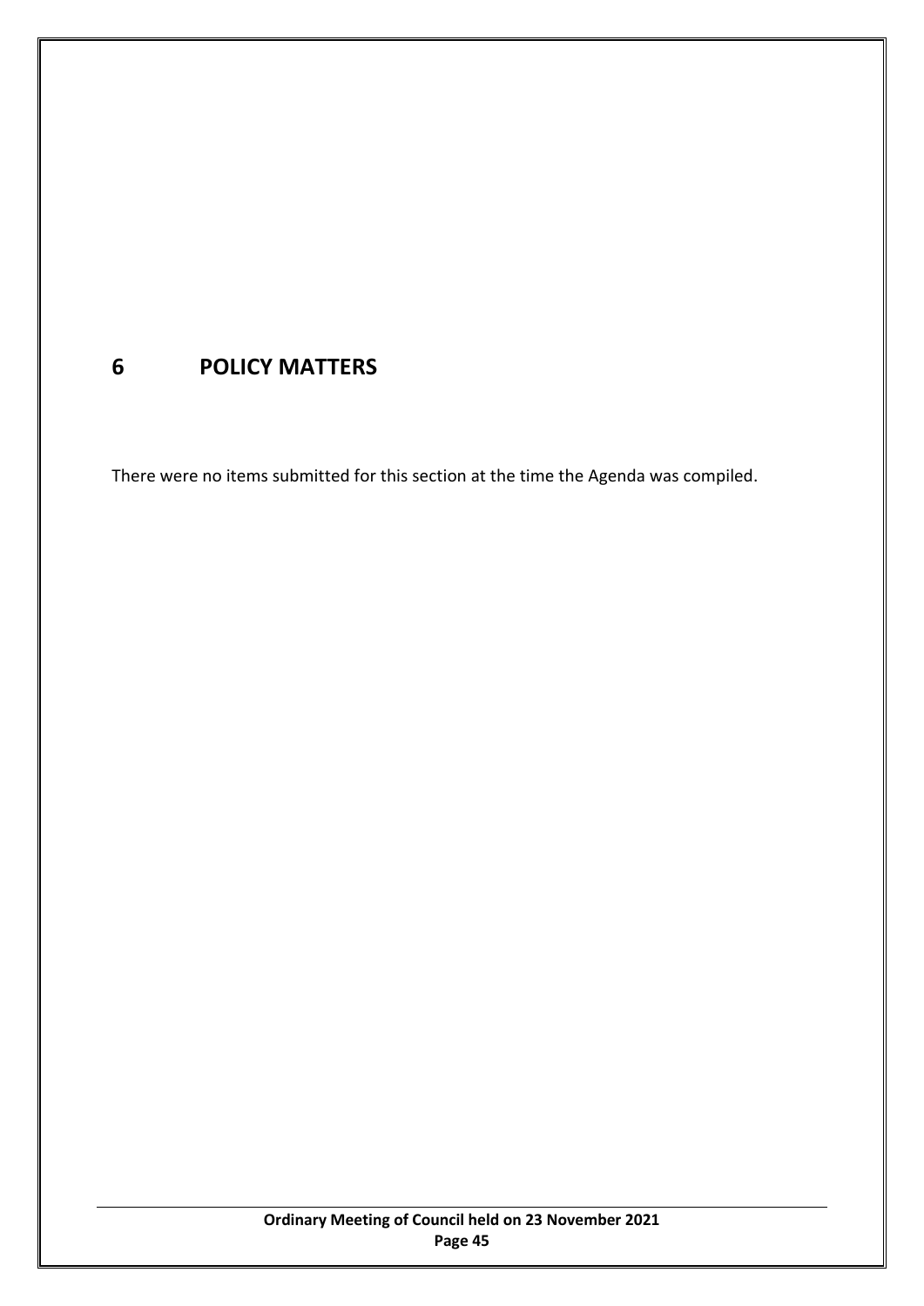# 6 POLICY MATTERS

There were no items submitted for this section at the time the Agenda was compiled.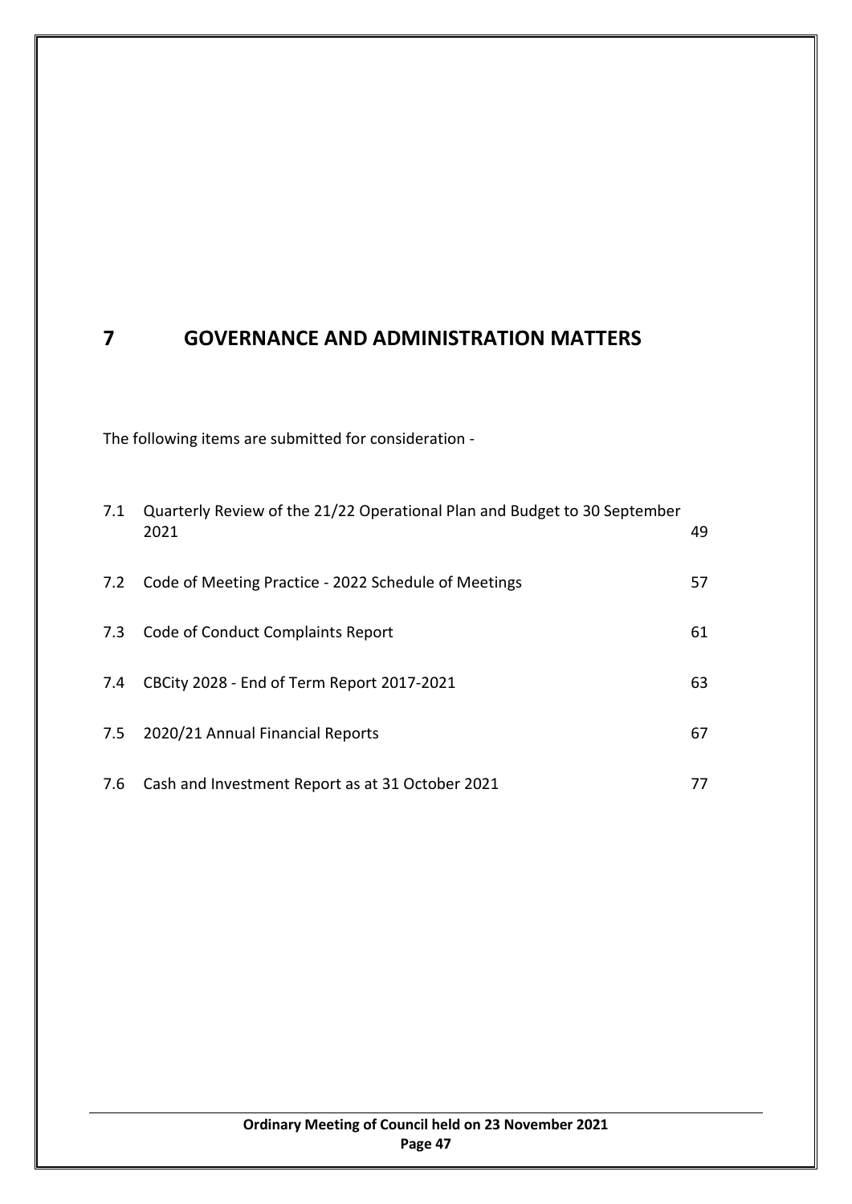# 7 GOVERNANCE AND ADMINISTRATION MATTERS

The following items are submitted for consideration -

| | | |
|---|---|---|
| 7.1 | Quarterly Review of the 21/22 Operational Plan and Budget to 30 September 2021 | 49 |
| 7.2 | Code of Meeting Practice - 2022 Schedule of Meetings | 57 |
| 7.3 | Code of Conduct Complaints Report | 61 |
| 7.4 | CBCity 2028 - End of Term Report 2017-2021 | 63 |
| 7.5 | 2020/21 Annual Financial Reports | 67 |
| 7.6 | Cash and Investment Report as at 31 October 2021 | 77 |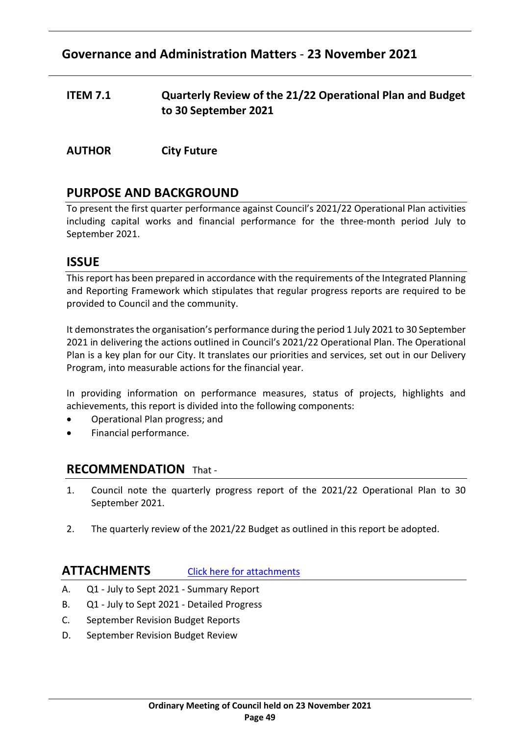## Governance and Administration Matters - 23 November 2021

**ITEM 7.1** **Quarterly Review of the 21/22 Operational Plan and Budget to 30 September 2021**

**AUTHOR** **City Future**

## PURPOSE AND BACKGROUND

To present the first quarter performance against Council's 2021/22 Operational Plan activities including capital works and financial performance for the three-month period July to September 2021.

## ISSUE

This report has been prepared in accordance with the requirements of the Integrated Planning and Reporting Framework which stipulates that regular progress reports are required to be provided to Council and the community.

It demonstrates the organisation's performance during the period 1 July 2021 to 30 September 2021 in delivering the actions outlined in Council's 2021/22 Operational Plan. The Operational Plan is a key plan for our City. It translates our priorities and services, set out in our Delivery Program, into measurable actions for the financial year.

In providing information on performance measures, status of projects, highlights and achievements, this report is divided into the following components:

- Operational Plan progress; and
- Financial performance.

## RECOMMENDATION That -

1. Council note the quarterly progress report of the 2021/22 Operational Plan to 30 September 2021.
2. The quarterly review of the 2021/22 Budget as outlined in this report be adopted.

## ATTACHMENTS

Click here for attachments

A. Q1 - July to Sept 2021 - Summary Report
B. Q1 - July to Sept 2021 - Detailed Progress
C. September Revision Budget Reports
D. September Revision Budget Review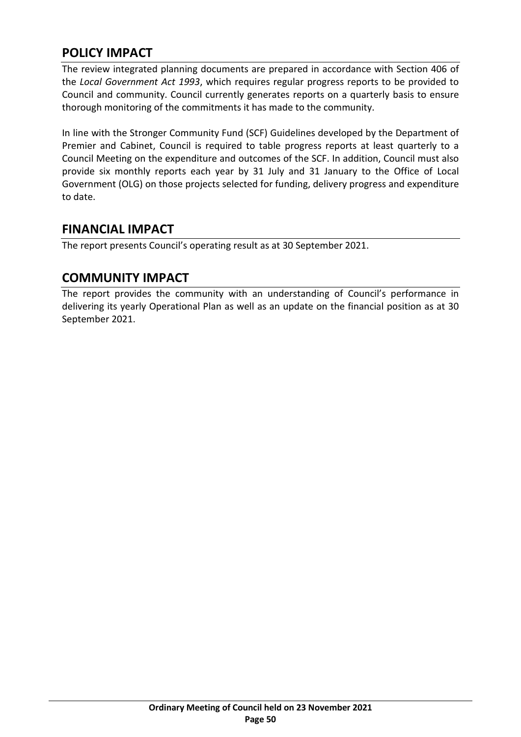## POLICY IMPACT

The review integrated planning documents are prepared in accordance with Section 406 of the *Local Government Act 1993*, which requires regular progress reports to be provided to Council and community. Council currently generates reports on a quarterly basis to ensure thorough monitoring of the commitments it has made to the community.

In line with the Stronger Community Fund (SCF) Guidelines developed by the Department of Premier and Cabinet, Council is required to table progress reports at least quarterly to a Council Meeting on the expenditure and outcomes of the SCF. In addition, Council must also provide six monthly reports each year by 31 July and 31 January to the Office of Local Government (OLG) on those projects selected for funding, delivery progress and expenditure to date.

## FINANCIAL IMPACT

The report presents Council's operating result as at 30 September 2021.

## COMMUNITY IMPACT

The report provides the community with an understanding of Council's performance in delivering its yearly Operational Plan as well as an update on the financial position as at 30 September 2021.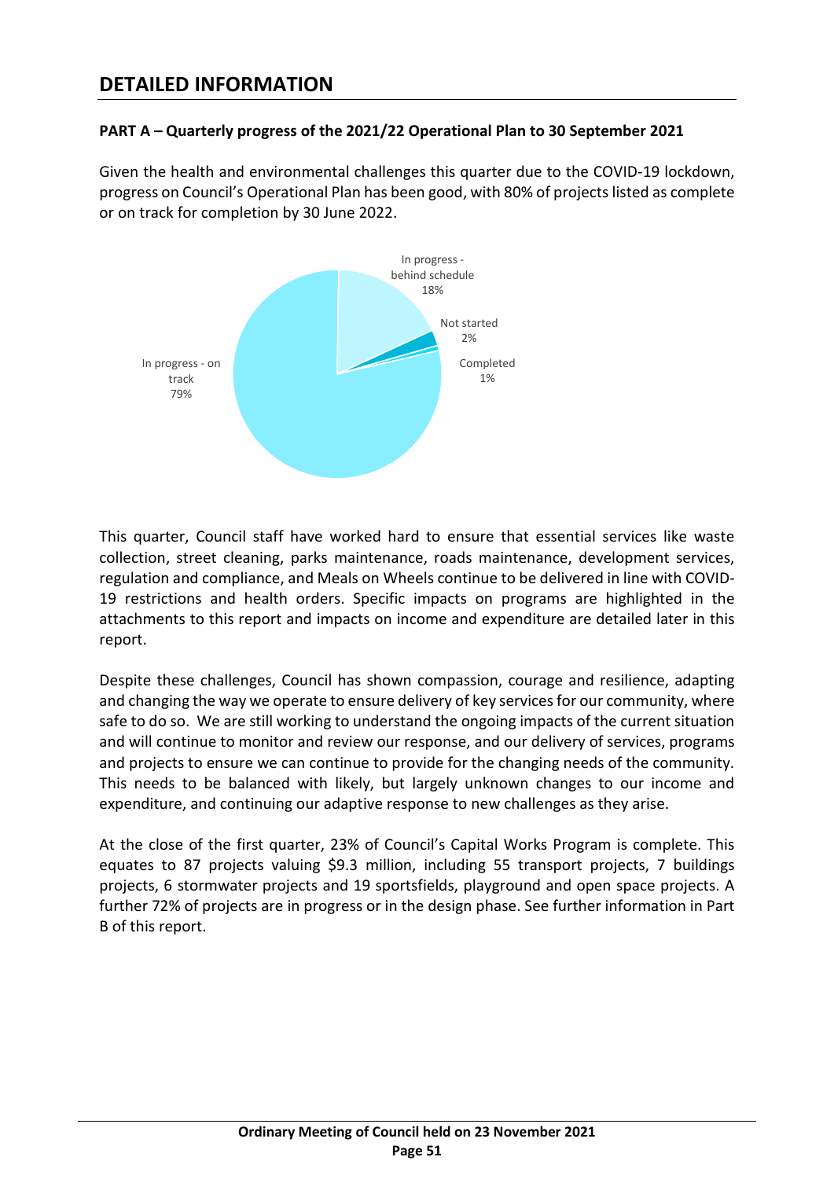# DETAILED INFORMATION

**PART A – Quarterly progress of the 2021/22 Operational Plan to 30 September 2021**

Given the health and environmental challenges this quarter due to the COVID-19 lockdown, progress on Council's Operational Plan has been good, with 80% of projects listed as complete or on track for completion by 30 June 2022.

In progress - behind schedule 18%

Not started 2%

Completed 1%

In progress - on track 79%

This quarter, Council staff have worked hard to ensure that essential services like waste collection, street cleaning, parks maintenance, roads maintenance, development services, regulation and compliance, and Meals on Wheels continue to be delivered in line with COVID-19 restrictions and health orders. Specific impacts on programs are highlighted in the attachments to this report and impacts on income and expenditure are detailed later in this report.

Despite these challenges, Council has shown compassion, courage and resilience, adapting and changing the way we operate to ensure delivery of key services for our community, where safe to do so. We are still working to understand the ongoing impacts of the current situation and will continue to monitor and review our response, and our delivery of services, programs and projects to ensure we can continue to provide for the changing needs of the community. This needs to be balanced with likely, but largely unknown changes to our income and expenditure, and continuing our adaptive response to new challenges as they arise.

At the close of the first quarter, 23% of Council's Capital Works Program is complete. This equates to 87 projects valuing $9.3 million, including 55 transport projects, 7 buildings projects, 6 stormwater projects and 19 sportsfields, playground and open space projects. A further 72% of projects are in progress or in the design phase. See further information in Part B of this report.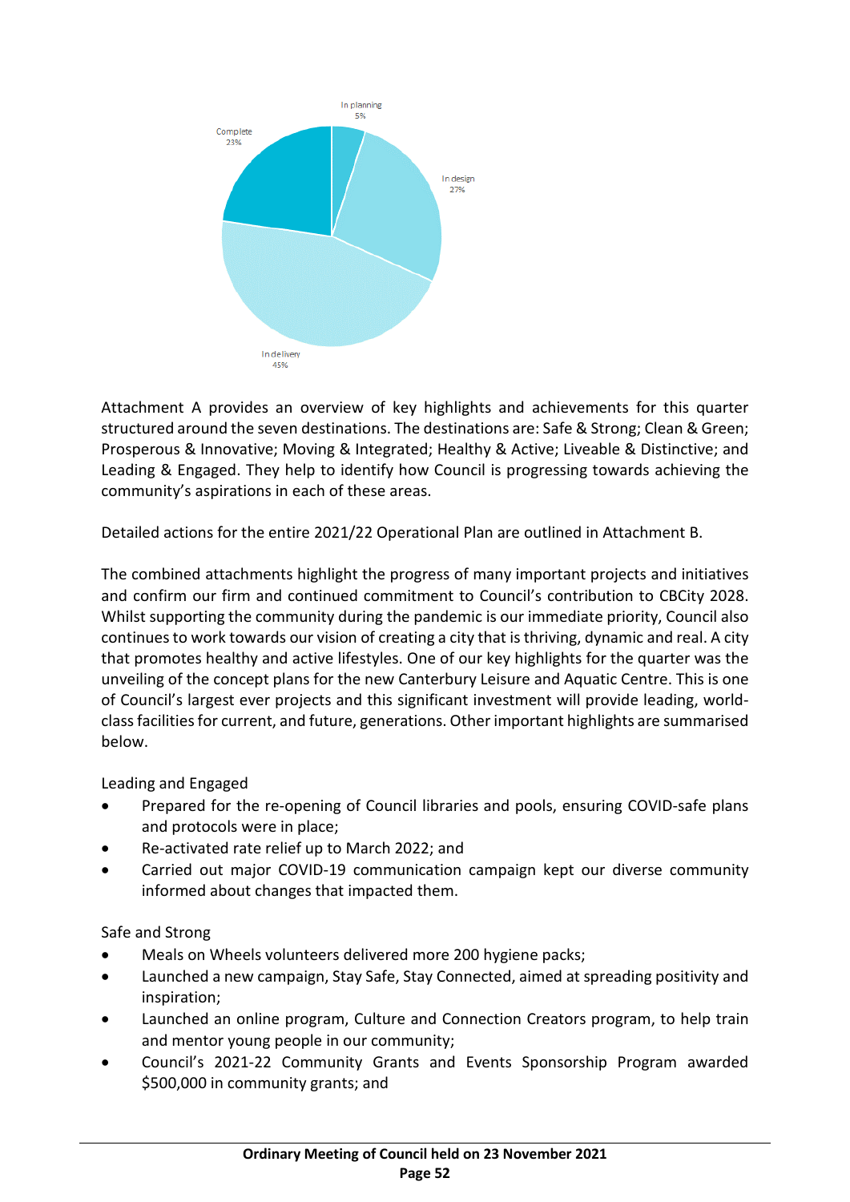In planning
5%

Complete
23%

In design
27%

In delivery
45%

Attachment A provides an overview of key highlights and achievements for this quarter structured around the seven destinations. The destinations are: Safe & Strong; Clean & Green; Prosperous & Innovative; Moving & Integrated; Healthy & Active; Liveable & Distinctive; and Leading & Engaged. They help to identify how Council is progressing towards achieving the community's aspirations in each of these areas.

Detailed actions for the entire 2021/22 Operational Plan are outlined in Attachment B.

The combined attachments highlight the progress of many important projects and initiatives and confirm our firm and continued commitment to Council's contribution to CBCity 2028. Whilst supporting the community during the pandemic is our immediate priority, Council also continues to work towards our vision of creating a city that is thriving, dynamic and real. A city that promotes healthy and active lifestyles. One of our key highlights for the quarter was the unveiling of the concept plans for the new Canterbury Leisure and Aquatic Centre. This is one of Council's largest ever projects and this significant investment will provide leading, world-class facilities for current, and future, generations. Other important highlights are summarised below.

Leading and Engaged

- Prepared for the re-opening of Council libraries and pools, ensuring COVID-safe plans and protocols were in place;
- Re-activated rate relief up to March 2022; and
- Carried out major COVID-19 communication campaign kept our diverse community informed about changes that impacted them.

Safe and Strong

- Meals on Wheels volunteers delivered more 200 hygiene packs;
- Launched a new campaign, Stay Safe, Stay Connected, aimed at spreading positivity and inspiration;
- Launched an online program, Culture and Connection Creators program, to help train and mentor young people in our community;
- Council's 2021-22 Community Grants and Events Sponsorship Program awarded $500,000 in community grants; and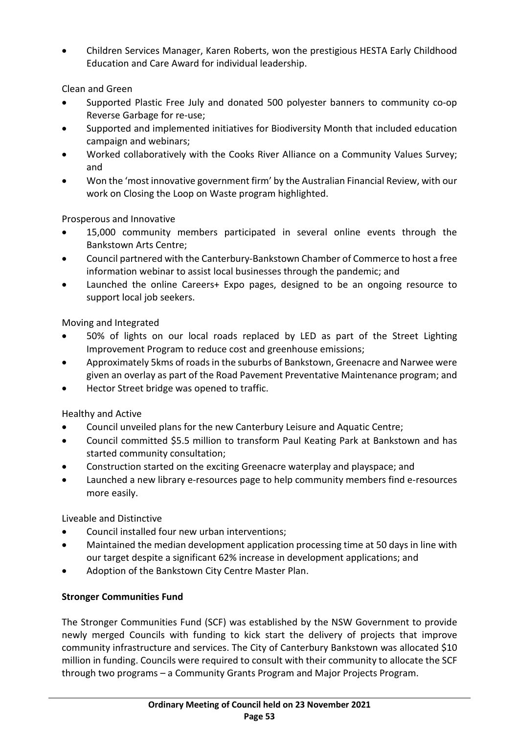- Children Services Manager, Karen Roberts, won the prestigious HESTA Early Childhood Education and Care Award for individual leadership.

Clean and Green

- Supported Plastic Free July and donated 500 polyester banners to community co-op Reverse Garbage for re-use;
- Supported and implemented initiatives for Biodiversity Month that included education campaign and webinars;
- Worked collaboratively with the Cooks River Alliance on a Community Values Survey; and
- Won the 'most innovative government firm' by the Australian Financial Review, with our work on Closing the Loop on Waste program highlighted.

Prosperous and Innovative

- 15,000 community members participated in several online events through the Bankstown Arts Centre;
- Council partnered with the Canterbury-Bankstown Chamber of Commerce to host a free information webinar to assist local businesses through the pandemic; and
- Launched the online Careers+ Expo pages, designed to be an ongoing resource to support local job seekers.

Moving and Integrated

- 50% of lights on our local roads replaced by LED as part of the Street Lighting Improvement Program to reduce cost and greenhouse emissions;
- Approximately 5kms of roads in the suburbs of Bankstown, Greenacre and Narwee were given an overlay as part of the Road Pavement Preventative Maintenance program; and
- Hector Street bridge was opened to traffic.

Healthy and Active

- Council unveiled plans for the new Canterbury Leisure and Aquatic Centre;
- Council committed $5.5 million to transform Paul Keating Park at Bankstown and has started community consultation;
- Construction started on the exciting Greenacre waterplay and playspace; and
- Launched a new library e-resources page to help community members find e-resources more easily.

Liveable and Distinctive

- Council installed four new urban interventions;
- Maintained the median development application processing time at 50 days in line with our target despite a significant 62% increase in development applications; and
- Adoption of the Bankstown City Centre Master Plan.

**Stronger Communities Fund**

The Stronger Communities Fund (SCF) was established by the NSW Government to provide newly merged Councils with funding to kick start the delivery of projects that improve community infrastructure and services. The City of Canterbury Bankstown was allocated $10 million in funding. Councils were required to consult with their community to allocate the SCF through two programs – a Community Grants Program and Major Projects Program.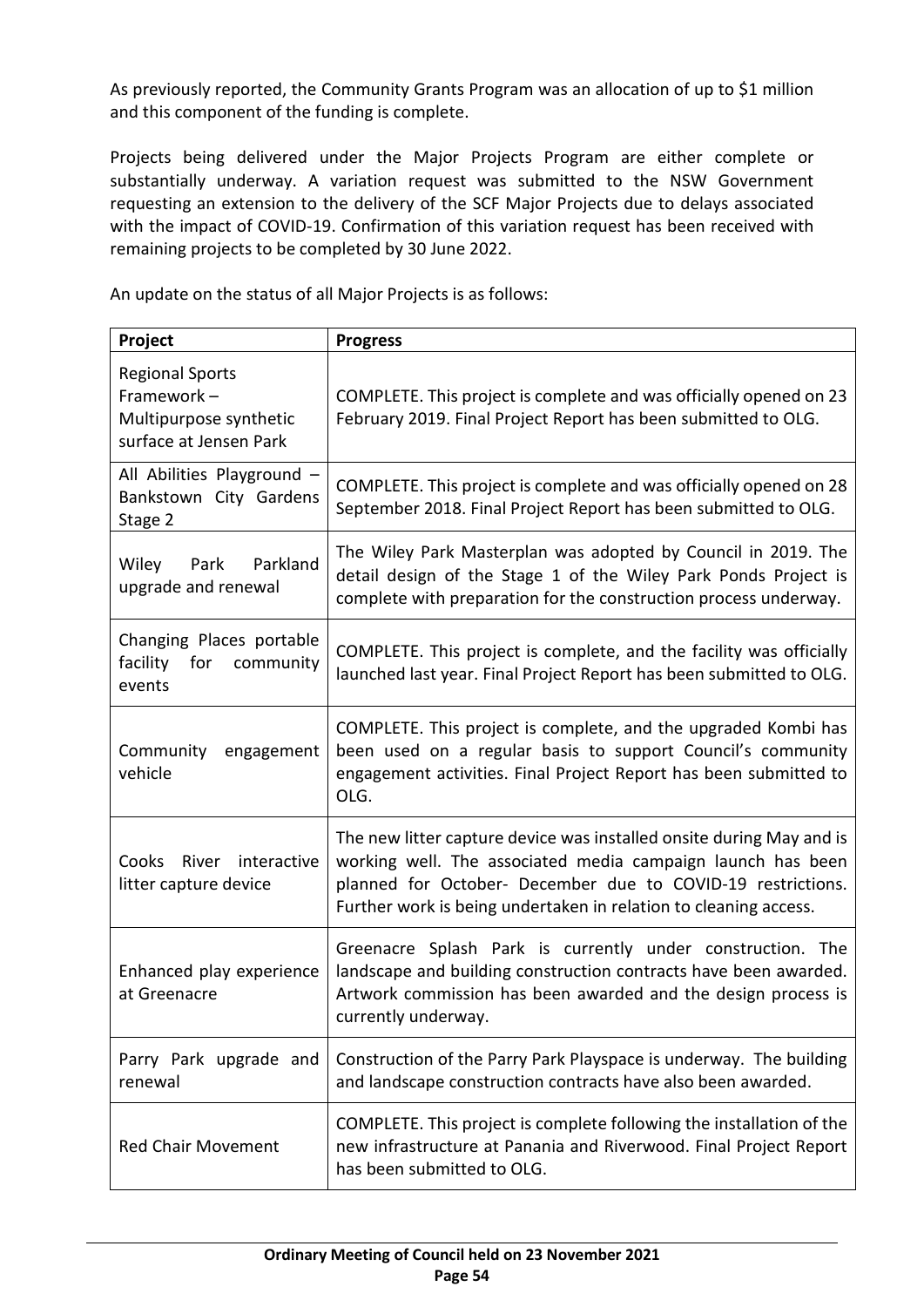As previously reported, the Community Grants Program was an allocation of up to $1 million and this component of the funding is complete.

Projects being delivered under the Major Projects Program are either complete or substantially underway. A variation request was submitted to the NSW Government requesting an extension to the delivery of the SCF Major Projects due to delays associated with the impact of COVID-19. Confirmation of this variation request has been received with remaining projects to be completed by 30 June 2022.

An update on the status of all Major Projects is as follows:

| Project | Progress |
|---|---|
| Regional Sports Framework – Multipurpose synthetic surface at Jensen Park | COMPLETE. This project is complete and was officially opened on 23 February 2019. Final Project Report has been submitted to OLG. |
| All Abilities Playground – Bankstown City Gardens Stage 2 | COMPLETE. This project is complete and was officially opened on 28 September 2018. Final Project Report has been submitted to OLG. |
| Wiley Park Parkland upgrade and renewal | The Wiley Park Masterplan was adopted by Council in 2019. The detail design of the Stage 1 of the Wiley Park Ponds Project is complete with preparation for the construction process underway. |
| Changing Places portable facility for community events | COMPLETE. This project is complete, and the facility was officially launched last year. Final Project Report has been submitted to OLG. |
| Community engagement vehicle | COMPLETE. This project is complete, and the upgraded Kombi has been used on a regular basis to support Council's community engagement activities. Final Project Report has been submitted to OLG. |
| Cooks River interactive litter capture device | The new litter capture device was installed onsite during May and is working well. The associated media campaign launch has been planned for October- December due to COVID-19 restrictions. Further work is being undertaken in relation to cleaning access. |
| Enhanced play experience at Greenacre | Greenacre Splash Park is currently under construction. The landscape and building construction contracts have been awarded. Artwork commission has been awarded and the design process is currently underway. |
| Parry Park upgrade and renewal | Construction of the Parry Park Playspace is underway. The building and landscape construction contracts have also been awarded. |
| Red Chair Movement | COMPLETE. This project is complete following the installation of the new infrastructure at Panania and Riverwood. Final Project Report has been submitted to OLG. |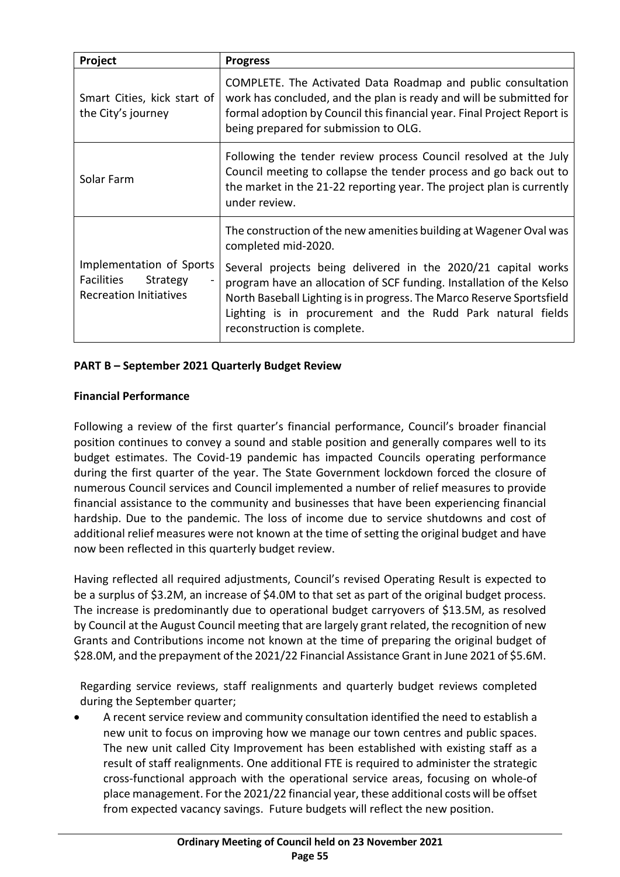| Project | Progress |
| --- | --- |
| Smart Cities, kick start of the City's journey | COMPLETE. The Activated Data Roadmap and public consultation work has concluded, and the plan is ready and will be submitted for formal adoption by Council this financial year. Final Project Report is being prepared for submission to OLG. |
| Solar Farm | Following the tender review process Council resolved at the July Council meeting to collapse the tender process and go back out to the market in the 21-22 reporting year. The project plan is currently under review. |
| Implementation of Sports Facilities Strategy - Recreation Initiatives | The construction of the new amenities building at Wagener Oval was completed mid-2020.<br><br>Several projects being delivered in the 2020/21 capital works program have an allocation of SCF funding. Installation of the Kelso North Baseball Lighting is in progress. The Marco Reserve Sportsfield Lighting is in procurement and the Rudd Park natural fields reconstruction is complete. |

**PART B – September 2021 Quarterly Budget Review**

**Financial Performance**

Following a review of the first quarter's financial performance, Council's broader financial position continues to convey a sound and stable position and generally compares well to its budget estimates. The Covid-19 pandemic has impacted Councils operating performance during the first quarter of the year. The State Government lockdown forced the closure of numerous Council services and Council implemented a number of relief measures to provide financial assistance to the community and businesses that have been experiencing financial hardship. Due to the pandemic. The loss of income due to service shutdowns and cost of additional relief measures were not known at the time of setting the original budget and have now been reflected in this quarterly budget review.

Having reflected all required adjustments, Council's revised Operating Result is expected to be a surplus of $3.2M, an increase of $4.0M to that set as part of the original budget process. The increase is predominantly due to operational budget carryovers of $13.5M, as resolved by Council at the August Council meeting that are largely grant related, the recognition of new Grants and Contributions income not known at the time of preparing the original budget of $28.0M, and the prepayment of the 2021/22 Financial Assistance Grant in June 2021 of $5.6M.

Regarding service reviews, staff realignments and quarterly budget reviews completed during the September quarter;

- A recent service review and community consultation identified the need to establish a new unit to focus on improving how we manage our town centres and public spaces. The new unit called City Improvement has been established with existing staff as a result of staff realignments. One additional FTE is required to administer the strategic cross-functional approach with the operational service areas, focusing on whole-of place management. For the 2021/22 financial year, these additional costs will be offset from expected vacancy savings. Future budgets will reflect the new position.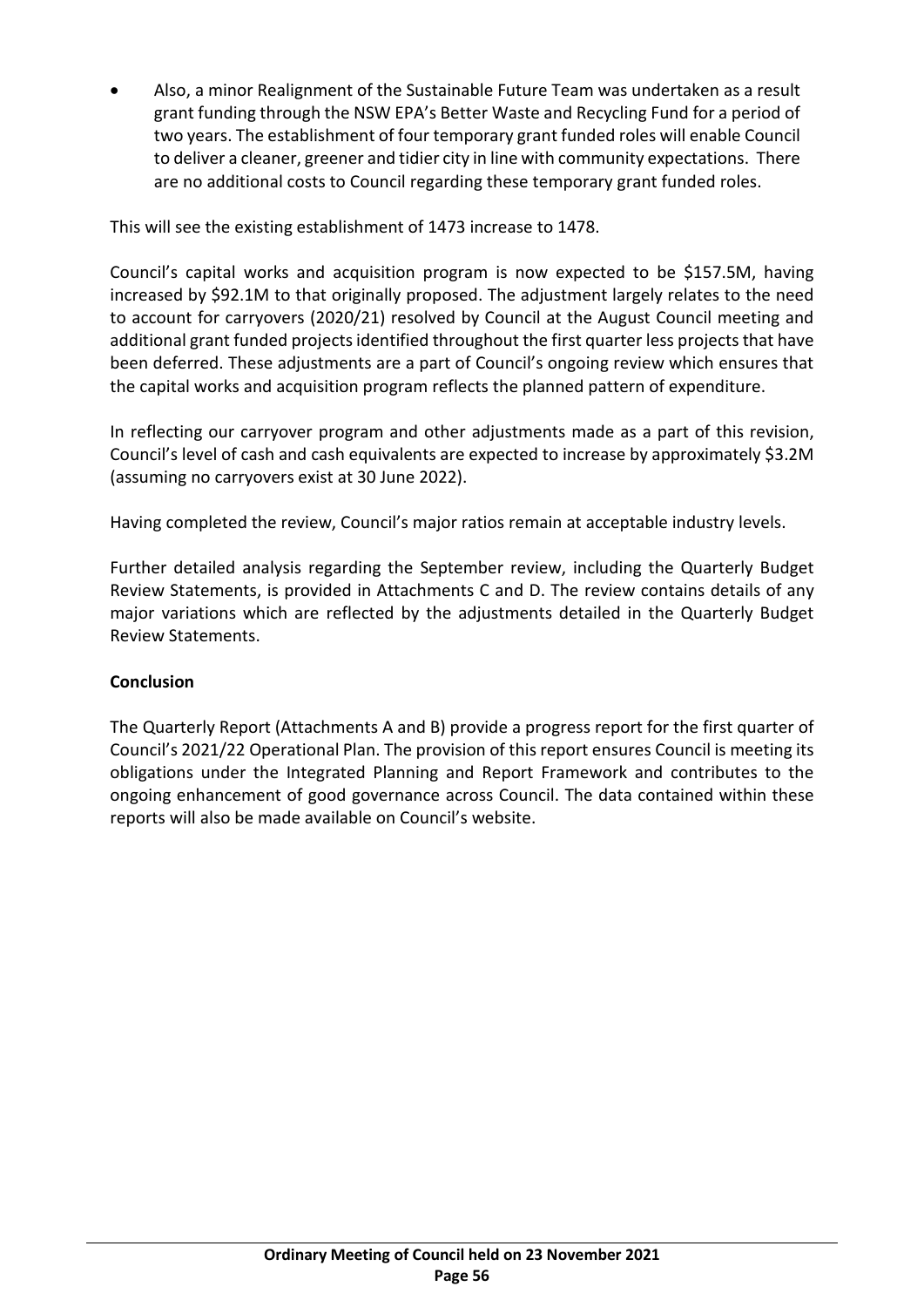- Also, a minor Realignment of the Sustainable Future Team was undertaken as a result grant funding through the NSW EPA's Better Waste and Recycling Fund for a period of two years. The establishment of four temporary grant funded roles will enable Council to deliver a cleaner, greener and tidier city in line with community expectations. There are no additional costs to Council regarding these temporary grant funded roles.

This will see the existing establishment of 1473 increase to 1478.

Council's capital works and acquisition program is now expected to be $157.5M, having increased by $92.1M to that originally proposed. The adjustment largely relates to the need to account for carryovers (2020/21) resolved by Council at the August Council meeting and additional grant funded projects identified throughout the first quarter less projects that have been deferred. These adjustments are a part of Council's ongoing review which ensures that the capital works and acquisition program reflects the planned pattern of expenditure.

In reflecting our carryover program and other adjustments made as a part of this revision, Council's level of cash and cash equivalents are expected to increase by approximately $3.2M (assuming no carryovers exist at 30 June 2022).

Having completed the review, Council's major ratios remain at acceptable industry levels.

Further detailed analysis regarding the September review, including the Quarterly Budget Review Statements, is provided in Attachments C and D. The review contains details of any major variations which are reflected by the adjustments detailed in the Quarterly Budget Review Statements.

**Conclusion**

The Quarterly Report (Attachments A and B) provide a progress report for the first quarter of Council's 2021/22 Operational Plan. The provision of this report ensures Council is meeting its obligations under the Integrated Planning and Report Framework and contributes to the ongoing enhancement of good governance across Council. The data contained within these reports will also be made available on Council's website.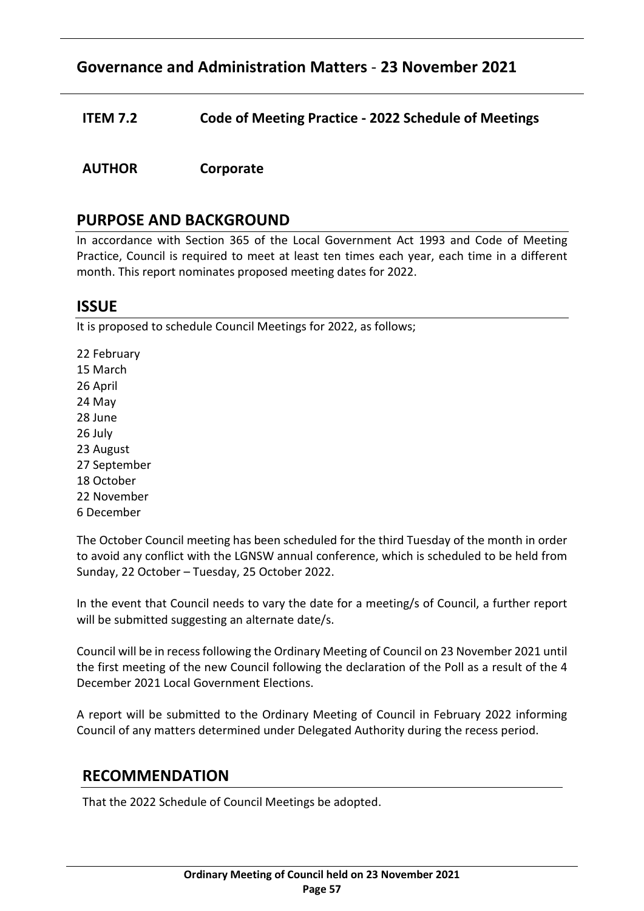## Governance and Administration Matters - 23 November 2021

**ITEM 7.2 Code of Meeting Practice - 2022 Schedule of Meetings**

**AUTHOR Corporate**

## PURPOSE AND BACKGROUND

In accordance with Section 365 of the Local Government Act 1993 and Code of Meeting Practice, Council is required to meet at least ten times each year, each time in a different month. This report nominates proposed meeting dates for 2022.

## ISSUE

It is proposed to schedule Council Meetings for 2022, as follows;

22 February
15 March
26 April
24 May
28 June
26 July
23 August
27 September
18 October
22 November
6 December

The October Council meeting has been scheduled for the third Tuesday of the month in order to avoid any conflict with the LGNSW annual conference, which is scheduled to be held from Sunday, 22 October – Tuesday, 25 October 2022.

In the event that Council needs to vary the date for a meeting/s of Council, a further report will be submitted suggesting an alternate date/s.

Council will be in recess following the Ordinary Meeting of Council on 23 November 2021 until the first meeting of the new Council following the declaration of the Poll as a result of the 4 December 2021 Local Government Elections.

A report will be submitted to the Ordinary Meeting of Council in February 2022 informing Council of any matters determined under Delegated Authority during the recess period.

## RECOMMENDATION

That the 2022 Schedule of Council Meetings be adopted.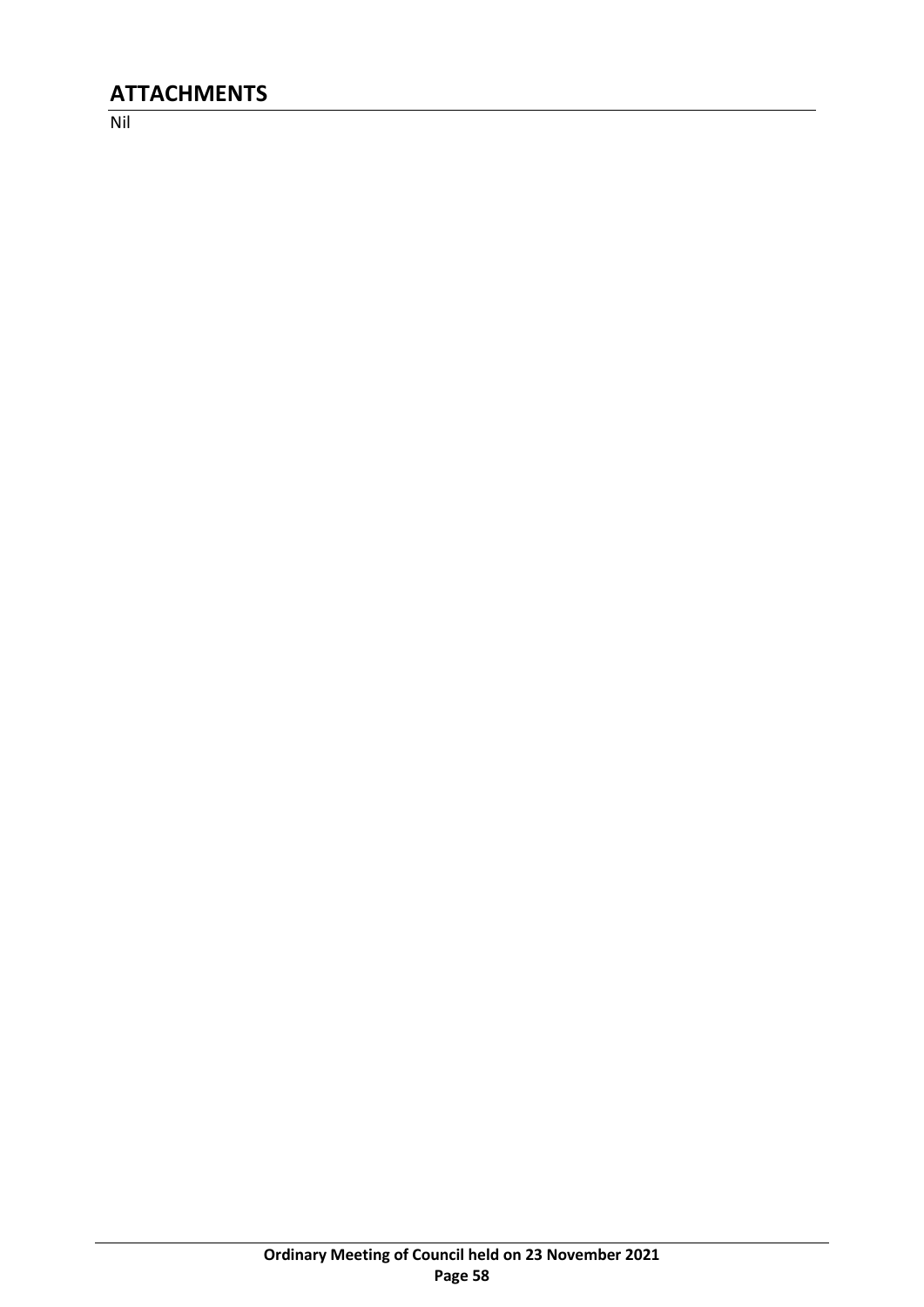## ATTACHMENTS

Nil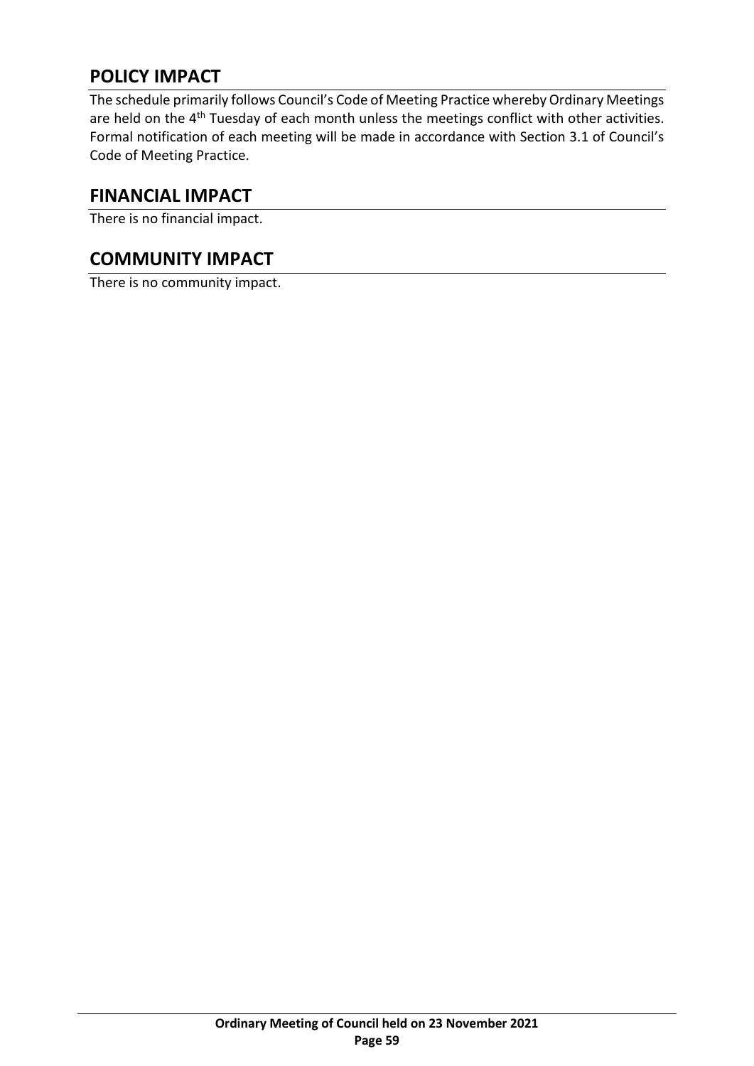## POLICY IMPACT

The schedule primarily follows Council's Code of Meeting Practice whereby Ordinary Meetings are held on the 4th Tuesday of each month unless the meetings conflict with other activities. Formal notification of each meeting will be made in accordance with Section 3.1 of Council's Code of Meeting Practice.

## FINANCIAL IMPACT

There is no financial impact.

## COMMUNITY IMPACT

There is no community impact.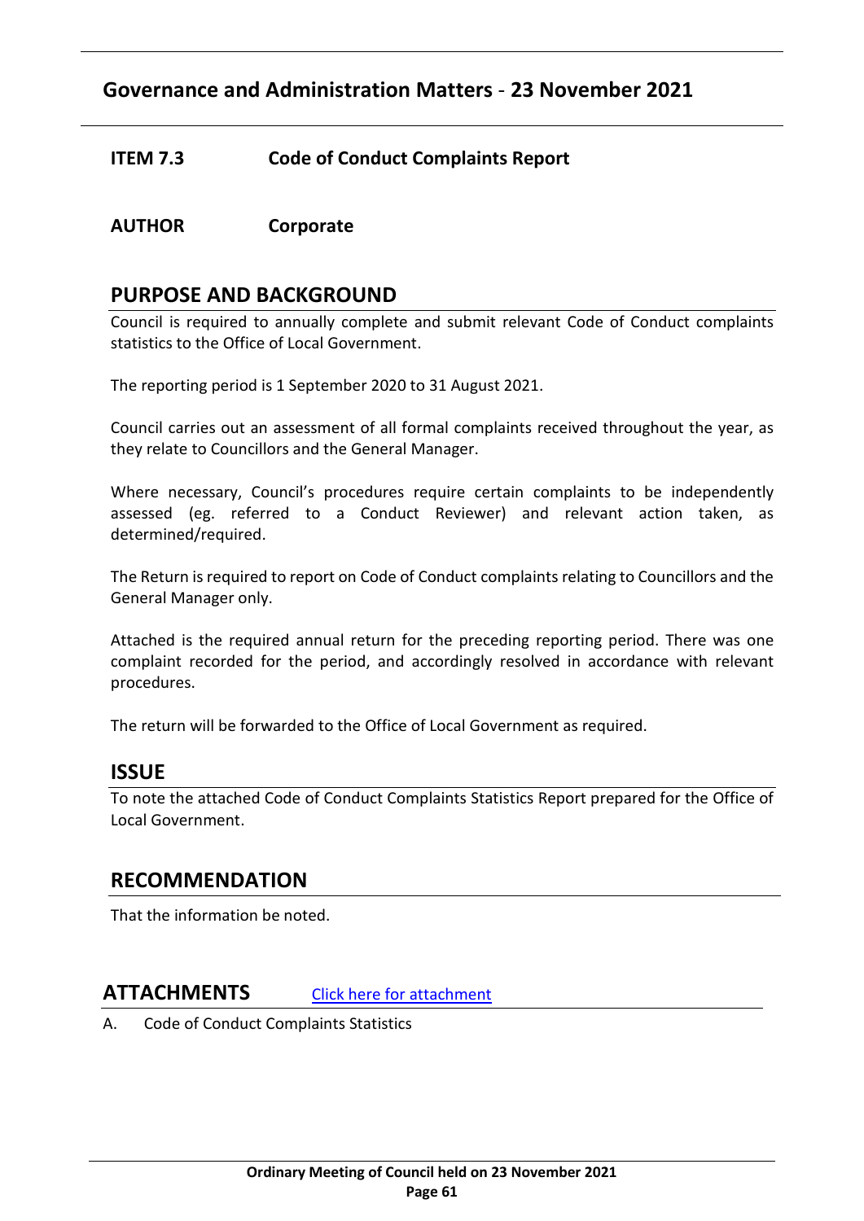## Governance and Administration Matters - 23 November 2021

**ITEM 7.3 Code of Conduct Complaints Report**

**AUTHOR Corporate**

## PURPOSE AND BACKGROUND

Council is required to annually complete and submit relevant Code of Conduct complaints statistics to the Office of Local Government.

The reporting period is 1 September 2020 to 31 August 2021.

Council carries out an assessment of all formal complaints received throughout the year, as they relate to Councillors and the General Manager.

Where necessary, Council's procedures require certain complaints to be independently assessed (eg. referred to a Conduct Reviewer) and relevant action taken, as determined/required.

The Return is required to report on Code of Conduct complaints relating to Councillors and the General Manager only.

Attached is the required annual return for the preceding reporting period. There was one complaint recorded for the period, and accordingly resolved in accordance with relevant procedures.

The return will be forwarded to the Office of Local Government as required.

## ISSUE

To note the attached Code of Conduct Complaints Statistics Report prepared for the Office of Local Government.

## RECOMMENDATION

That the information be noted.

## ATTACHMENTS

Click here for attachment

A. Code of Conduct Complaints Statistics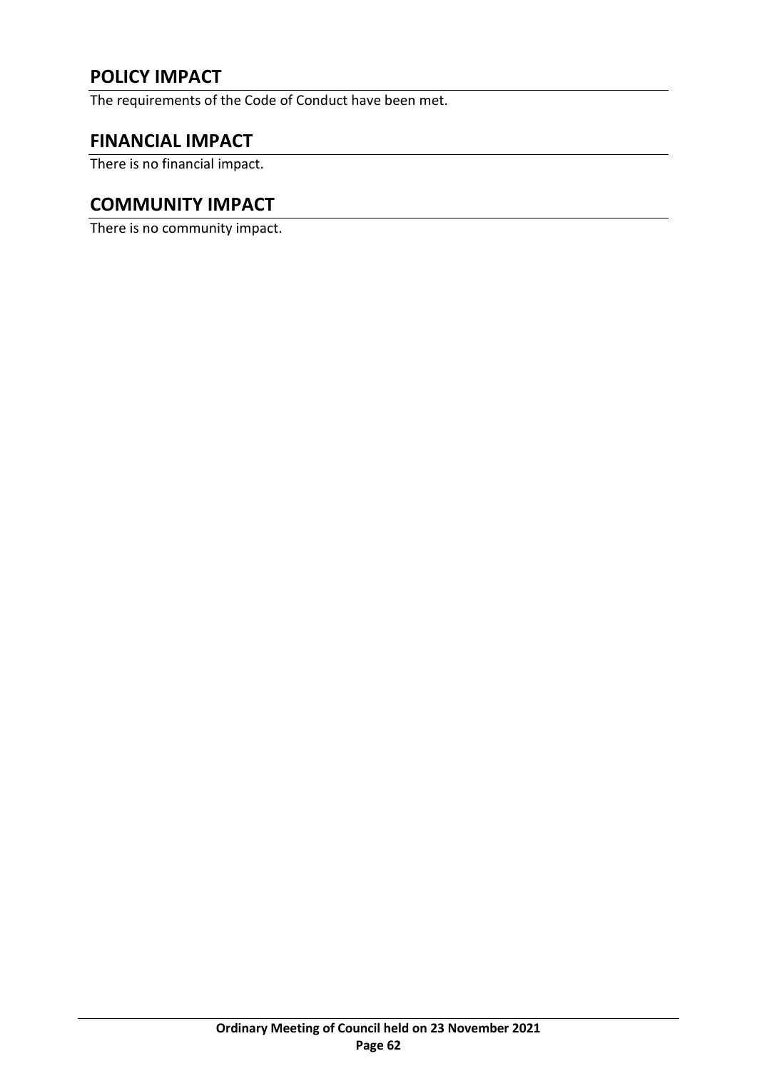## POLICY IMPACT

The requirements of the Code of Conduct have been met.

## FINANCIAL IMPACT

There is no financial impact.

## COMMUNITY IMPACT

There is no community impact.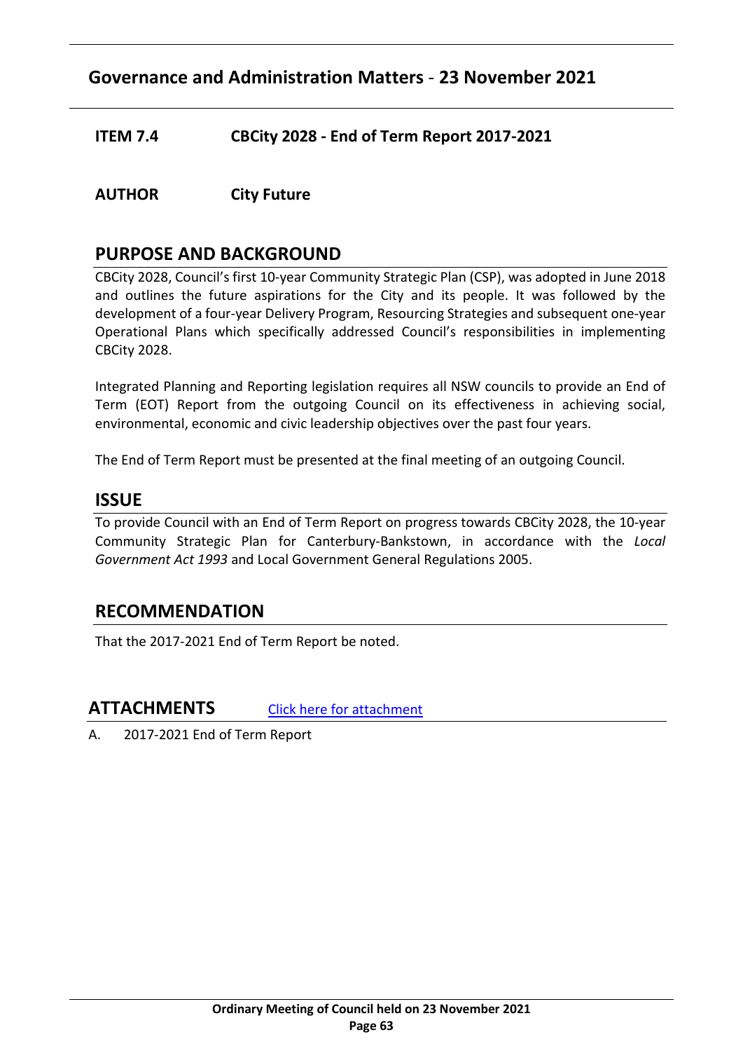## Governance and Administration Matters - 23 November 2021

**ITEM 7.4 CBCity 2028 - End of Term Report 2017-2021**

**AUTHOR City Future**

## PURPOSE AND BACKGROUND

CBCity 2028, Council's first 10-year Community Strategic Plan (CSP), was adopted in June 2018 and outlines the future aspirations for the City and its people. It was followed by the development of a four-year Delivery Program, Resourcing Strategies and subsequent one-year Operational Plans which specifically addressed Council's responsibilities in implementing CBCity 2028.

Integrated Planning and Reporting legislation requires all NSW councils to provide an End of Term (EOT) Report from the outgoing Council on its effectiveness in achieving social, environmental, economic and civic leadership objectives over the past four years.

The End of Term Report must be presented at the final meeting of an outgoing Council.

## ISSUE

To provide Council with an End of Term Report on progress towards CBCity 2028, the 10-year Community Strategic Plan for Canterbury-Bankstown, in accordance with the *Local Government Act 1993* and Local Government General Regulations 2005.

## RECOMMENDATION

That the 2017-2021 End of Term Report be noted.

## ATTACHMENTS

Click here for attachment

A. 2017-2021 End of Term Report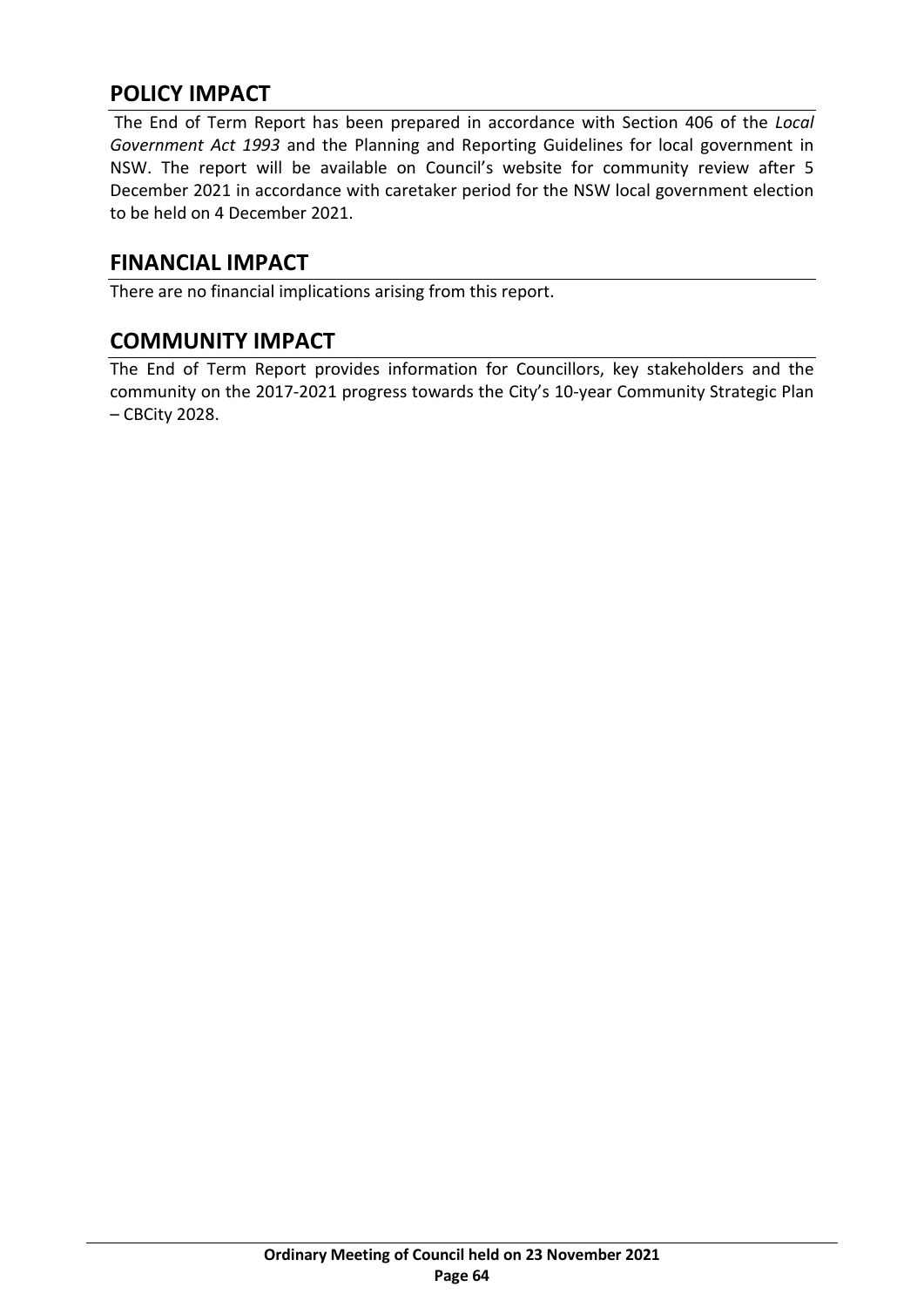## POLICY IMPACT

The End of Term Report has been prepared in accordance with Section 406 of the *Local Government Act 1993* and the Planning and Reporting Guidelines for local government in NSW. The report will be available on Council's website for community review after 5 December 2021 in accordance with caretaker period for the NSW local government election to be held on 4 December 2021.

## FINANCIAL IMPACT

There are no financial implications arising from this report.

## COMMUNITY IMPACT

The End of Term Report provides information for Councillors, key stakeholders and the community on the 2017-2021 progress towards the City's 10-year Community Strategic Plan – CBCity 2028.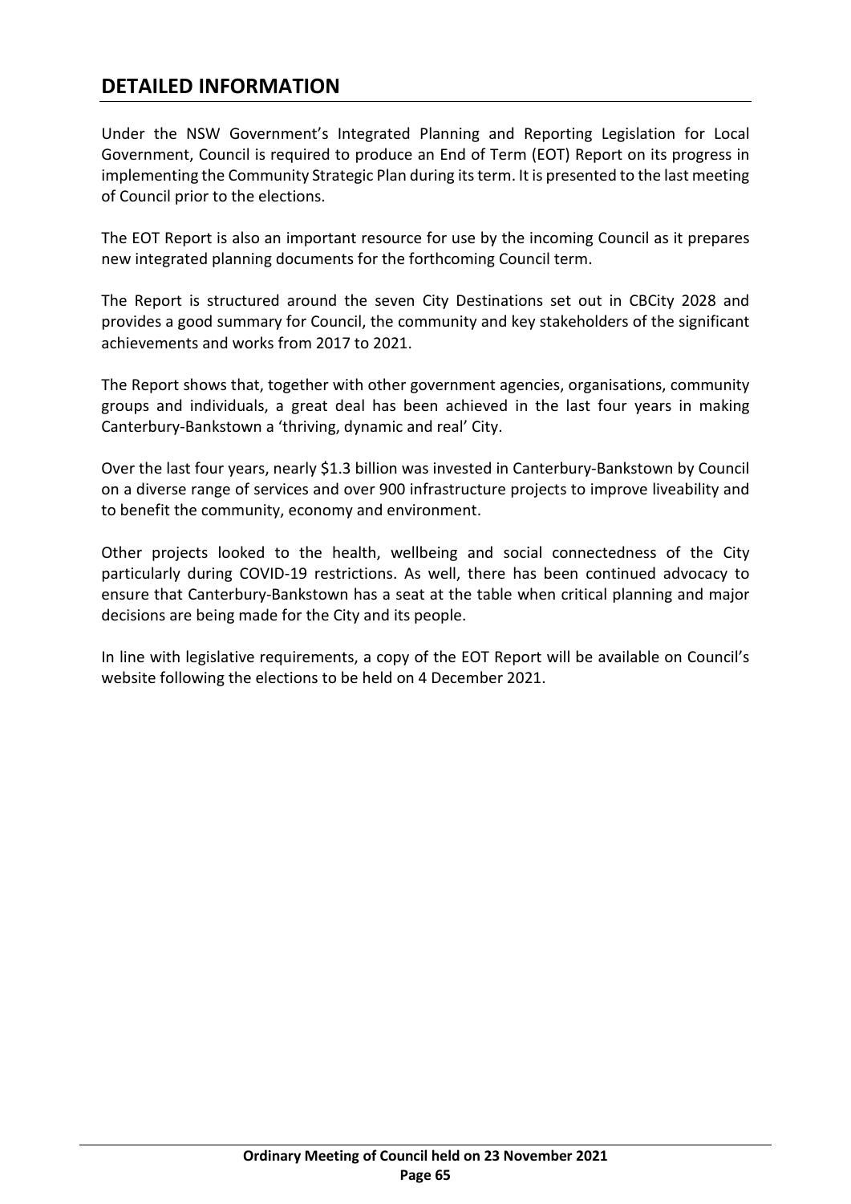## DETAILED INFORMATION

Under the NSW Government's Integrated Planning and Reporting Legislation for Local Government, Council is required to produce an End of Term (EOT) Report on its progress in implementing the Community Strategic Plan during its term. It is presented to the last meeting of Council prior to the elections.

The EOT Report is also an important resource for use by the incoming Council as it prepares new integrated planning documents for the forthcoming Council term.

The Report is structured around the seven City Destinations set out in CBCity 2028 and provides a good summary for Council, the community and key stakeholders of the significant achievements and works from 2017 to 2021.

The Report shows that, together with other government agencies, organisations, community groups and individuals, a great deal has been achieved in the last four years in making Canterbury-Bankstown a 'thriving, dynamic and real' City.

Over the last four years, nearly $1.3 billion was invested in Canterbury-Bankstown by Council on a diverse range of services and over 900 infrastructure projects to improve liveability and to benefit the community, economy and environment.

Other projects looked to the health, wellbeing and social connectedness of the City particularly during COVID-19 restrictions. As well, there has been continued advocacy to ensure that Canterbury-Bankstown has a seat at the table when critical planning and major decisions are being made for the City and its people.

In line with legislative requirements, a copy of the EOT Report will be available on Council's website following the elections to be held on 4 December 2021.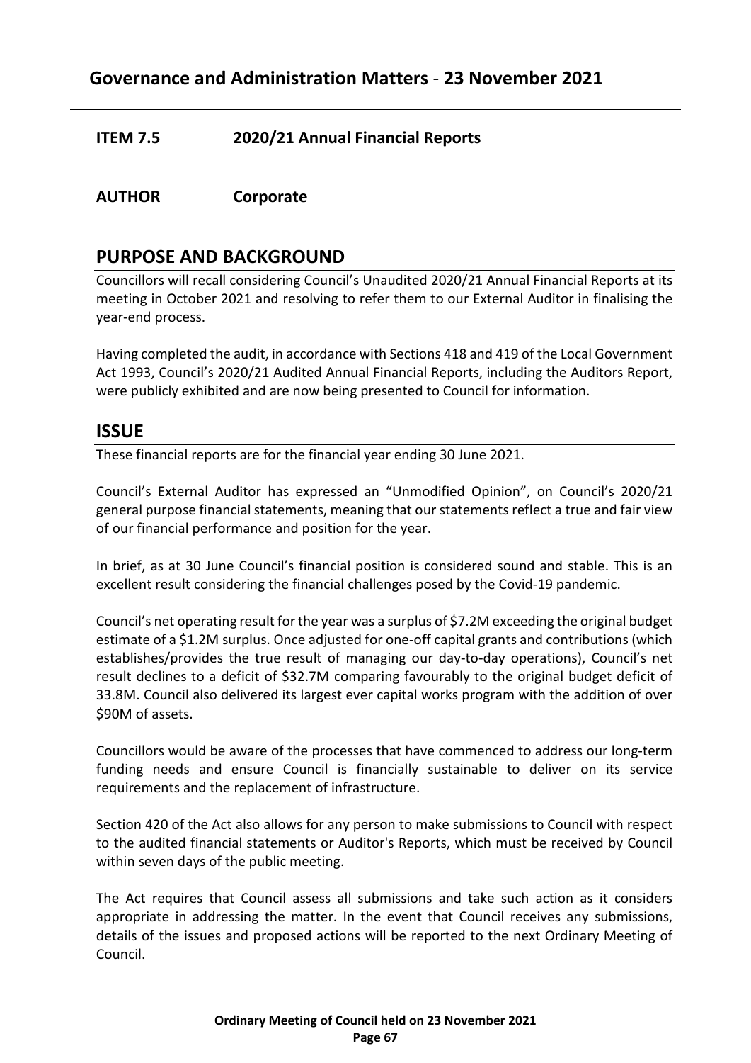## Governance and Administration Matters - 23 November 2021

**ITEM 7.5 2020/21 Annual Financial Reports**

**AUTHOR Corporate**

## PURPOSE AND BACKGROUND

Councillors will recall considering Council's Unaudited 2020/21 Annual Financial Reports at its meeting in October 2021 and resolving to refer them to our External Auditor in finalising the year-end process.

Having completed the audit, in accordance with Sections 418 and 419 of the Local Government Act 1993, Council's 2020/21 Audited Annual Financial Reports, including the Auditors Report, were publicly exhibited and are now being presented to Council for information.

## ISSUE

These financial reports are for the financial year ending 30 June 2021.

Council's External Auditor has expressed an "Unmodified Opinion", on Council's 2020/21 general purpose financial statements, meaning that our statements reflect a true and fair view of our financial performance and position for the year.

In brief, as at 30 June Council's financial position is considered sound and stable. This is an excellent result considering the financial challenges posed by the Covid-19 pandemic.

Council's net operating result for the year was a surplus of $7.2M exceeding the original budget estimate of a $1.2M surplus. Once adjusted for one-off capital grants and contributions (which establishes/provides the true result of managing our day-to-day operations), Council's net result declines to a deficit of $32.7M comparing favourably to the original budget deficit of 33.8M. Council also delivered its largest ever capital works program with the addition of over $90M of assets.

Councillors would be aware of the processes that have commenced to address our long-term funding needs and ensure Council is financially sustainable to deliver on its service requirements and the replacement of infrastructure.

Section 420 of the Act also allows for any person to make submissions to Council with respect to the audited financial statements or Auditor's Reports, which must be received by Council within seven days of the public meeting.

The Act requires that Council assess all submissions and take such action as it considers appropriate in addressing the matter. In the event that Council receives any submissions, details of the issues and proposed actions will be reported to the next Ordinary Meeting of Council.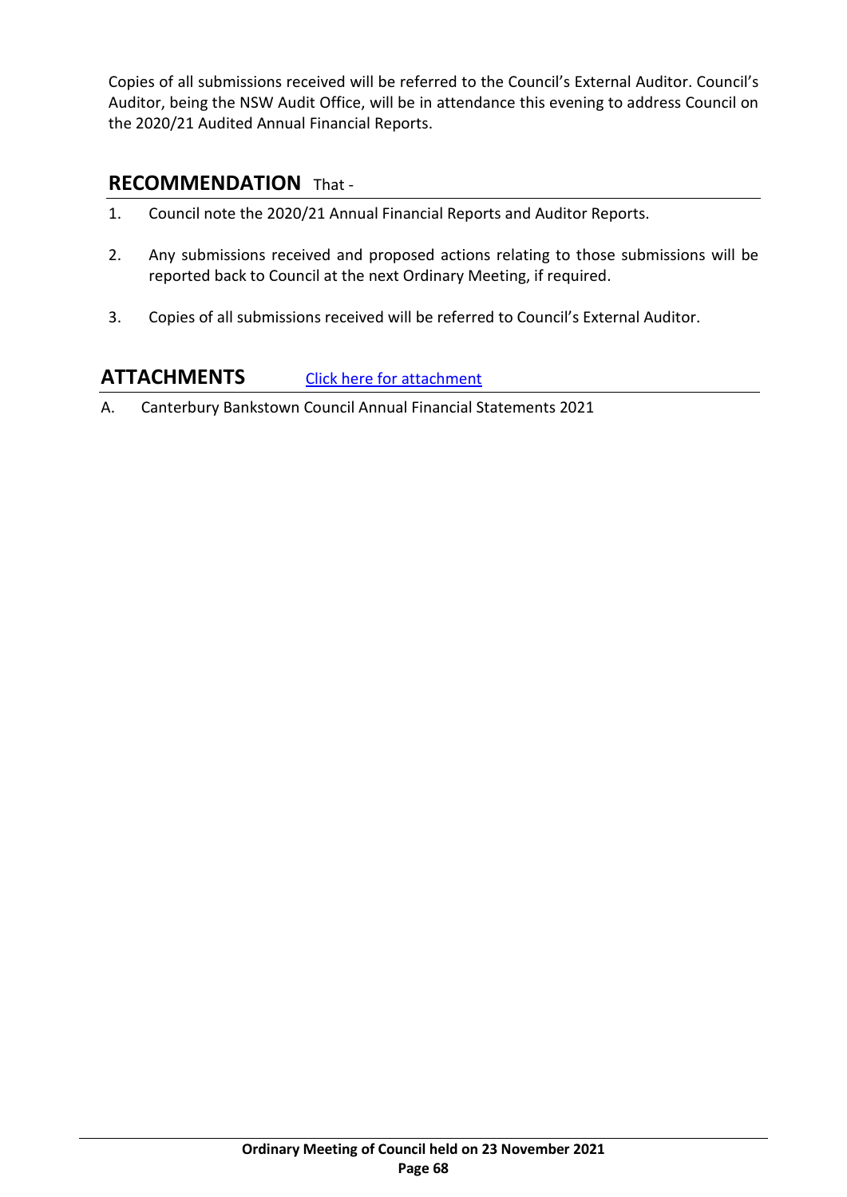Copies of all submissions received will be referred to the Council's External Auditor. Council's Auditor, being the NSW Audit Office, will be in attendance this evening to address Council on the 2020/21 Audited Annual Financial Reports.

## RECOMMENDATION That -

1. Council note the 2020/21 Annual Financial Reports and Auditor Reports.

2. Any submissions received and proposed actions relating to those submissions will be reported back to Council at the next Ordinary Meeting, if required.

3. Copies of all submissions received will be referred to Council's External Auditor.

## ATTACHMENTS [Click here for attachment]

A. Canterbury Bankstown Council Annual Financial Statements 2021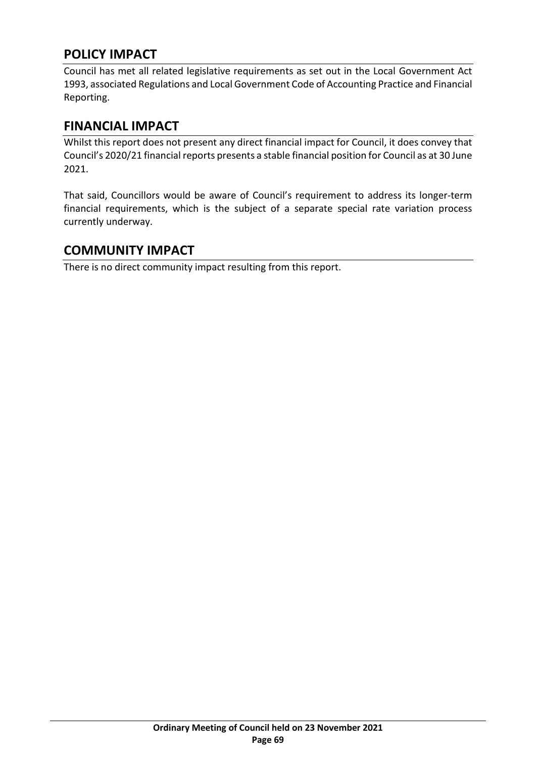## POLICY IMPACT

Council has met all related legislative requirements as set out in the Local Government Act 1993, associated Regulations and Local Government Code of Accounting Practice and Financial Reporting.

## FINANCIAL IMPACT

Whilst this report does not present any direct financial impact for Council, it does convey that Council's 2020/21 financial reports presents a stable financial position for Council as at 30 June 2021.

That said, Councillors would be aware of Council's requirement to address its longer-term financial requirements, which is the subject of a separate special rate variation process currently underway.

## COMMUNITY IMPACT

There is no direct community impact resulting from this report.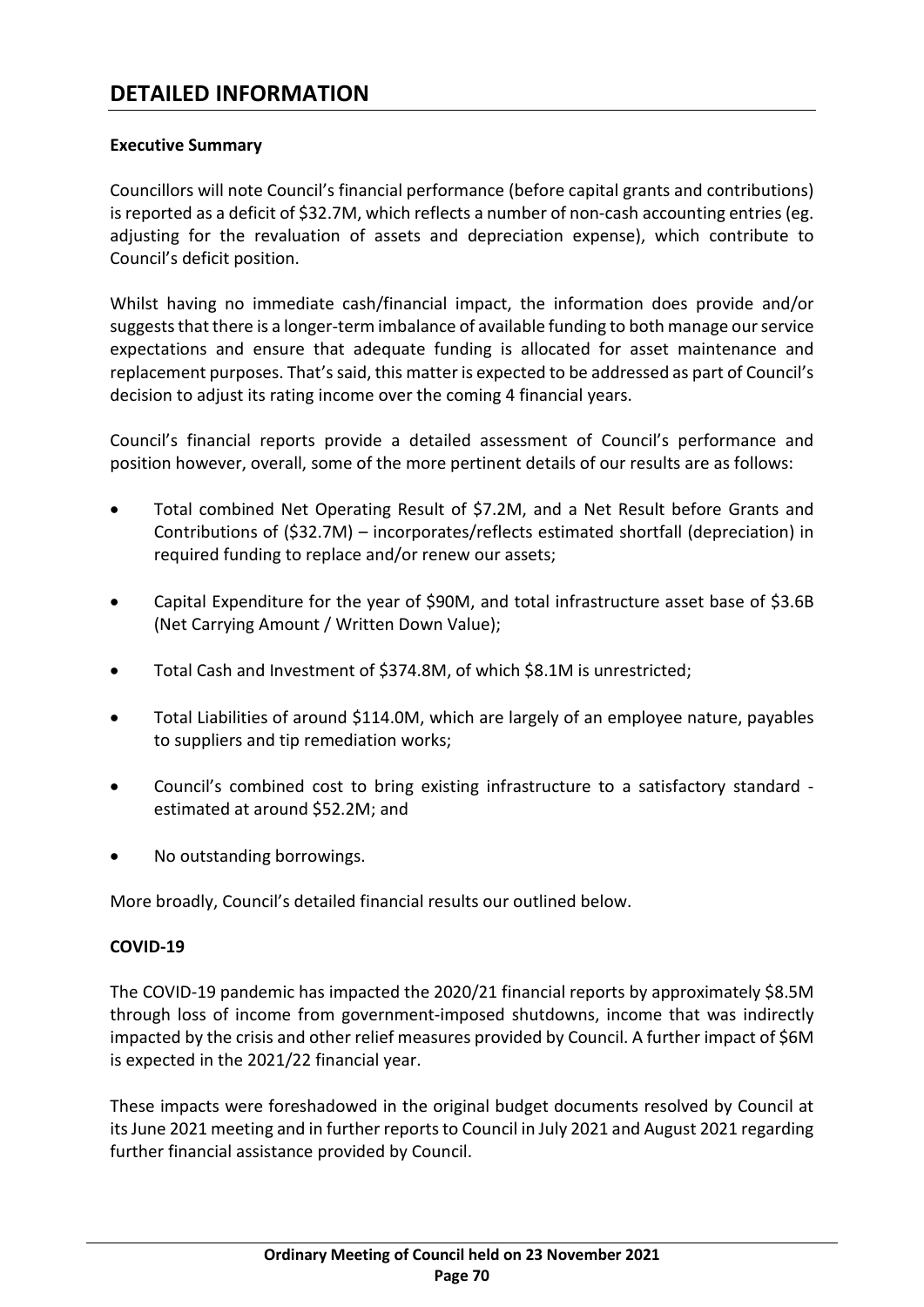# DETAILED INFORMATION

**Executive Summary**

Councillors will note Council's financial performance (before capital grants and contributions) is reported as a deficit of $32.7M, which reflects a number of non-cash accounting entries (eg. adjusting for the revaluation of assets and depreciation expense), which contribute to Council's deficit position.

Whilst having no immediate cash/financial impact, the information does provide and/or suggests that there is a longer-term imbalance of available funding to both manage our service expectations and ensure that adequate funding is allocated for asset maintenance and replacement purposes. That's said, this matter is expected to be addressed as part of Council's decision to adjust its rating income over the coming 4 financial years.

Council's financial reports provide a detailed assessment of Council's performance and position however, overall, some of the more pertinent details of our results are as follows:

- Total combined Net Operating Result of $7.2M, and a Net Result before Grants and Contributions of ($32.7M) – incorporates/reflects estimated shortfall (depreciation) in required funding to replace and/or renew our assets;
- Capital Expenditure for the year of $90M, and total infrastructure asset base of $3.6B (Net Carrying Amount / Written Down Value);
- Total Cash and Investment of $374.8M, of which $8.1M is unrestricted;
- Total Liabilities of around $114.0M, which are largely of an employee nature, payables to suppliers and tip remediation works;
- Council's combined cost to bring existing infrastructure to a satisfactory standard - estimated at around $52.2M; and
- No outstanding borrowings.

More broadly, Council's detailed financial results our outlined below.

**COVID-19**

The COVID-19 pandemic has impacted the 2020/21 financial reports by approximately $8.5M through loss of income from government-imposed shutdowns, income that was indirectly impacted by the crisis and other relief measures provided by Council. A further impact of $6M is expected in the 2021/22 financial year.

These impacts were foreshadowed in the original budget documents resolved by Council at its June 2021 meeting and in further reports to Council in July 2021 and August 2021 regarding further financial assistance provided by Council.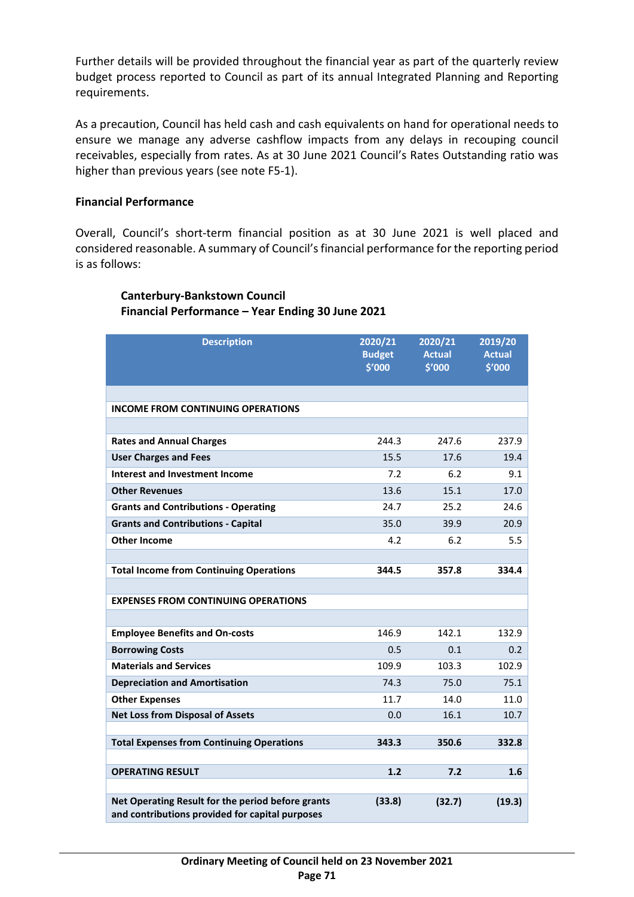Further details will be provided throughout the financial year as part of the quarterly review budget process reported to Council as part of its annual Integrated Planning and Reporting requirements.

As a precaution, Council has held cash and cash equivalents on hand for operational needs to ensure we manage any adverse cashflow impacts from any delays in recouping council receivables, especially from rates. As at 30 June 2021 Council's Rates Outstanding ratio was higher than previous years (see note F5-1).

**Financial Performance**

Overall, Council's short-term financial position as at 30 June 2021 is well placed and considered reasonable. A summary of Council's financial performance for the reporting period is as follows:

**Canterbury-Bankstown Council**
**Financial Performance – Year Ending 30 June 2021**

| Description | 2020/21 Budget $'000 | 2020/21 Actual $'000 | 2019/20 Actual $'000 |
|---|---|---|---|
| **INCOME FROM CONTINUING OPERATIONS** | | | |
| **Rates and Annual Charges** | 244.3 | 247.6 | 237.9 |
| **User Charges and Fees** | 15.5 | 17.6 | 19.4 |
| **Interest and Investment Income** | 7.2 | 6.2 | 9.1 |
| **Other Revenues** | 13.6 | 15.1 | 17.0 |
| **Grants and Contributions - Operating** | 24.7 | 25.2 | 24.6 |
| **Grants and Contributions - Capital** | 35.0 | 39.9 | 20.9 |
| **Other Income** | 4.2 | 6.2 | 5.5 |
| **Total Income from Continuing Operations** | **344.5** | **357.8** | **334.4** |
| **EXPENSES FROM CONTINUING OPERATIONS** | | | |
| **Employee Benefits and On-costs** | 146.9 | 142.1 | 132.9 |
| **Borrowing Costs** | 0.5 | 0.1 | 0.2 |
| **Materials and Services** | 109.9 | 103.3 | 102.9 |
| **Depreciation and Amortisation** | 74.3 | 75.0 | 75.1 |
| **Other Expenses** | 11.7 | 14.0 | 11.0 |
| **Net Loss from Disposal of Assets** | 0.0 | 16.1 | 10.7 |
| **Total Expenses from Continuing Operations** | **343.3** | **350.6** | **332.8** |
| **OPERATING RESULT** | **1.2** | **7.2** | **1.6** |
| **Net Operating Result for the period before grants and contributions provided for capital purposes** | **(33.8)** | **(32.7)** | **(19.3)** |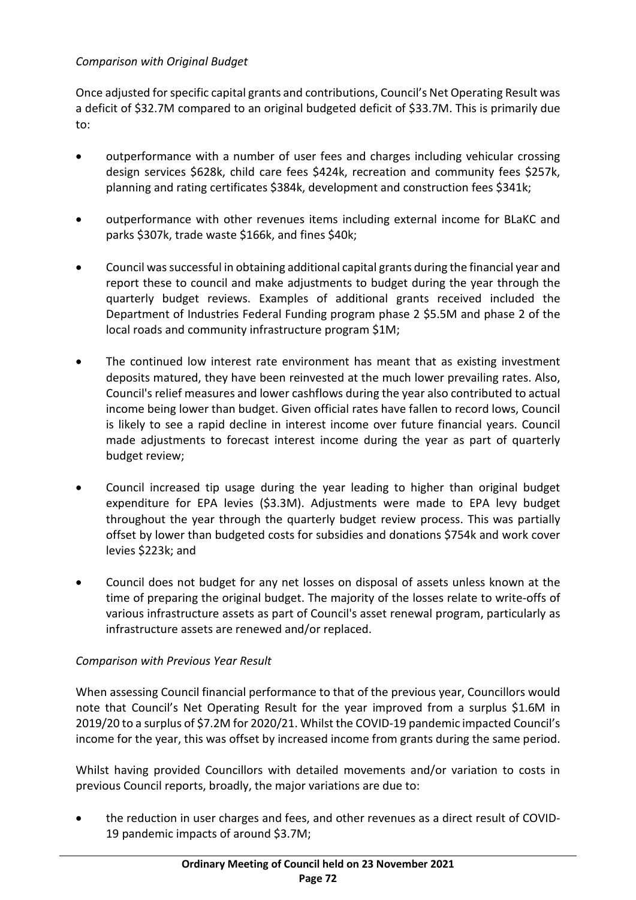*Comparison with Original Budget*

Once adjusted for specific capital grants and contributions, Council's Net Operating Result was a deficit of $32.7M compared to an original budgeted deficit of $33.7M. This is primarily due to:

- outperformance with a number of user fees and charges including vehicular crossing design services $628k, child care fees $424k, recreation and community fees $257k, planning and rating certificates $384k, development and construction fees $341k;
- outperformance with other revenues items including external income for BLaKC and parks $307k, trade waste $166k, and fines $40k;
- Council was successful in obtaining additional capital grants during the financial year and report these to council and make adjustments to budget during the year through the quarterly budget reviews. Examples of additional grants received included the Department of Industries Federal Funding program phase 2 $5.5M and phase 2 of the local roads and community infrastructure program $1M;
- The continued low interest rate environment has meant that as existing investment deposits matured, they have been reinvested at the much lower prevailing rates. Also, Council's relief measures and lower cashflows during the year also contributed to actual income being lower than budget. Given official rates have fallen to record lows, Council is likely to see a rapid decline in interest income over future financial years. Council made adjustments to forecast interest income during the year as part of quarterly budget review;
- Council increased tip usage during the year leading to higher than original budget expenditure for EPA levies ($3.3M). Adjustments were made to EPA levy budget throughout the year through the quarterly budget review process. This was partially offset by lower than budgeted costs for subsidies and donations $754k and work cover levies $223k; and
- Council does not budget for any net losses on disposal of assets unless known at the time of preparing the original budget. The majority of the losses relate to write-offs of various infrastructure assets as part of Council's asset renewal program, particularly as infrastructure assets are renewed and/or replaced.

*Comparison with Previous Year Result*

When assessing Council financial performance to that of the previous year, Councillors would note that Council's Net Operating Result for the year improved from a surplus $1.6M in 2019/20 to a surplus of $7.2M for 2020/21. Whilst the COVID-19 pandemic impacted Council's income for the year, this was offset by increased income from grants during the same period.

Whilst having provided Councillors with detailed movements and/or variation to costs in previous Council reports, broadly, the major variations are due to:

- the reduction in user charges and fees, and other revenues as a direct result of COVID-19 pandemic impacts of around $3.7M;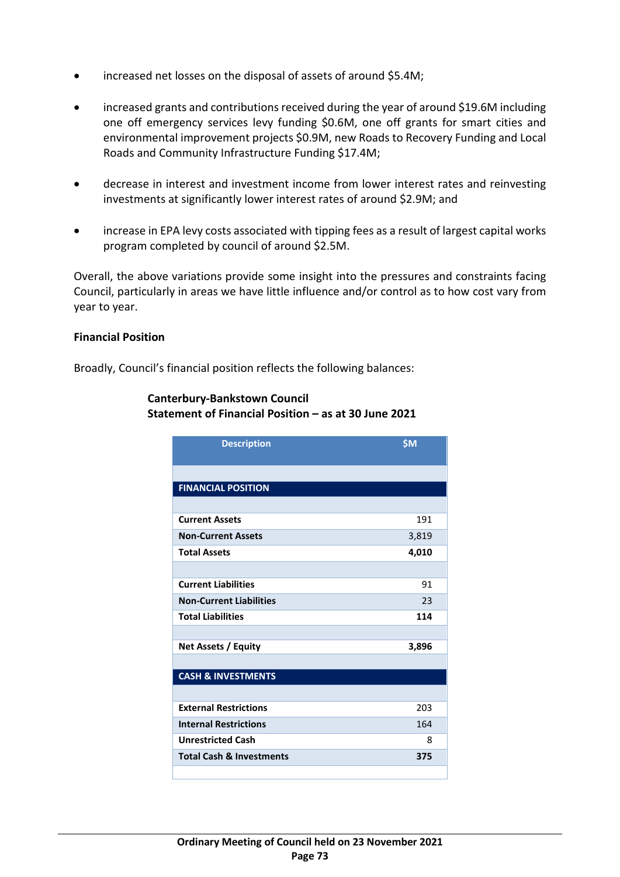- increased net losses on the disposal of assets of around $5.4M;

- increased grants and contributions received during the year of around $19.6M including one off emergency services levy funding $0.6M, one off grants for smart cities and environmental improvement projects $0.9M, new Roads to Recovery Funding and Local Roads and Community Infrastructure Funding $17.4M;

- decrease in interest and investment income from lower interest rates and reinvesting investments at significantly lower interest rates of around $2.9M; and

- increase in EPA levy costs associated with tipping fees as a result of largest capital works program completed by council of around $2.5M.

Overall, the above variations provide some insight into the pressures and constraints facing Council, particularly in areas we have little influence and/or control as to how cost vary from year to year.

**Financial Position**

Broadly, Council's financial position reflects the following balances:

**Canterbury-Bankstown Council**
**Statement of Financial Position – as at 30 June 2021**

| Description | $M |
|---|---|
| | |
| **FINANCIAL POSITION** | |
| | |
| **Current Assets** | 191 |
| **Non-Current Assets** | 3,819 |
| **Total Assets** | **4,010** |
| | |
| **Current Liabilities** | 91 |
| **Non-Current Liabilities** | 23 |
| **Total Liabilities** | **114** |
| | |
| **Net Assets / Equity** | **3,896** |
| | |
| **CASH & INVESTMENTS** | |
| | |
| **External Restrictions** | 203 |
| **Internal Restrictions** | 164 |
| **Unrestricted Cash** | 8 |
| **Total Cash & Investments** | **375** |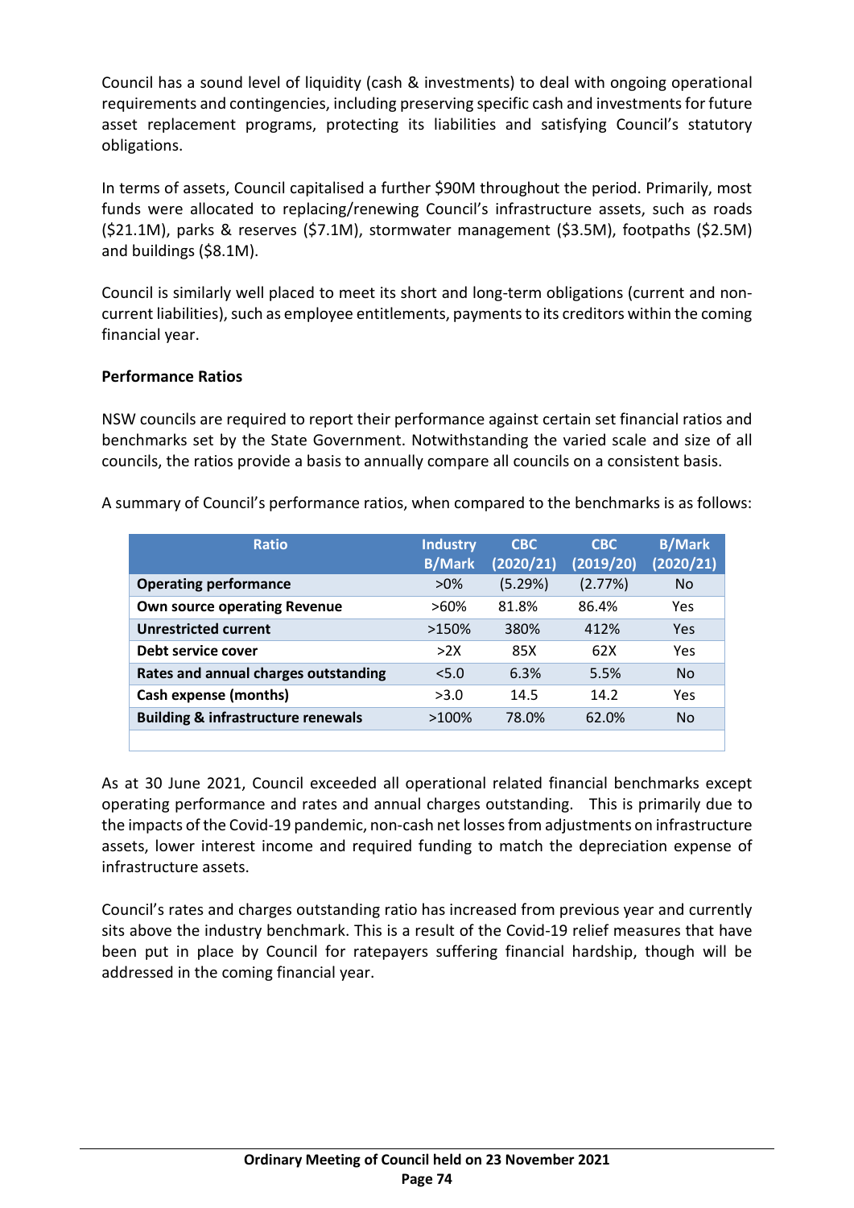Council has a sound level of liquidity (cash & investments) to deal with ongoing operational requirements and contingencies, including preserving specific cash and investments for future asset replacement programs, protecting its liabilities and satisfying Council's statutory obligations.

In terms of assets, Council capitalised a further $90M throughout the period. Primarily, most funds were allocated to replacing/renewing Council's infrastructure assets, such as roads ($21.1M), parks & reserves ($7.1M), stormwater management ($3.5M), footpaths ($2.5M) and buildings ($8.1M).

Council is similarly well placed to meet its short and long-term obligations (current and non-current liabilities), such as employee entitlements, payments to its creditors within the coming financial year.

**Performance Ratios**

NSW councils are required to report their performance against certain set financial ratios and benchmarks set by the State Government. Notwithstanding the varied scale and size of all councils, the ratios provide a basis to annually compare all councils on a consistent basis.

A summary of Council's performance ratios, when compared to the benchmarks is as follows:

| Ratio | Industry B/Mark | CBC (2020/21) | CBC (2019/20) | B/Mark (2020/21) |
|---|---|---|---|---|
| **Operating performance** | >0% | (5.29%) | (2.77%) | No |
| **Own source operating Revenue** | >60% | 81.8% | 86.4% | Yes |
| **Unrestricted current** | >150% | 380% | 412% | Yes |
| **Debt service cover** | >2X | 85X | 62X | Yes |
| **Rates and annual charges outstanding** | <5.0 | 6.3% | 5.5% | No |
| **Cash expense (months)** | >3.0 | 14.5 | 14.2 | Yes |
| **Building & infrastructure renewals** | >100% | 78.0% | 62.0% | No |

As at 30 June 2021, Council exceeded all operational related financial benchmarks except operating performance and rates and annual charges outstanding. This is primarily due to the impacts of the Covid-19 pandemic, non-cash net losses from adjustments on infrastructure assets, lower interest income and required funding to match the depreciation expense of infrastructure assets.

Council's rates and charges outstanding ratio has increased from previous year and currently sits above the industry benchmark. This is a result of the Covid-19 relief measures that have been put in place by Council for ratepayers suffering financial hardship, though will be addressed in the coming financial year.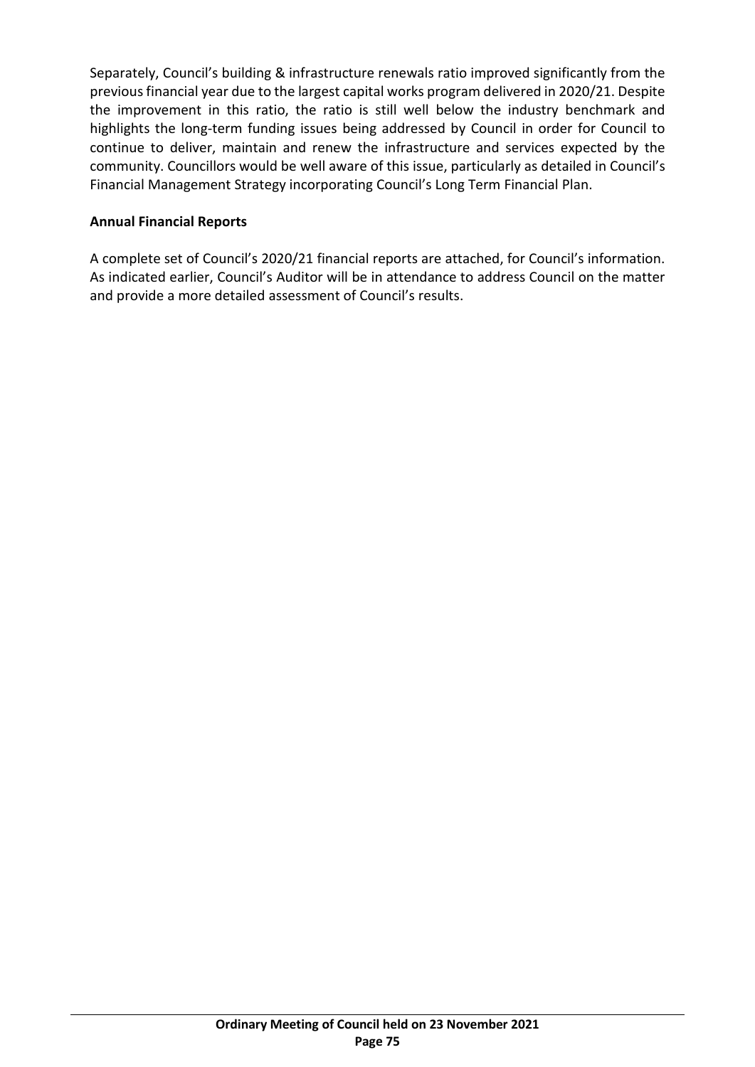Separately, Council's building & infrastructure renewals ratio improved significantly from the previous financial year due to the largest capital works program delivered in 2020/21. Despite the improvement in this ratio, the ratio is still well below the industry benchmark and highlights the long-term funding issues being addressed by Council in order for Council to continue to deliver, maintain and renew the infrastructure and services expected by the community. Councillors would be well aware of this issue, particularly as detailed in Council's Financial Management Strategy incorporating Council's Long Term Financial Plan.

**Annual Financial Reports**

A complete set of Council's 2020/21 financial reports are attached, for Council's information. As indicated earlier, Council's Auditor will be in attendance to address Council on the matter and provide a more detailed assessment of Council's results.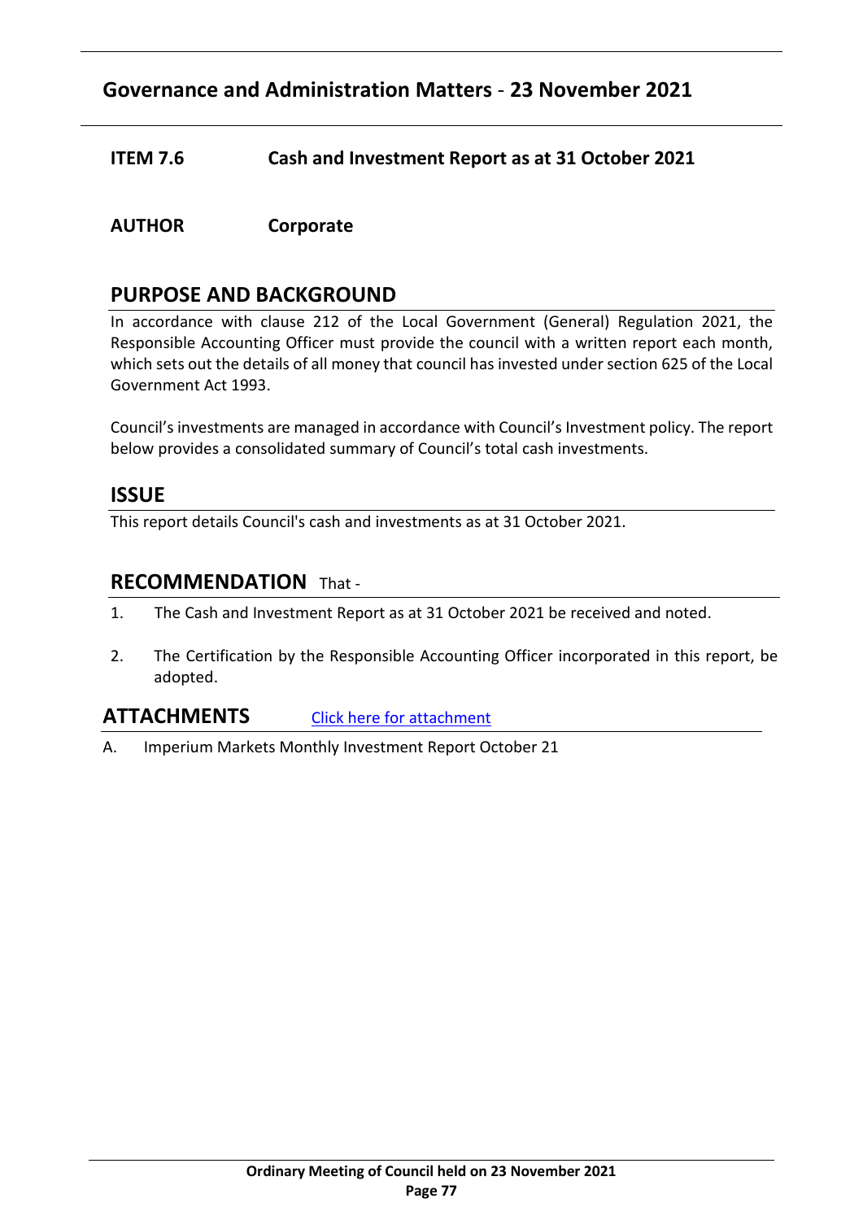## Governance and Administration Matters - 23 November 2021

**ITEM 7.6** **Cash and Investment Report as at 31 October 2021**

**AUTHOR** **Corporate**

## PURPOSE AND BACKGROUND

In accordance with clause 212 of the Local Government (General) Regulation 2021, the Responsible Accounting Officer must provide the council with a written report each month, which sets out the details of all money that council has invested under section 625 of the Local Government Act 1993.

Council's investments are managed in accordance with Council's Investment policy. The report below provides a consolidated summary of Council's total cash investments.

## ISSUE

This report details Council's cash and investments as at 31 October 2021.

## RECOMMENDATION That -

1. The Cash and Investment Report as at 31 October 2021 be received and noted.
2. The Certification by the Responsible Accounting Officer incorporated in this report, be adopted.

## ATTACHMENTS Click here for attachment

A. Imperium Markets Monthly Investment Report October 21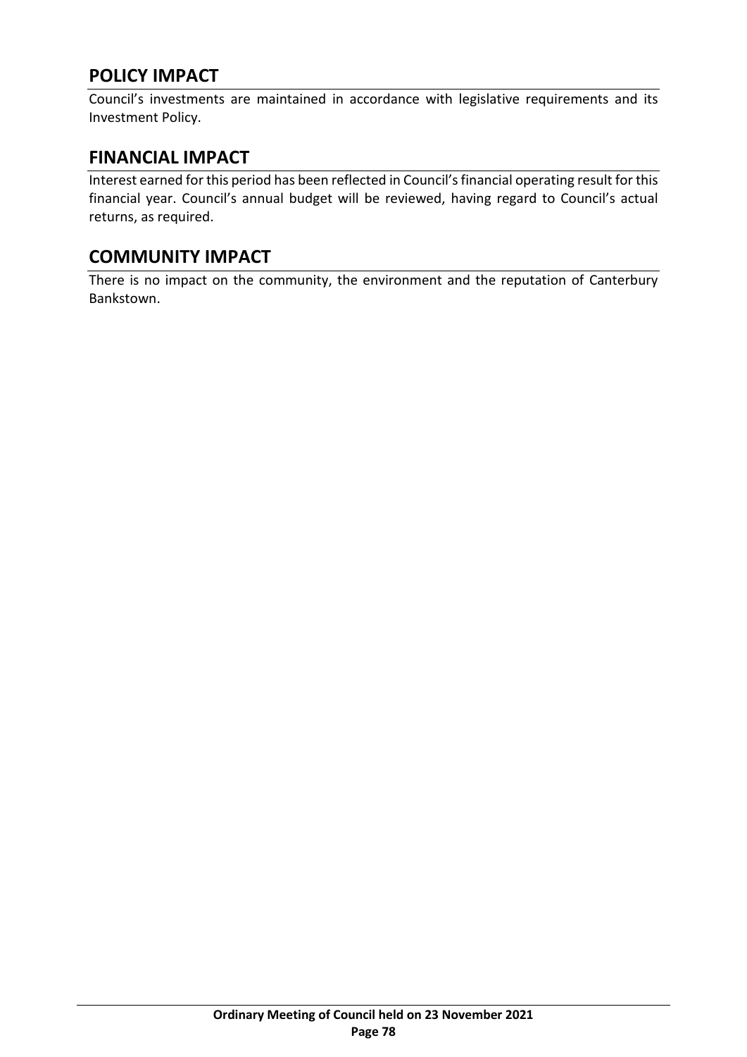## POLICY IMPACT

Council's investments are maintained in accordance with legislative requirements and its Investment Policy.

## FINANCIAL IMPACT

Interest earned for this period has been reflected in Council's financial operating result for this financial year. Council's annual budget will be reviewed, having regard to Council's actual returns, as required.

## COMMUNITY IMPACT

There is no impact on the community, the environment and the reputation of Canterbury Bankstown.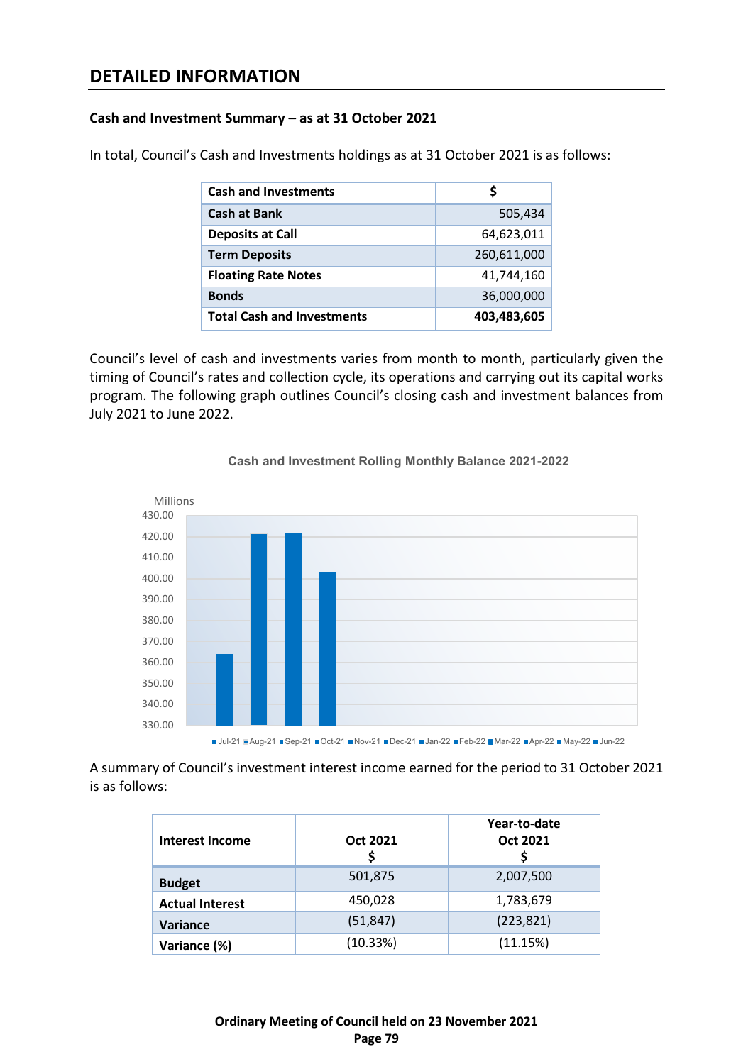# DETAILED INFORMATION

### Cash and Investment Summary – as at 31 October 2021

In total, Council's Cash and Investments holdings as at 31 October 2021 is as follows:

| Cash and Investments | $ |
|---|---|
| Cash at Bank | 505,434 |
| Deposits at Call | 64,623,011 |
| Term Deposits | 260,611,000 |
| Floating Rate Notes | 41,744,160 |
| Bonds | 36,000,000 |
| **Total Cash and Investments** | **403,483,605** |

Council's level of cash and investments varies from month to month, particularly given the timing of Council's rates and collection cycle, its operations and carrying out its capital works program. The following graph outlines Council's closing cash and investment balances from July 2021 to June 2022.

Cash and Investment Rolling Monthly Balance 2021-2022

A summary of Council's investment interest income earned for the period to 31 October 2021 is as follows:

| Interest Income | Oct 2021 $ | Year-to-date Oct 2021 $ |
|---|---|---|
| Budget | 501,875 | 2,007,500 |
| Actual Interest | 450,028 | 1,783,679 |
| Variance | (51,847) | (223,821) |
| Variance (%) | (10.33%) | (11.15%) |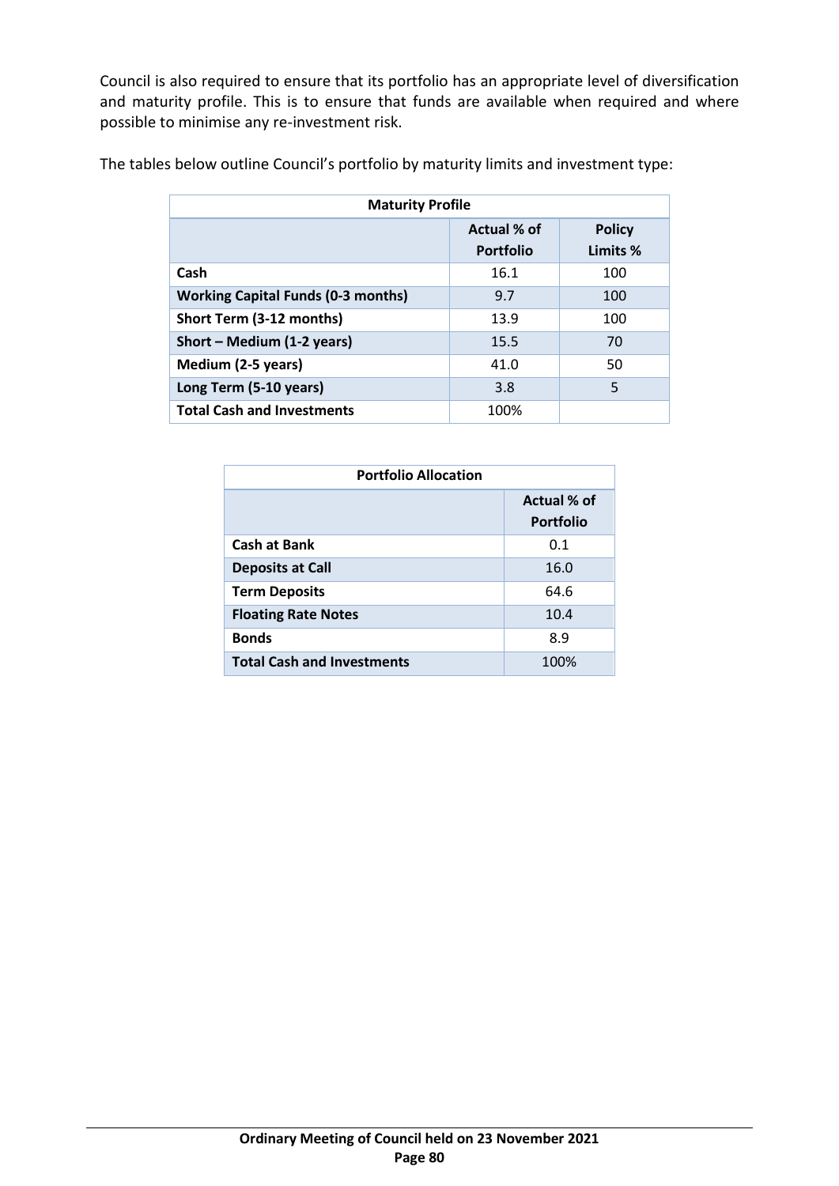Council is also required to ensure that its portfolio has an appropriate level of diversification and maturity profile. This is to ensure that funds are available when required and where possible to minimise any re-investment risk.

The tables below outline Council's portfolio by maturity limits and investment type:

| Maturity Profile | | |
|---|---|---|
| | **Actual % of Portfolio** | **Policy Limits %** |
| **Cash** | 16.1 | 100 |
| **Working Capital Funds (0-3 months)** | 9.7 | 100 |
| **Short Term (3-12 months)** | 13.9 | 100 |
| **Short – Medium (1-2 years)** | 15.5 | 70 |
| **Medium (2-5 years)** | 41.0 | 50 |
| **Long Term (5-10 years)** | 3.8 | 5 |
| **Total Cash and Investments** | 100% | |

| Portfolio Allocation | |
|---|---|
| | **Actual % of Portfolio** |
| **Cash at Bank** | 0.1 |
| **Deposits at Call** | 16.0 |
| **Term Deposits** | 64.6 |
| **Floating Rate Notes** | 10.4 |
| **Bonds** | 8.9 |
| **Total Cash and Investments** | 100% |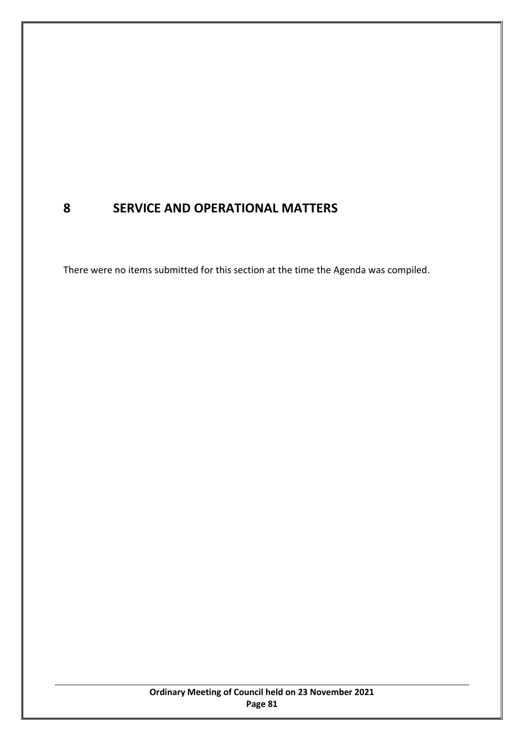# 8 SERVICE AND OPERATIONAL MATTERS

There were no items submitted for this section at the time the Agenda was compiled.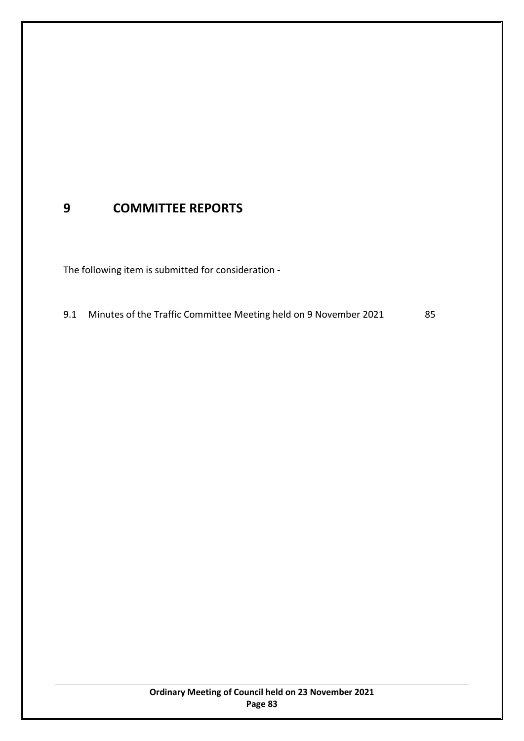# 9 COMMITTEE REPORTS

The following item is submitted for consideration -

9.1 Minutes of the Traffic Committee Meeting held on 9 November 2021 85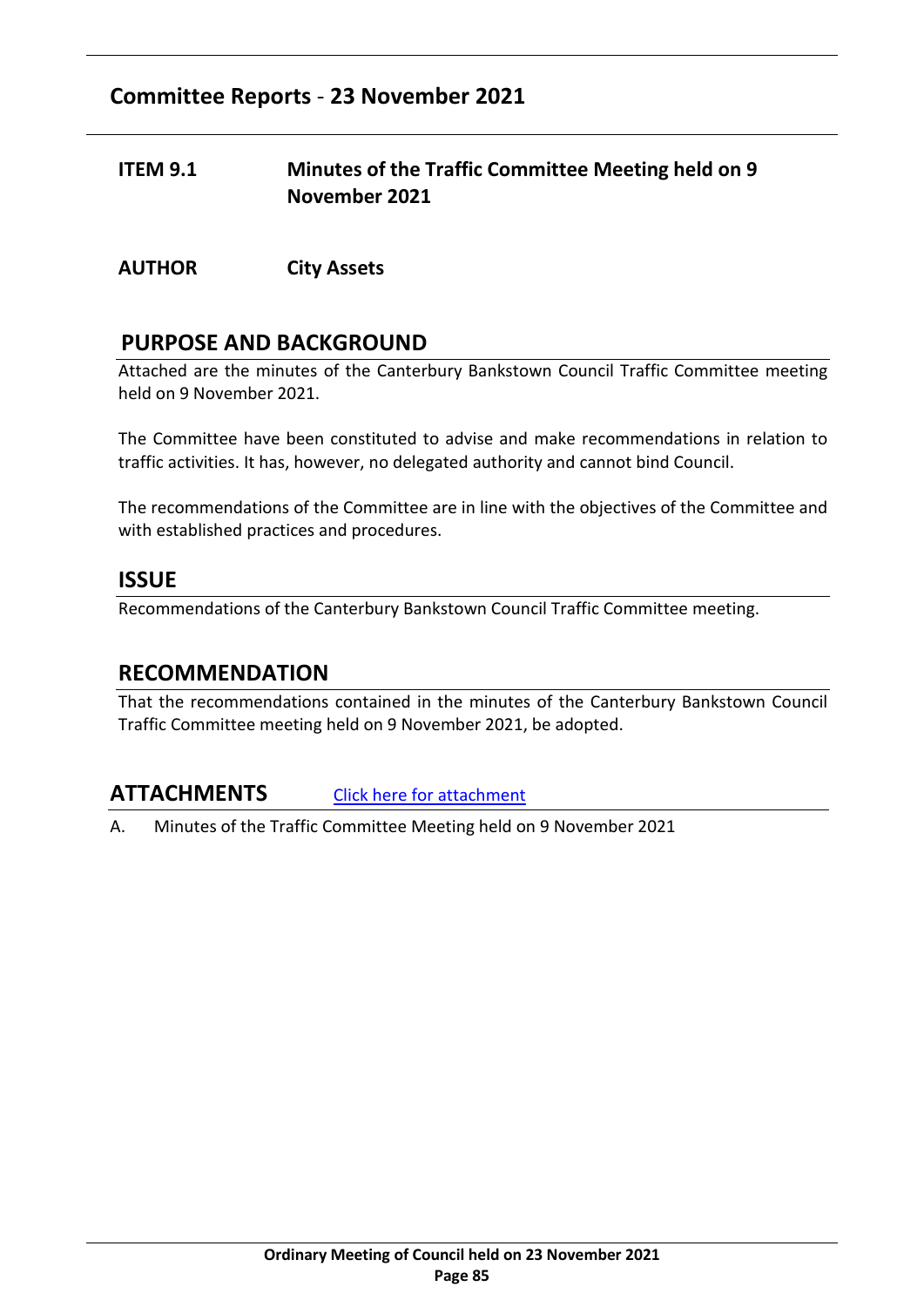## Committee Reports - 23 November 2021

**ITEM 9.1** **Minutes of the Traffic Committee Meeting held on 9 November 2021**

**AUTHOR** **City Assets**

## PURPOSE AND BACKGROUND

Attached are the minutes of the Canterbury Bankstown Council Traffic Committee meeting held on 9 November 2021.

The Committee have been constituted to advise and make recommendations in relation to traffic activities. It has, however, no delegated authority and cannot bind Council.

The recommendations of the Committee are in line with the objectives of the Committee and with established practices and procedures.

## ISSUE

Recommendations of the Canterbury Bankstown Council Traffic Committee meeting.

## RECOMMENDATION

That the recommendations contained in the minutes of the Canterbury Bankstown Council Traffic Committee meeting held on 9 November 2021, be adopted.

## ATTACHMENTS

Click here for attachment

A. Minutes of the Traffic Committee Meeting held on 9 November 2021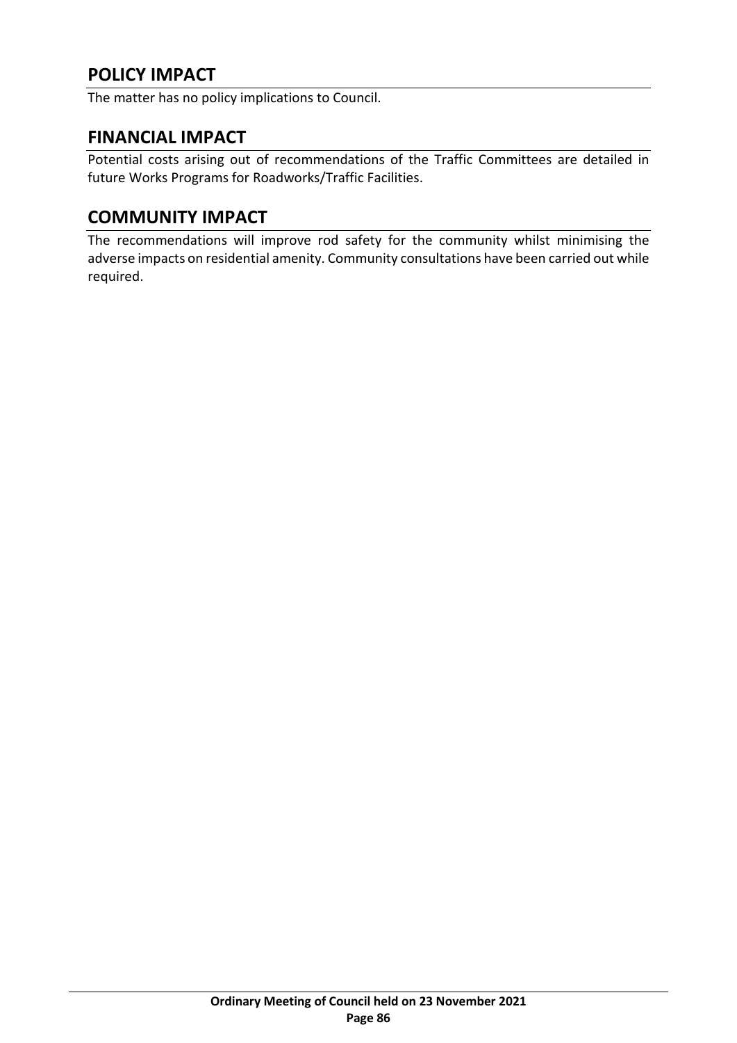## POLICY IMPACT

The matter has no policy implications to Council.

## FINANCIAL IMPACT

Potential costs arising out of recommendations of the Traffic Committees are detailed in future Works Programs for Roadworks/Traffic Facilities.

## COMMUNITY IMPACT

The recommendations will improve rod safety for the community whilst minimising the adverse impacts on residential amenity. Community consultations have been carried out while required.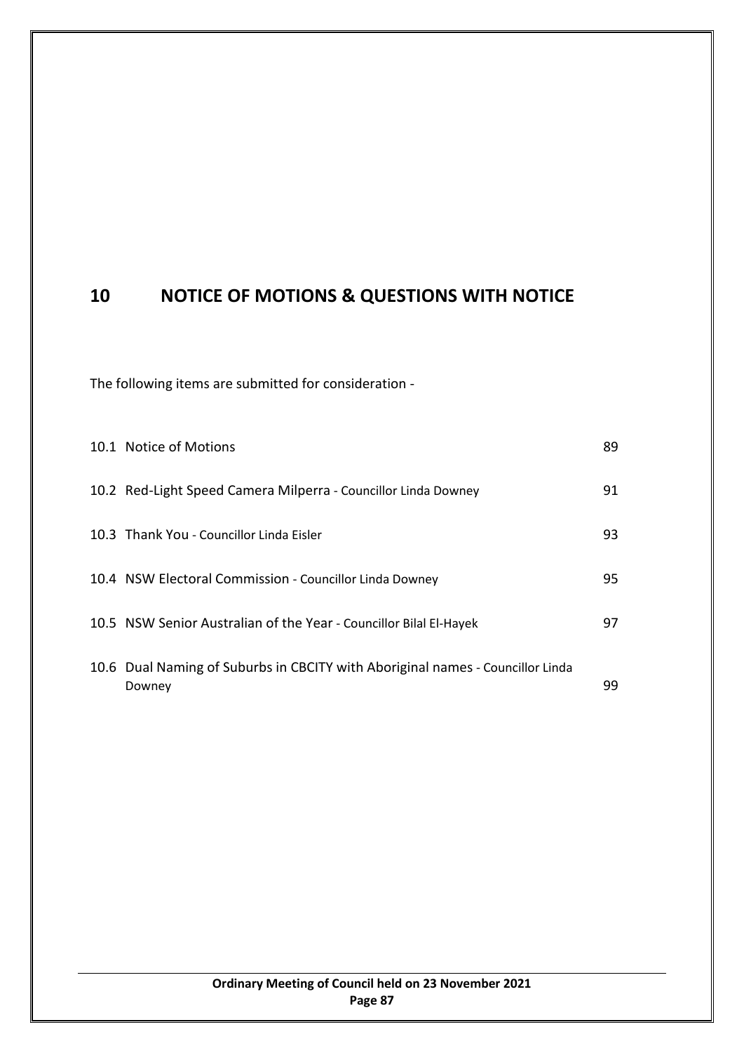# 10 NOTICE OF MOTIONS & QUESTIONS WITH NOTICE

The following items are submitted for consideration -

| | | |
|---|---|---|
| 10.1 | Notice of Motions | 89 |
| 10.2 | Red-Light Speed Camera Milperra - Councillor Linda Downey | 91 |
| 10.3 | Thank You - Councillor Linda Eisler | 93 |
| 10.4 | NSW Electoral Commission - Councillor Linda Downey | 95 |
| 10.5 | NSW Senior Australian of the Year - Councillor Bilal El-Hayek | 97 |
| 10.6 | Dual Naming of Suburbs in CBCITY with Aboriginal names - Councillor Linda Downey | 99 |

Ordinary Meeting of Council held on 23 November 2021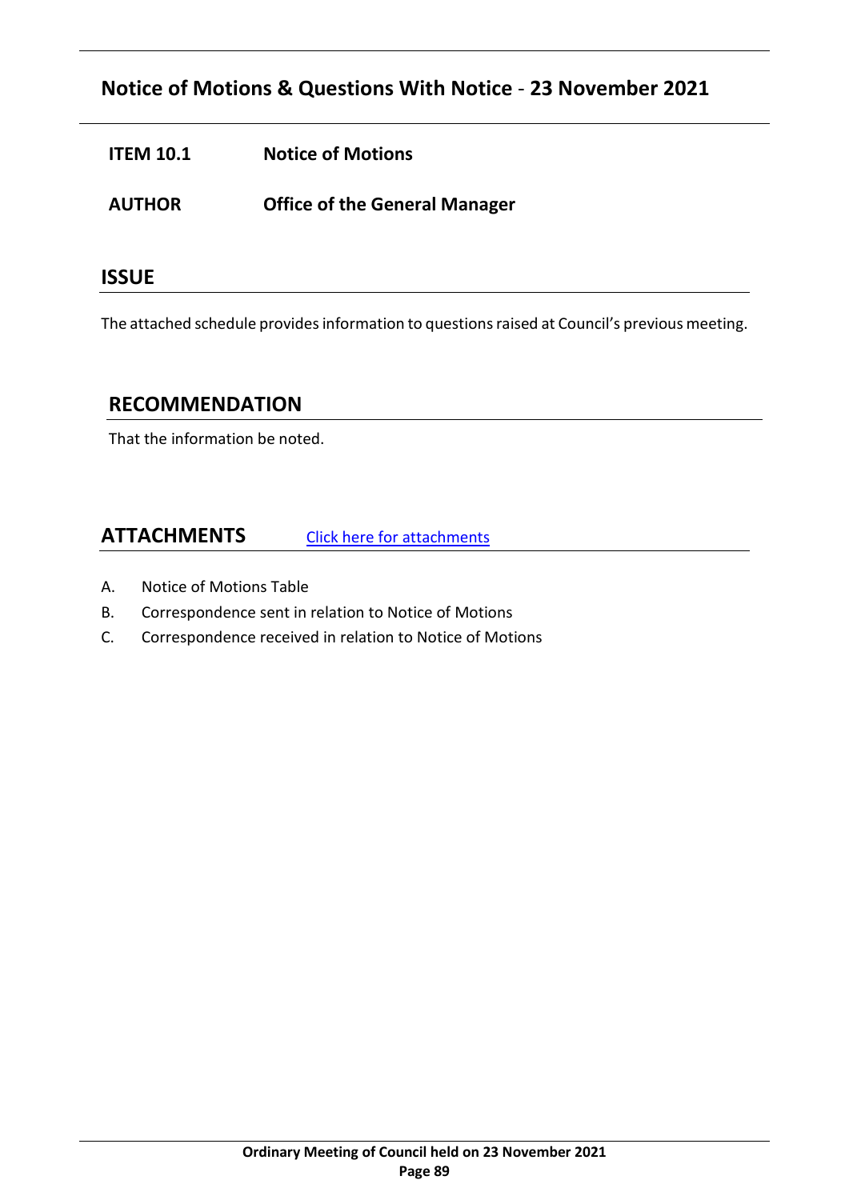## Notice of Motions & Questions With Notice - 23 November 2021

**ITEM 10.1** **Notice of Motions**

**AUTHOR** **Office of the General Manager**

### ISSUE

The attached schedule provides information to questions raised at Council's previous meeting.

### RECOMMENDATION

That the information be noted.

### ATTACHMENTS

[Click here for attachments]

A. Notice of Motions Table
B. Correspondence sent in relation to Notice of Motions
C. Correspondence received in relation to Notice of Motions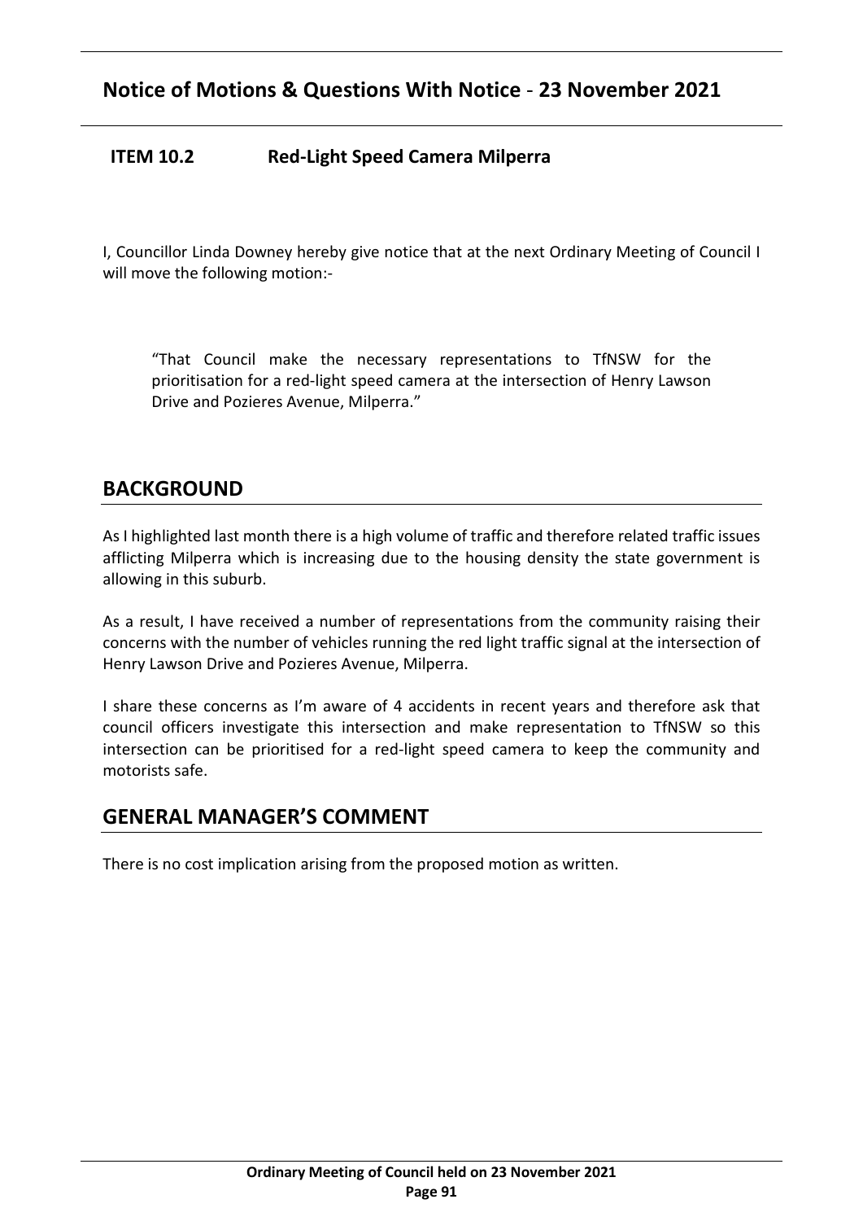## Notice of Motions & Questions With Notice - 23 November 2021

### ITEM 10.2 Red-Light Speed Camera Milperra

I, Councillor Linda Downey hereby give notice that at the next Ordinary Meeting of Council I will move the following motion:-

> "That Council make the necessary representations to TfNSW for the prioritisation for a red-light speed camera at the intersection of Henry Lawson Drive and Pozieres Avenue, Milperra."

## BACKGROUND

As I highlighted last month there is a high volume of traffic and therefore related traffic issues afflicting Milperra which is increasing due to the housing density the state government is allowing in this suburb.

As a result, I have received a number of representations from the community raising their concerns with the number of vehicles running the red light traffic signal at the intersection of Henry Lawson Drive and Pozieres Avenue, Milperra.

I share these concerns as I'm aware of 4 accidents in recent years and therefore ask that council officers investigate this intersection and make representation to TfNSW so this intersection can be prioritised for a red-light speed camera to keep the community and motorists safe.

## GENERAL MANAGER'S COMMENT

There is no cost implication arising from the proposed motion as written.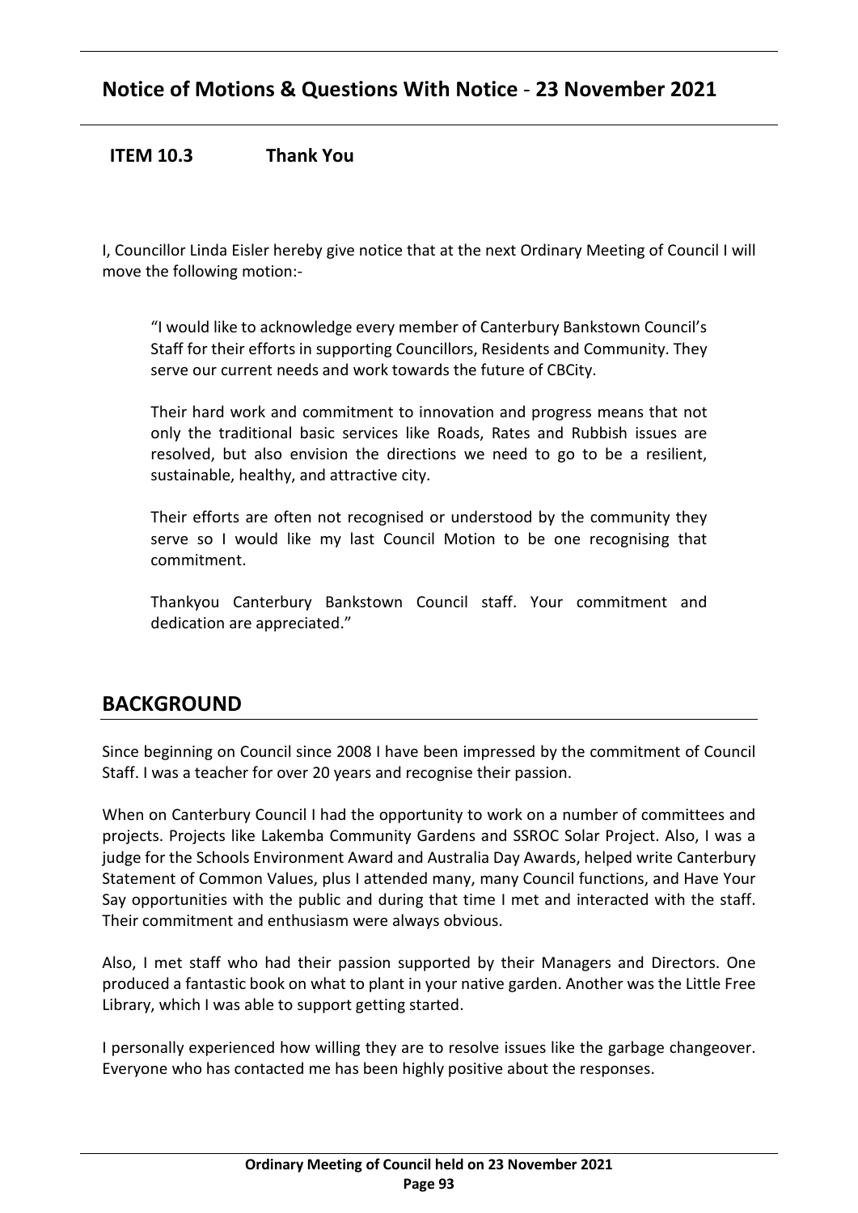## Notice of Motions & Questions With Notice - 23 November 2021

**ITEM 10.3 Thank You**

I, Councillor Linda Eisler hereby give notice that at the next Ordinary Meeting of Council I will move the following motion:-

> "I would like to acknowledge every member of Canterbury Bankstown Council's Staff for their efforts in supporting Councillors, Residents and Community. They serve our current needs and work towards the future of CBCity.
>
> Their hard work and commitment to innovation and progress means that not only the traditional basic services like Roads, Rates and Rubbish issues are resolved, but also envision the directions we need to go to be a resilient, sustainable, healthy, and attractive city.
>
> Their efforts are often not recognised or understood by the community they serve so I would like my last Council Motion to be one recognising that commitment.
>
> Thankyou Canterbury Bankstown Council staff. Your commitment and dedication are appreciated."

## BACKGROUND

Since beginning on Council since 2008 I have been impressed by the commitment of Council Staff. I was a teacher for over 20 years and recognise their passion.

When on Canterbury Council I had the opportunity to work on a number of committees and projects. Projects like Lakemba Community Gardens and SSROC Solar Project. Also, I was a judge for the Schools Environment Award and Australia Day Awards, helped write Canterbury Statement of Common Values, plus I attended many, many Council functions, and Have Your Say opportunities with the public and during that time I met and interacted with the staff. Their commitment and enthusiasm were always obvious.

Also, I met staff who had their passion supported by their Managers and Directors. One produced a fantastic book on what to plant in your native garden. Another was the Little Free Library, which I was able to support getting started.

I personally experienced how willing they are to resolve issues like the garbage changeover. Everyone who has contacted me has been highly positive about the responses.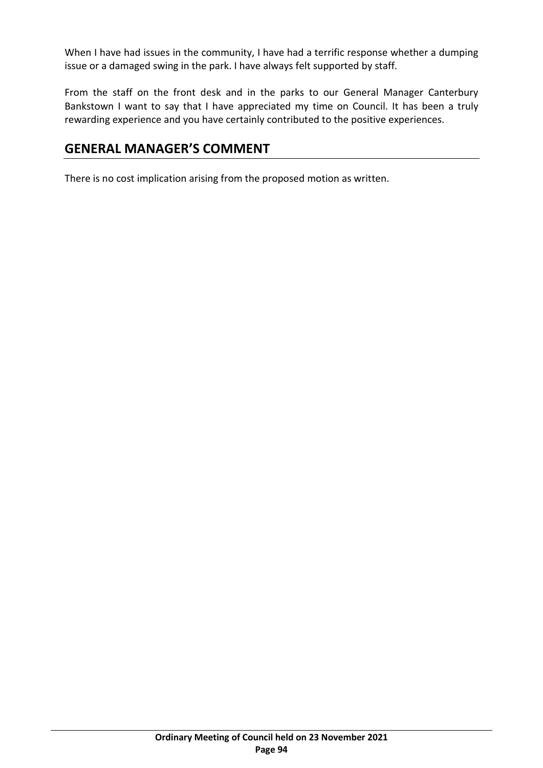When I have had issues in the community, I have had a terrific response whether a dumping issue or a damaged swing in the park. I have always felt supported by staff.

From the staff on the front desk and in the parks to our General Manager Canterbury Bankstown I want to say that I have appreciated my time on Council. It has been a truly rewarding experience and you have certainly contributed to the positive experiences.

## GENERAL MANAGER'S COMMENT

There is no cost implication arising from the proposed motion as written.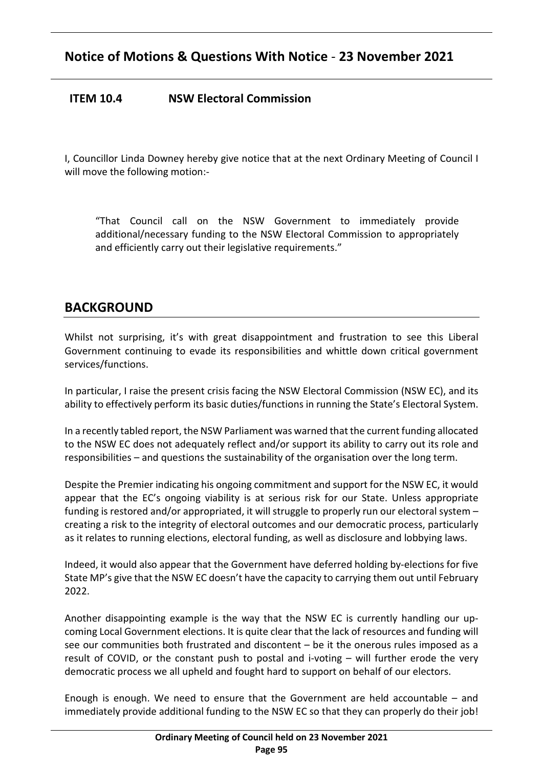## Notice of Motions & Questions With Notice - 23 November 2021

### ITEM 10.4 NSW Electoral Commission

I, Councillor Linda Downey hereby give notice that at the next Ordinary Meeting of Council I will move the following motion:-

> "That Council call on the NSW Government to immediately provide additional/necessary funding to the NSW Electoral Commission to appropriately and efficiently carry out their legislative requirements."

## BACKGROUND

Whilst not surprising, it's with great disappointment and frustration to see this Liberal Government continuing to evade its responsibilities and whittle down critical government services/functions.

In particular, I raise the present crisis facing the NSW Electoral Commission (NSW EC), and its ability to effectively perform its basic duties/functions in running the State's Electoral System.

In a recently tabled report, the NSW Parliament was warned that the current funding allocated to the NSW EC does not adequately reflect and/or support its ability to carry out its role and responsibilities – and questions the sustainability of the organisation over the long term.

Despite the Premier indicating his ongoing commitment and support for the NSW EC, it would appear that the EC's ongoing viability is at serious risk for our State. Unless appropriate funding is restored and/or appropriated, it will struggle to properly run our electoral system – creating a risk to the integrity of electoral outcomes and our democratic process, particularly as it relates to running elections, electoral funding, as well as disclosure and lobbying laws.

Indeed, it would also appear that the Government have deferred holding by-elections for five State MP's give that the NSW EC doesn't have the capacity to carrying them out until February 2022.

Another disappointing example is the way that the NSW EC is currently handling our up-coming Local Government elections. It is quite clear that the lack of resources and funding will see our communities both frustrated and discontent – be it the onerous rules imposed as a result of COVID, or the constant push to postal and i-voting – will further erode the very democratic process we all upheld and fought hard to support on behalf of our electors.

Enough is enough. We need to ensure that the Government are held accountable – and immediately provide additional funding to the NSW EC so that they can properly do their job!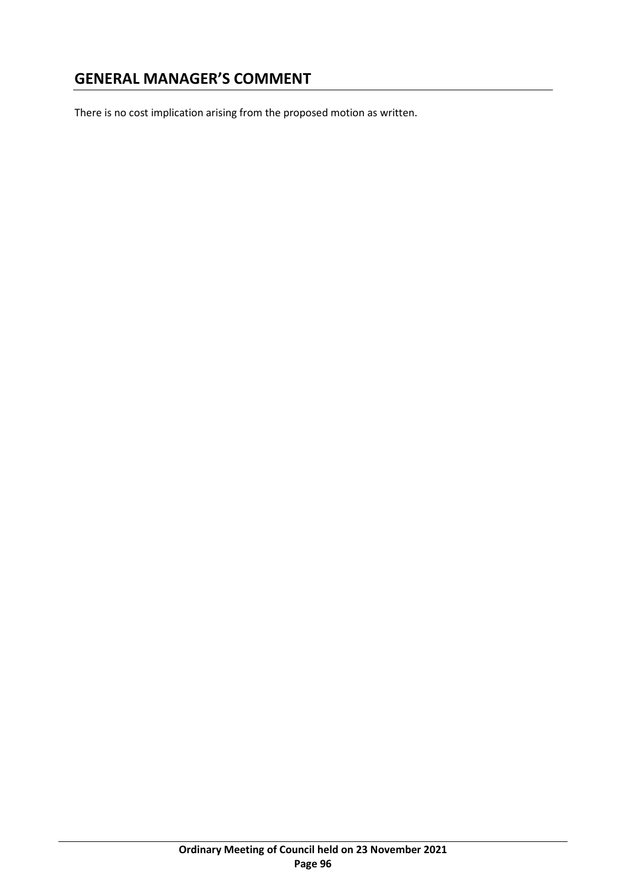## GENERAL MANAGER'S COMMENT

There is no cost implication arising from the proposed motion as written.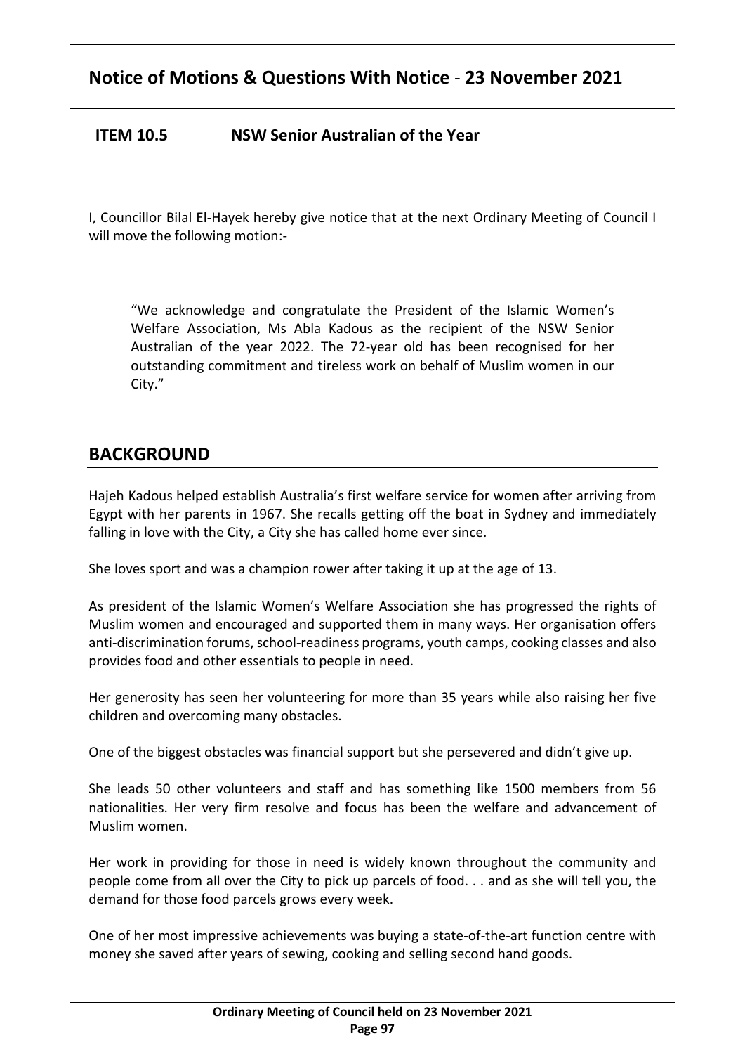## ITEM 10.5 NSW Senior Australian of the Year

I, Councillor Bilal El-Hayek hereby give notice that at the next Ordinary Meeting of Council I will move the following motion:-

> "We acknowledge and congratulate the President of the Islamic Women's Welfare Association, Ms Abla Kadous as the recipient of the NSW Senior Australian of the year 2022. The 72-year old has been recognised for her outstanding commitment and tireless work on behalf of Muslim women in our City."

## BACKGROUND

Hajeh Kadous helped establish Australia's first welfare service for women after arriving from Egypt with her parents in 1967. She recalls getting off the boat in Sydney and immediately falling in love with the City, a City she has called home ever since.

She loves sport and was a champion rower after taking it up at the age of 13.

As president of the Islamic Women's Welfare Association she has progressed the rights of Muslim women and encouraged and supported them in many ways. Her organisation offers anti-discrimination forums, school-readiness programs, youth camps, cooking classes and also provides food and other essentials to people in need.

Her generosity has seen her volunteering for more than 35 years while also raising her five children and overcoming many obstacles.

One of the biggest obstacles was financial support but she persevered and didn't give up.

She leads 50 other volunteers and staff and has something like 1500 members from 56 nationalities. Her very firm resolve and focus has been the welfare and advancement of Muslim women.

Her work in providing for those in need is widely known throughout the community and people come from all over the City to pick up parcels of food. . . and as she will tell you, the demand for those food parcels grows every week.

One of her most impressive achievements was buying a state-of-the-art function centre with money she saved after years of sewing, cooking and selling second hand goods.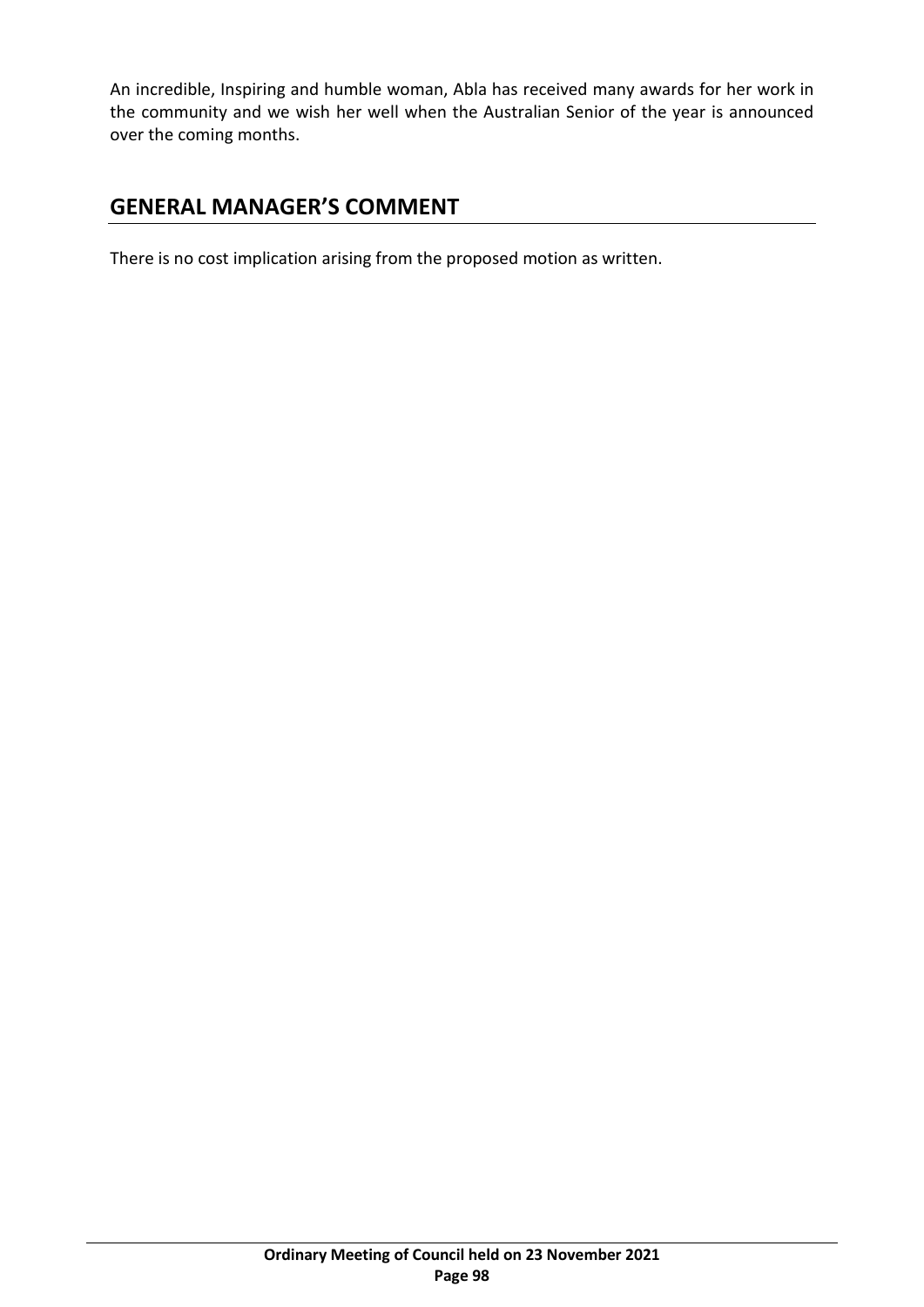An incredible, Inspiring and humble woman, Abla has received many awards for her work in the community and we wish her well when the Australian Senior of the year is announced over the coming months.

## GENERAL MANAGER'S COMMENT

There is no cost implication arising from the proposed motion as written.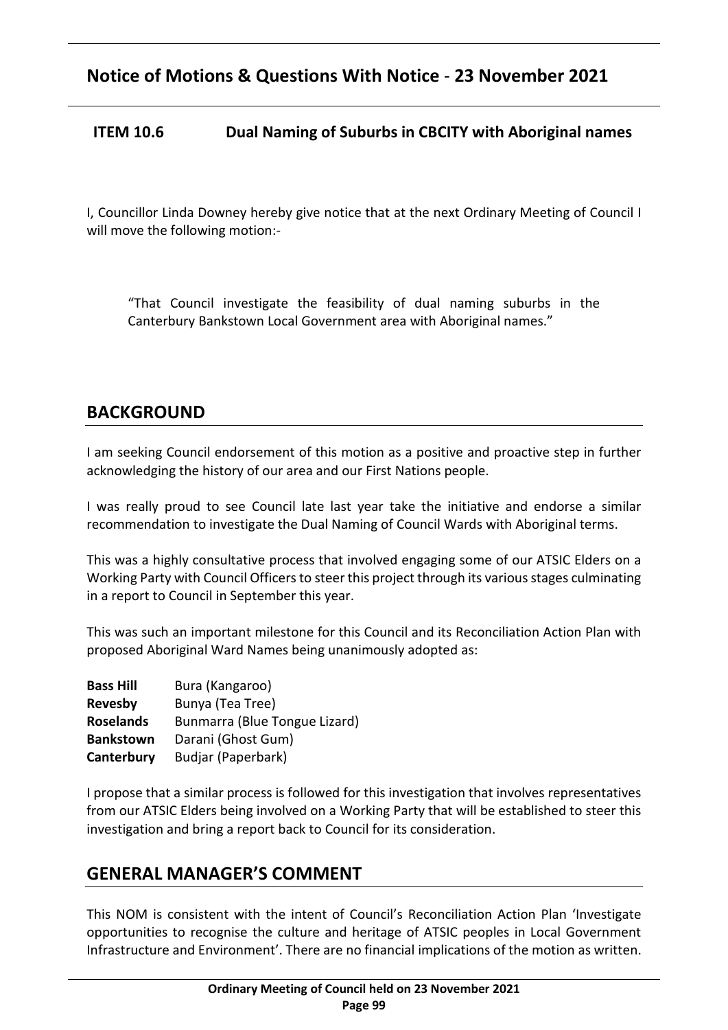# Notice of Motions & Questions With Notice - 23 November 2021

## ITEM 10.6 Dual Naming of Suburbs in CBCITY with Aboriginal names

I, Councillor Linda Downey hereby give notice that at the next Ordinary Meeting of Council I will move the following motion:-

> "That Council investigate the feasibility of dual naming suburbs in the Canterbury Bankstown Local Government area with Aboriginal names."

## BACKGROUND

I am seeking Council endorsement of this motion as a positive and proactive step in further acknowledging the history of our area and our First Nations people.

I was really proud to see Council late last year take the initiative and endorse a similar recommendation to investigate the Dual Naming of Council Wards with Aboriginal terms.

This was a highly consultative process that involved engaging some of our ATSIC Elders on a Working Party with Council Officers to steer this project through its various stages culminating in a report to Council in September this year.

This was such an important milestone for this Council and its Reconciliation Action Plan with proposed Aboriginal Ward Names being unanimously adopted as:

| | |
|---|---|
| **Bass Hill** | Bura (Kangaroo) |
| **Revesby** | Bunya (Tea Tree) |
| **Roselands** | Bunmarra (Blue Tongue Lizard) |
| **Bankstown** | Darani (Ghost Gum) |
| **Canterbury** | Budjar (Paperbark) |

I propose that a similar process is followed for this investigation that involves representatives from our ATSIC Elders being involved on a Working Party that will be established to steer this investigation and bring a report back to Council for its consideration.

## GENERAL MANAGER'S COMMENT

This NOM is consistent with the intent of Council's Reconciliation Action Plan 'Investigate opportunities to recognise the culture and heritage of ATSIC peoples in Local Government Infrastructure and Environment'. There are no financial implications of the motion as written.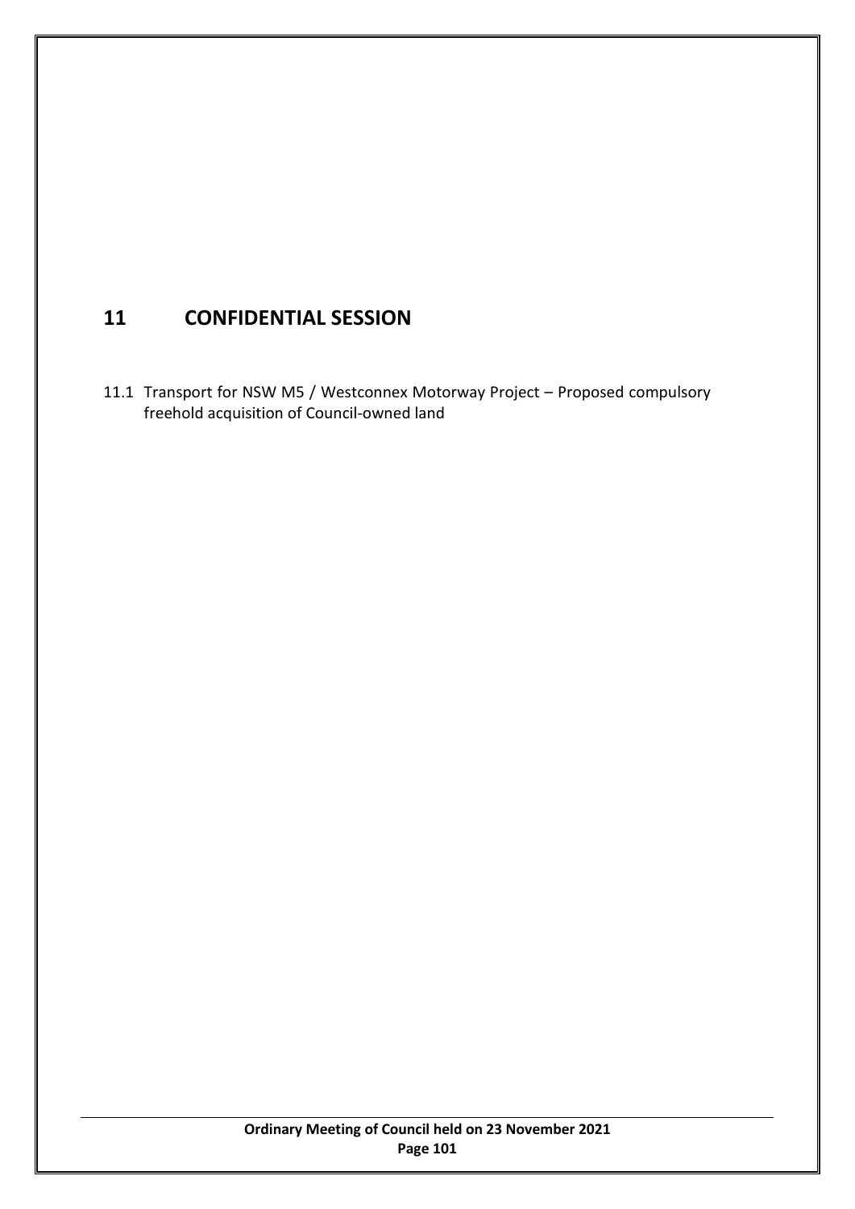# 11 CONFIDENTIAL SESSION

11.1 Transport for NSW M5 / Westconnex Motorway Project – Proposed compulsory freehold acquisition of Council-owned land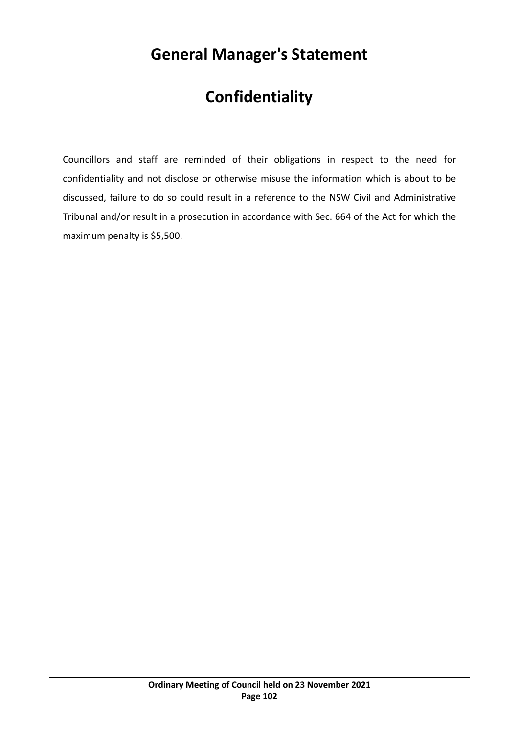# General Manager's Statement

# Confidentiality

Councillors and staff are reminded of their obligations in respect to the need for confidentiality and not disclose or otherwise misuse the information which is about to be discussed, failure to do so could result in a reference to the NSW Civil and Administrative Tribunal and/or result in a prosecution in accordance with Sec. 664 of the Act for which the maximum penalty is $5,500.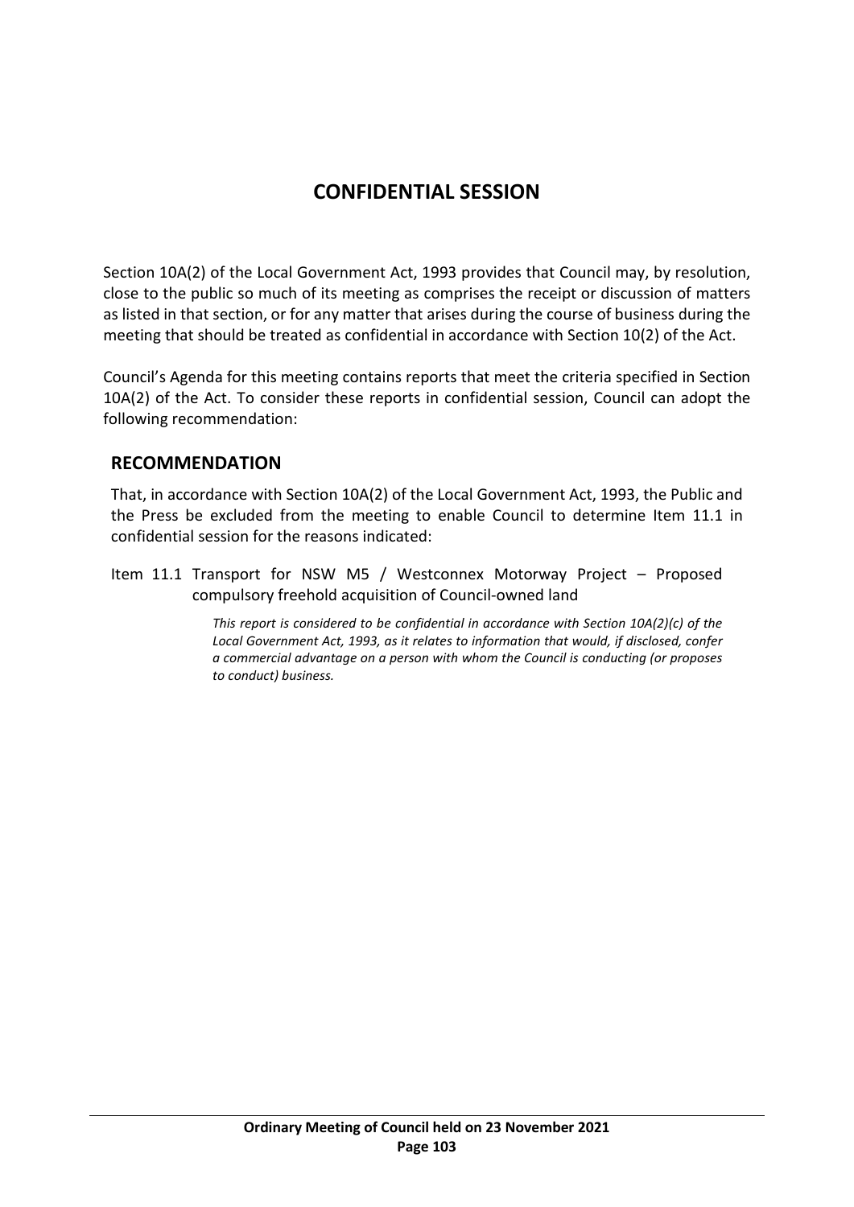# CONFIDENTIAL SESSION

Section 10A(2) of the Local Government Act, 1993 provides that Council may, by resolution, close to the public so much of its meeting as comprises the receipt or discussion of matters as listed in that section, or for any matter that arises during the course of business during the meeting that should be treated as confidential in accordance with Section 10(2) of the Act.

Council's Agenda for this meeting contains reports that meet the criteria specified in Section 10A(2) of the Act. To consider these reports in confidential session, Council can adopt the following recommendation:

## RECOMMENDATION

That, in accordance with Section 10A(2) of the Local Government Act, 1993, the Public and the Press be excluded from the meeting to enable Council to determine Item 11.1 in confidential session for the reasons indicated:

Item 11.1 Transport for NSW M5 / Westconnex Motorway Project – Proposed compulsory freehold acquisition of Council-owned land

*This report is considered to be confidential in accordance with Section 10A(2)(c) of the Local Government Act, 1993, as it relates to information that would, if disclosed, confer a commercial advantage on a person with whom the Council is conducting (or proposes to conduct) business.*